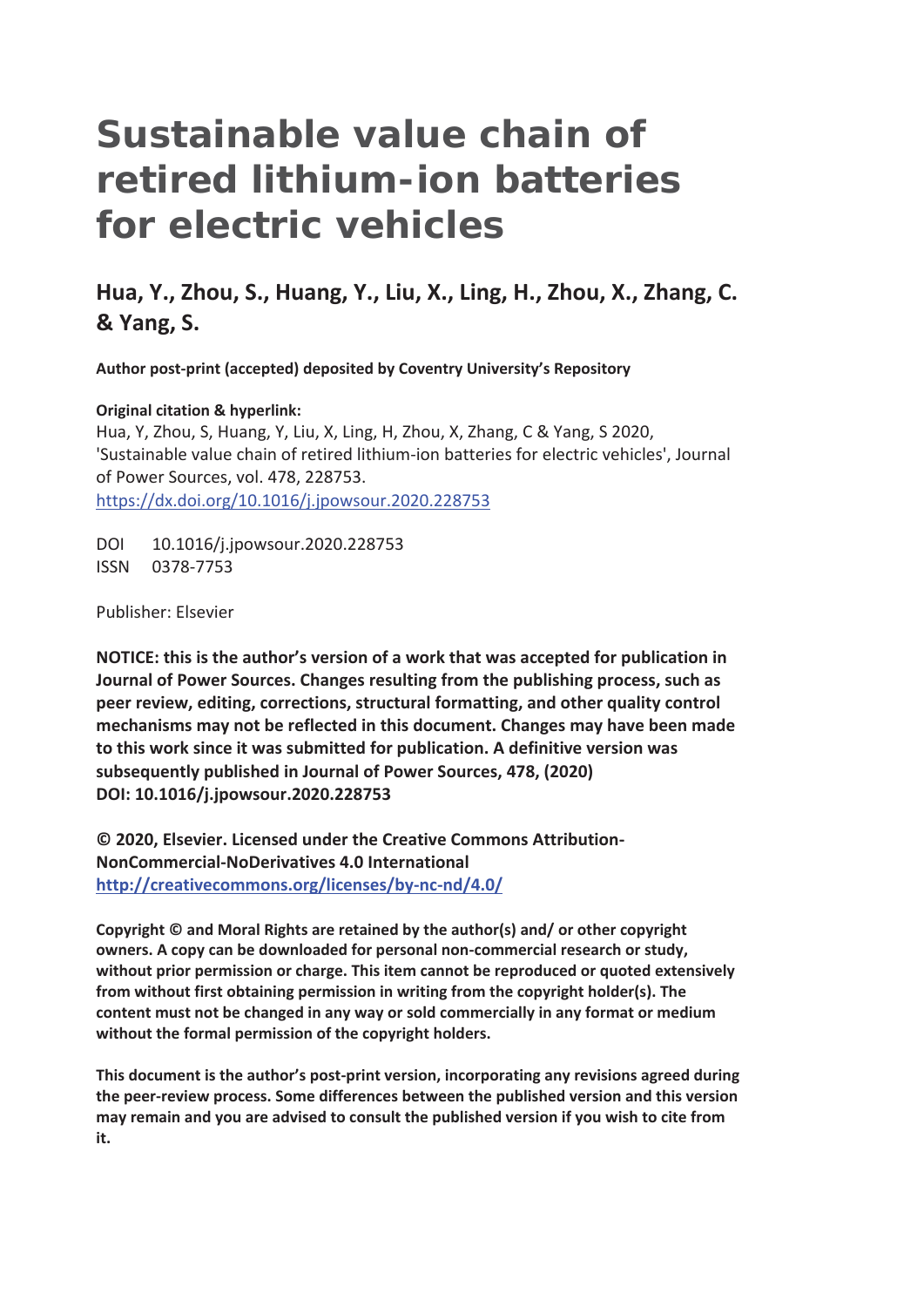# Sustainable value chain of retired lithium-ion batteries for electric vehicles

## Hua, Y., Zhou, S., Huang, Y., Liu, X., Ling, H., Zhou, X., Zhang, C. & Yang, S.

**Author post-print (accepted) deposited by Coventry University's Repository**

**Original citation & hyperlink:**
Hua, Y, Zhou, S, Huang, Y, Liu, X, Ling, H, Zhou, X, Zhang, C & Yang, S 2020, 'Sustainable value chain of retired lithium-ion batteries for electric vehicles', Journal of Power Sources, vol. 478, 228753.
https://dx.doi.org/10.1016/j.jpowsour.2020.228753

DOI 10.1016/j.jpowsour.2020.228753
ISSN 0378-7753

Publisher: Elsevier

**NOTICE: this is the author's version of a work that was accepted for publication in Journal of Power Sources. Changes resulting from the publishing process, such as peer review, editing, corrections, structural formatting, and other quality control mechanisms may not be reflected in this document. Changes may have been made to this work since it was submitted for publication. A definitive version was subsequently published in Journal of Power Sources, 478, (2020) DOI: 10.1016/j.jpowsour.2020.228753**

**© 2020, Elsevier. Licensed under the Creative Commons Attribution-NonCommercial-NoDerivatives 4.0 International**
**http://creativecommons.org/licenses/by-nc-nd/4.0/**

**Copyright © and Moral Rights are retained by the author(s) and/ or other copyright owners. A copy can be downloaded for personal non-commercial research or study, without prior permission or charge. This item cannot be reproduced or quoted extensively from without first obtaining permission in writing from the copyright holder(s). The content must not be changed in any way or sold commercially in any format or medium without the formal permission of the copyright holders.**

**This document is the author's post-print version, incorporating any revisions agreed during the peer-review process. Some differences between the published version and this version may remain and you are advised to consult the published version if you wish to cite from it.**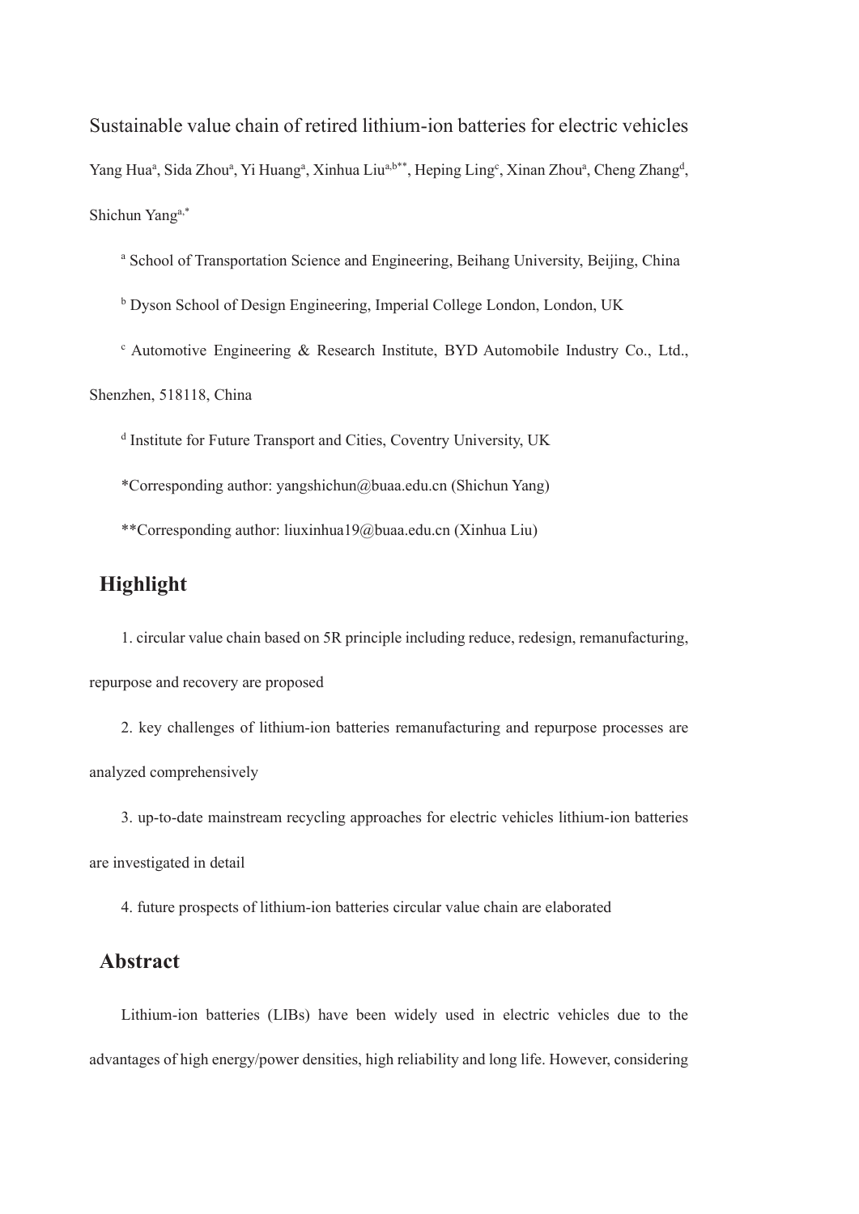Sustainable value chain of retired lithium-ion batteries for electric vehicles

Yang Hua[a], Sida Zhou[a], Yi Huang[a], Xinhua Liu[a,b**], Heping Ling[c], Xinan Zhou[a], Cheng Zhang[d], Shichun Yang[a,*]

[a] School of Transportation Science and Engineering, Beihang University, Beijing, China

[b] Dyson School of Design Engineering, Imperial College London, London, UK

[c] Automotive Engineering & Research Institute, BYD Automobile Industry Co., Ltd., Shenzhen, 518118, China

[d] Institute for Future Transport and Cities, Coventry University, UK

*Corresponding author: yangshichun@buaa.edu.cn (Shichun Yang)

**Corresponding author: liuxinhua19@buaa.edu.cn (Xinhua Liu)

## Highlight

1. circular value chain based on 5R principle including reduce, redesign, remanufacturing, repurpose and recovery are proposed

2. key challenges of lithium-ion batteries remanufacturing and repurpose processes are analyzed comprehensively

3. up-to-date mainstream recycling approaches for electric vehicles lithium-ion batteries are investigated in detail

4. future prospects of lithium-ion batteries circular value chain are elaborated

## Abstract

Lithium-ion batteries (LIBs) have been widely used in electric vehicles due to the advantages of high energy/power densities, high reliability and long life. However, considering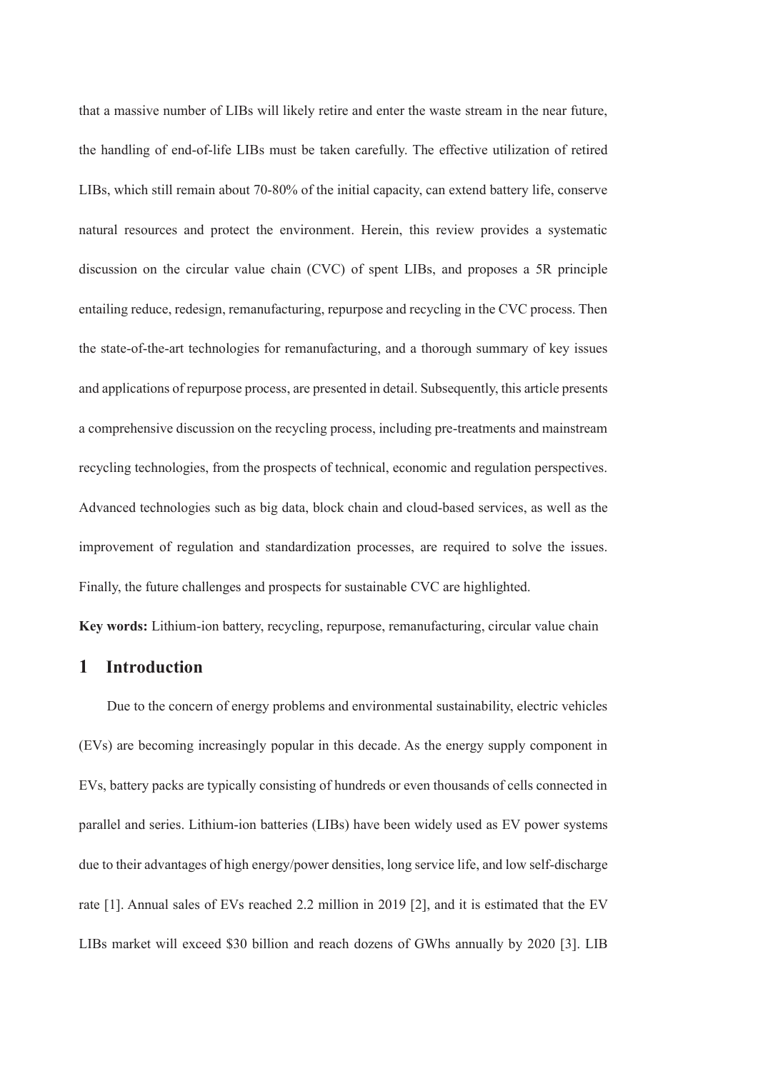that a massive number of LIBs will likely retire and enter the waste stream in the near future, the handling of end-of-life LIBs must be taken carefully. The effective utilization of retired LIBs, which still remain about 70-80% of the initial capacity, can extend battery life, conserve natural resources and protect the environment. Herein, this review provides a systematic discussion on the circular value chain (CVC) of spent LIBs, and proposes a 5R principle entailing reduce, redesign, remanufacturing, repurpose and recycling in the CVC process. Then the state-of-the-art technologies for remanufacturing, and a thorough summary of key issues and applications of repurpose process, are presented in detail. Subsequently, this article presents a comprehensive discussion on the recycling process, including pre-treatments and mainstream recycling technologies, from the prospects of technical, economic and regulation perspectives. Advanced technologies such as big data, block chain and cloud-based services, as well as the improvement of regulation and standardization processes, are required to solve the issues. Finally, the future challenges and prospects for sustainable CVC are highlighted.

**Key words:** Lithium-ion battery, recycling, repurpose, remanufacturing, circular value chain

## 1 Introduction

Due to the concern of energy problems and environmental sustainability, electric vehicles (EVs) are becoming increasingly popular in this decade. As the energy supply component in EVs, battery packs are typically consisting of hundreds or even thousands of cells connected in parallel and series. Lithium-ion batteries (LIBs) have been widely used as EV power systems due to their advantages of high energy/power densities, long service life, and low self-discharge rate [1]. Annual sales of EVs reached 2.2 million in 2019 [2], and it is estimated that the EV LIBs market will exceed $30 billion and reach dozens of GWhs annually by 2020 [3]. LIB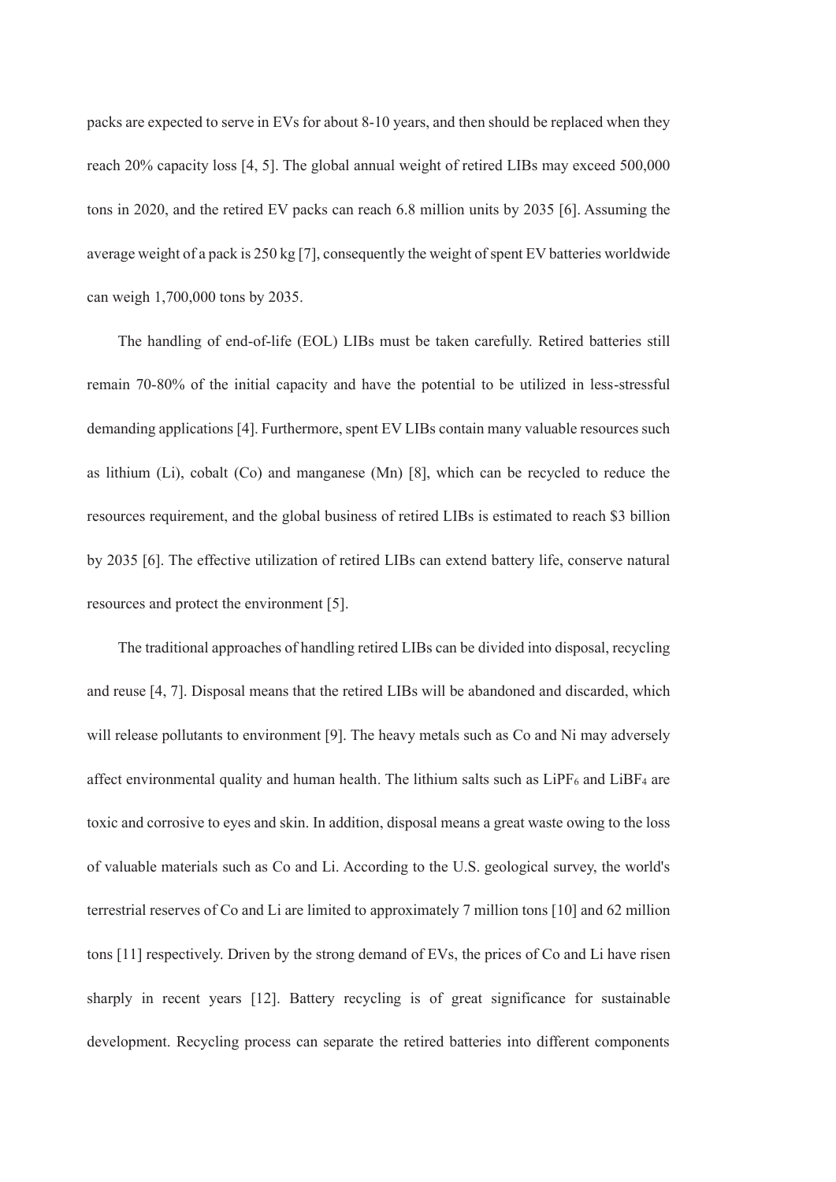packs are expected to serve in EVs for about 8-10 years, and then should be replaced when they reach 20% capacity loss [4, 5]. The global annual weight of retired LIBs may exceed 500,000 tons in 2020, and the retired EV packs can reach 6.8 million units by 2035 [6]. Assuming the average weight of a pack is 250 kg [7], consequently the weight of spent EV batteries worldwide can weigh 1,700,000 tons by 2035.

The handling of end-of-life (EOL) LIBs must be taken carefully. Retired batteries still remain 70-80% of the initial capacity and have the potential to be utilized in less-stressful demanding applications [4]. Furthermore, spent EV LIBs contain many valuable resources such as lithium (Li), cobalt (Co) and manganese (Mn) [8], which can be recycled to reduce the resources requirement, and the global business of retired LIBs is estimated to reach $3 billion by 2035 [6]. The effective utilization of retired LIBs can extend battery life, conserve natural resources and protect the environment [5].

The traditional approaches of handling retired LIBs can be divided into disposal, recycling and reuse [4, 7]. Disposal means that the retired LIBs will be abandoned and discarded, which will release pollutants to environment [9]. The heavy metals such as Co and Ni may adversely affect environmental quality and human health. The lithium salts such as $LiPF_6$ and $LiBF_4$ are toxic and corrosive to eyes and skin. In addition, disposal means a great waste owing to the loss of valuable materials such as Co and Li. According to the U.S. geological survey, the world's terrestrial reserves of Co and Li are limited to approximately 7 million tons [10] and 62 million tons [11] respectively. Driven by the strong demand of EVs, the prices of Co and Li have risen sharply in recent years [12]. Battery recycling is of great significance for sustainable development. Recycling process can separate the retired batteries into different components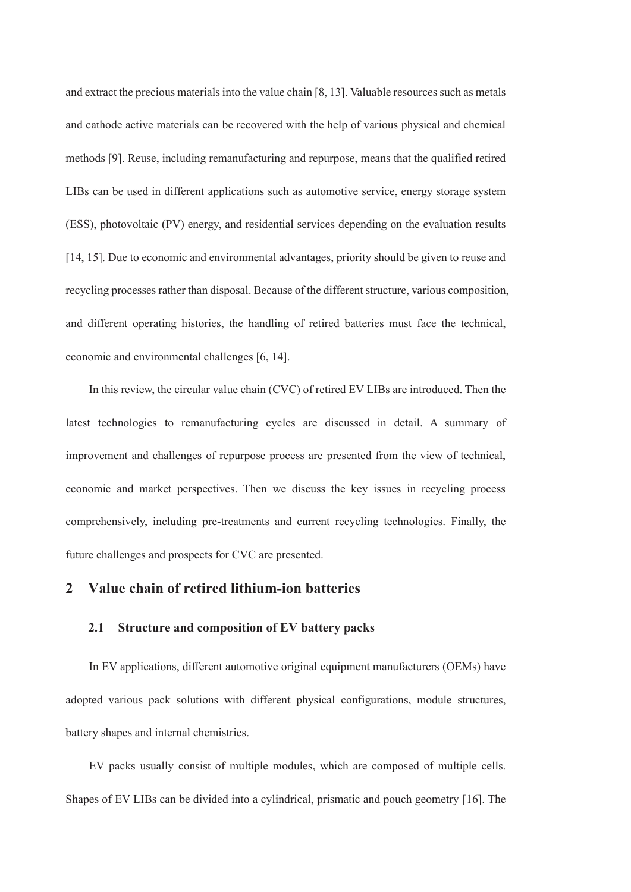and extract the precious materials into the value chain [8, 13]. Valuable resources such as metals and cathode active materials can be recovered with the help of various physical and chemical methods [9]. Reuse, including remanufacturing and repurpose, means that the qualified retired LIBs can be used in different applications such as automotive service, energy storage system (ESS), photovoltaic (PV) energy, and residential services depending on the evaluation results [14, 15]. Due to economic and environmental advantages, priority should be given to reuse and recycling processes rather than disposal. Because of the different structure, various composition, and different operating histories, the handling of retired batteries must face the technical, economic and environmental challenges [6, 14].

In this review, the circular value chain (CVC) of retired EV LIBs are introduced. Then the latest technologies to remanufacturing cycles are discussed in detail. A summary of improvement and challenges of repurpose process are presented from the view of technical, economic and market perspectives. Then we discuss the key issues in recycling process comprehensively, including pre-treatments and current recycling technologies. Finally, the future challenges and prospects for CVC are presented.

## 2 Value chain of retired lithium-ion batteries

### 2.1 Structure and composition of EV battery packs

In EV applications, different automotive original equipment manufacturers (OEMs) have adopted various pack solutions with different physical configurations, module structures, battery shapes and internal chemistries.

EV packs usually consist of multiple modules, which are composed of multiple cells. Shapes of EV LIBs can be divided into a cylindrical, prismatic and pouch geometry [16]. The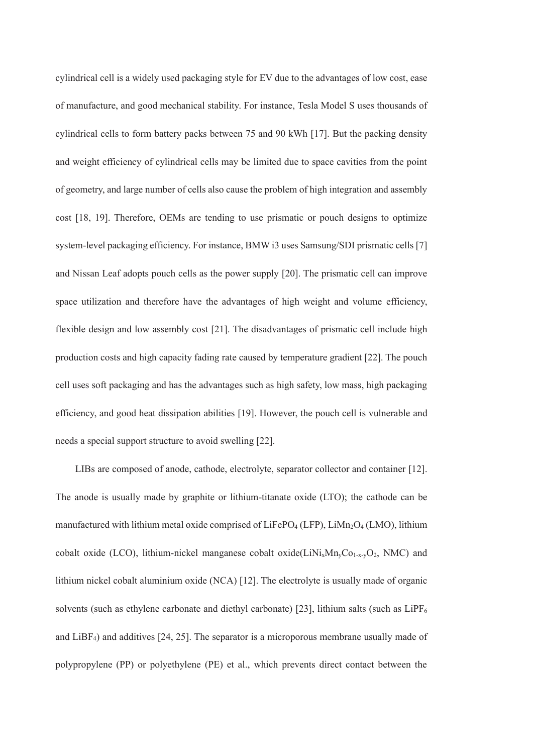cylindrical cell is a widely used packaging style for EV due to the advantages of low cost, ease of manufacture, and good mechanical stability. For instance, Tesla Model S uses thousands of cylindrical cells to form battery packs between 75 and 90 kWh [17]. But the packing density and weight efficiency of cylindrical cells may be limited due to space cavities from the point of geometry, and large number of cells also cause the problem of high integration and assembly cost [18, 19]. Therefore, OEMs are tending to use prismatic or pouch designs to optimize system-level packaging efficiency. For instance, BMW i3 uses Samsung/SDI prismatic cells [7] and Nissan Leaf adopts pouch cells as the power supply [20]. The prismatic cell can improve space utilization and therefore have the advantages of high weight and volume efficiency, flexible design and low assembly cost [21]. The disadvantages of prismatic cell include high production costs and high capacity fading rate caused by temperature gradient [22]. The pouch cell uses soft packaging and has the advantages such as high safety, low mass, high packaging efficiency, and good heat dissipation abilities [19]. However, the pouch cell is vulnerable and needs a special support structure to avoid swelling [22].

LIBs are composed of anode, cathode, electrolyte, separator collector and container [12]. The anode is usually made by graphite or lithium-titanate oxide (LTO); the cathode can be manufactured with lithium metal oxide comprised of $LiFePO_4$ (LFP), $LiMn_2O_4$ (LMO), lithium cobalt oxide (LCO), lithium-nickel manganese cobalt oxide($LiNi_xMn_yCo_{1-x-y}O_2$, NMC) and lithium nickel cobalt aluminium oxide (NCA) [12]. The electrolyte is usually made of organic solvents (such as ethylene carbonate and diethyl carbonate) [23], lithium salts (such as $LiPF_6$ and $LiBF_4$) and additives [24, 25]. The separator is a microporous membrane usually made of polypropylene (PP) or polyethylene (PE) et al., which prevents direct contact between the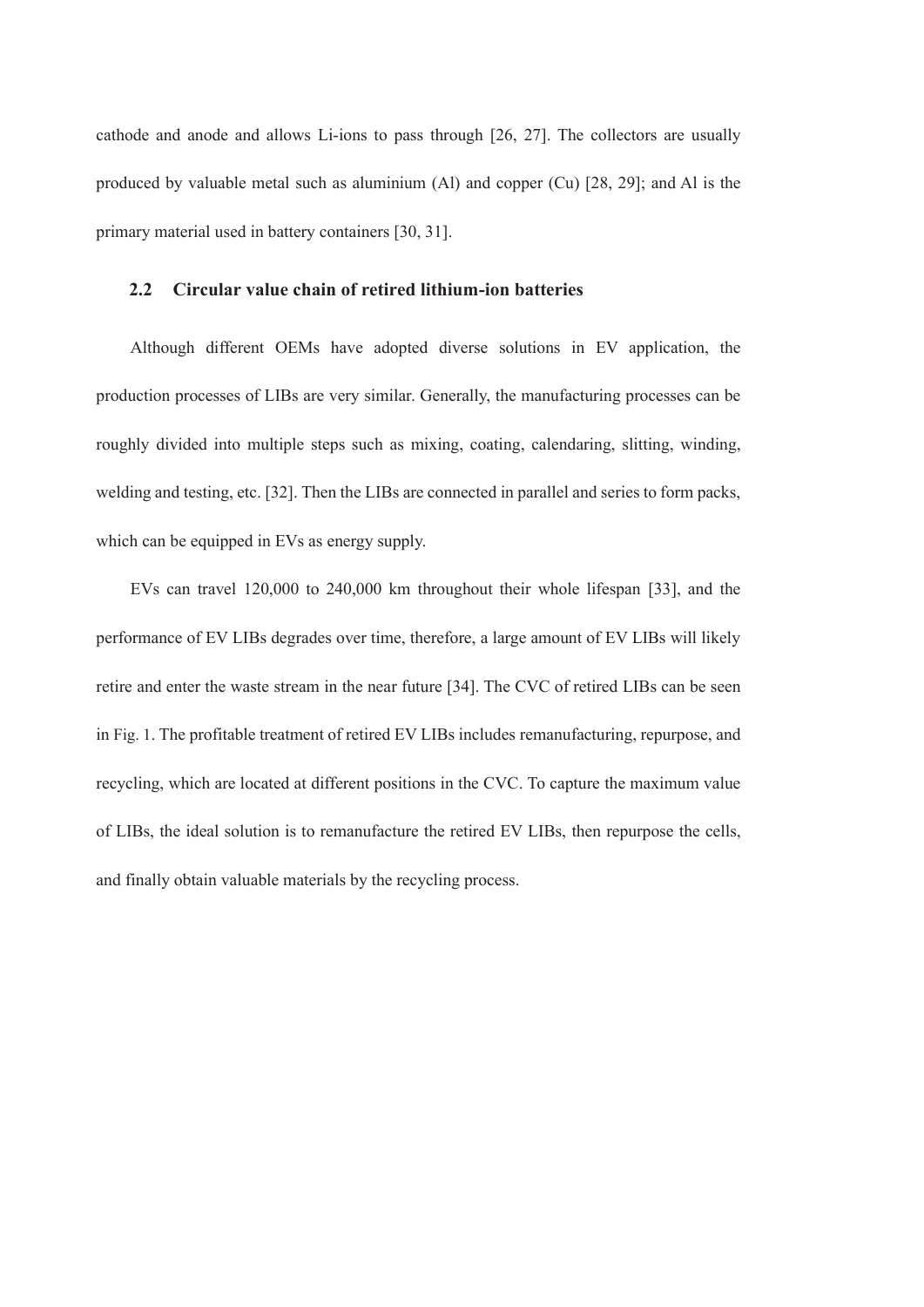cathode and anode and allows Li-ions to pass through [26, 27]. The collectors are usually produced by valuable metal such as aluminium (Al) and copper (Cu) [28, 29]; and Al is the primary material used in battery containers [30, 31].

### 2.2 Circular value chain of retired lithium-ion batteries

Although different OEMs have adopted diverse solutions in EV application, the production processes of LIBs are very similar. Generally, the manufacturing processes can be roughly divided into multiple steps such as mixing, coating, calendaring, slitting, winding, welding and testing, etc. [32]. Then the LIBs are connected in parallel and series to form packs, which can be equipped in EVs as energy supply.

EVs can travel 120,000 to 240,000 km throughout their whole lifespan [33], and the performance of EV LIBs degrades over time, therefore, a large amount of EV LIBs will likely retire and enter the waste stream in the near future [34]. The CVC of retired LIBs can be seen in Fig. 1. The profitable treatment of retired EV LIBs includes remanufacturing, repurpose, and recycling, which are located at different positions in the CVC. To capture the maximum value of LIBs, the ideal solution is to remanufacture the retired EV LIBs, then repurpose the cells, and finally obtain valuable materials by the recycling process.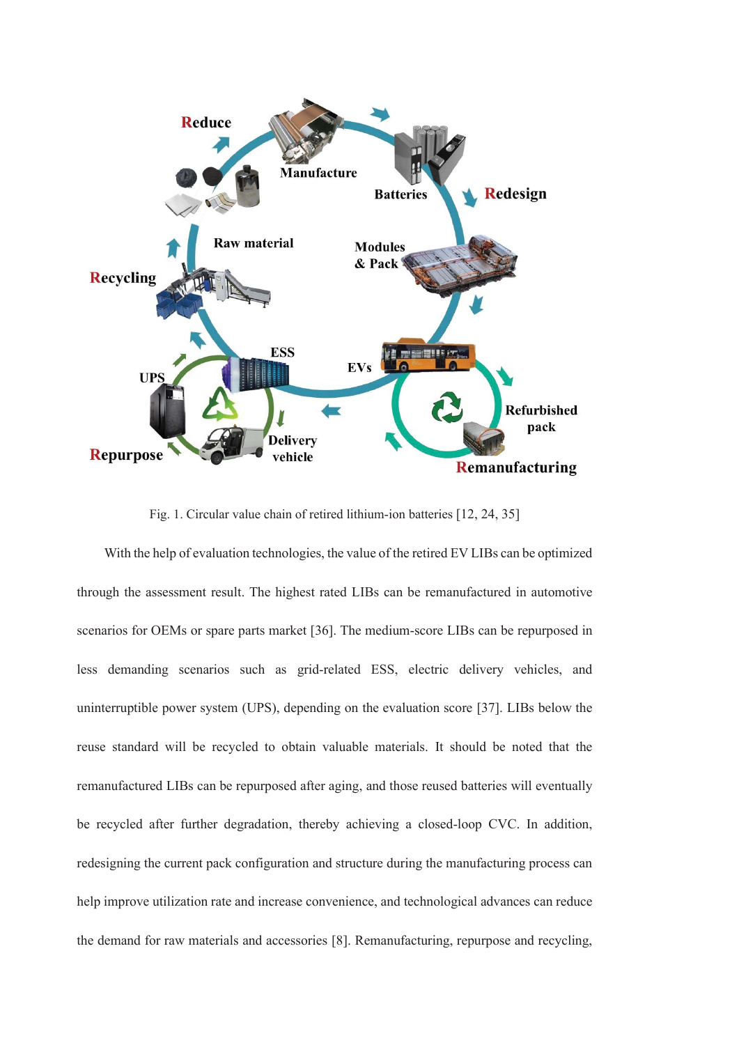Fig. 1. Circular value chain of retired lithium-ion batteries [12, 24, 35]

With the help of evaluation technologies, the value of the retired EV LIBs can be optimized through the assessment result. The highest rated LIBs can be remanufactured in automotive scenarios for OEMs or spare parts market [36]. The medium-score LIBs can be repurposed in less demanding scenarios such as grid-related ESS, electric delivery vehicles, and uninterruptible power system (UPS), depending on the evaluation score [37]. LIBs below the reuse standard will be recycled to obtain valuable materials. It should be noted that the remanufactured LIBs can be repurposed after aging, and those reused batteries will eventually be recycled after further degradation, thereby achieving a closed-loop CVC. In addition, redesigning the current pack configuration and structure during the manufacturing process can help improve utilization rate and increase convenience, and technological advances can reduce the demand for raw materials and accessories [8]. Remanufacturing, repurpose and recycling,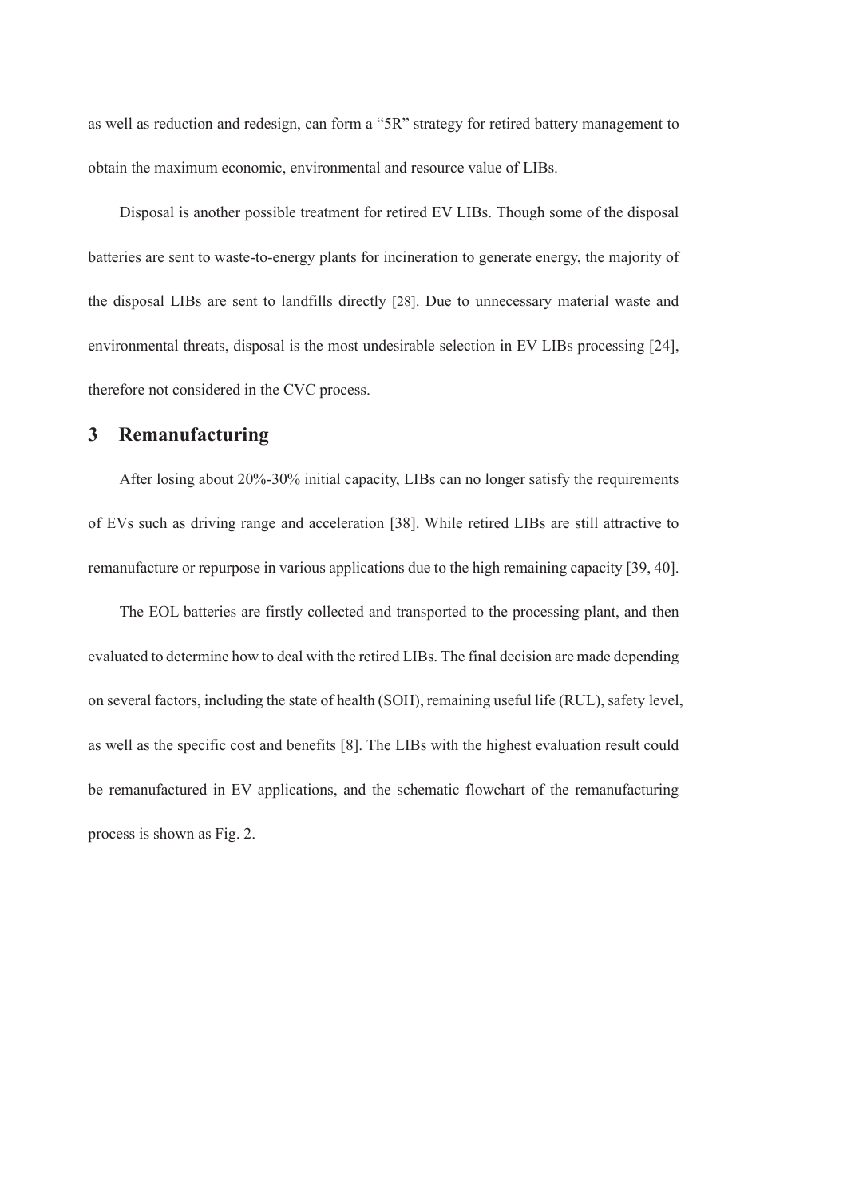as well as reduction and redesign, can form a "5R" strategy for retired battery management to obtain the maximum economic, environmental and resource value of LIBs.

Disposal is another possible treatment for retired EV LIBs. Though some of the disposal batteries are sent to waste-to-energy plants for incineration to generate energy, the majority of the disposal LIBs are sent to landfills directly [28]. Due to unnecessary material waste and environmental threats, disposal is the most undesirable selection in EV LIBs processing [24], therefore not considered in the CVC process.

## 3 Remanufacturing

After losing about 20%-30% initial capacity, LIBs can no longer satisfy the requirements of EVs such as driving range and acceleration [38]. While retired LIBs are still attractive to remanufacture or repurpose in various applications due to the high remaining capacity [39, 40].

The EOL batteries are firstly collected and transported to the processing plant, and then evaluated to determine how to deal with the retired LIBs. The final decision are made depending on several factors, including the state of health (SOH), remaining useful life (RUL), safety level, as well as the specific cost and benefits [8]. The LIBs with the highest evaluation result could be remanufactured in EV applications, and the schematic flowchart of the remanufacturing process is shown as Fig. 2.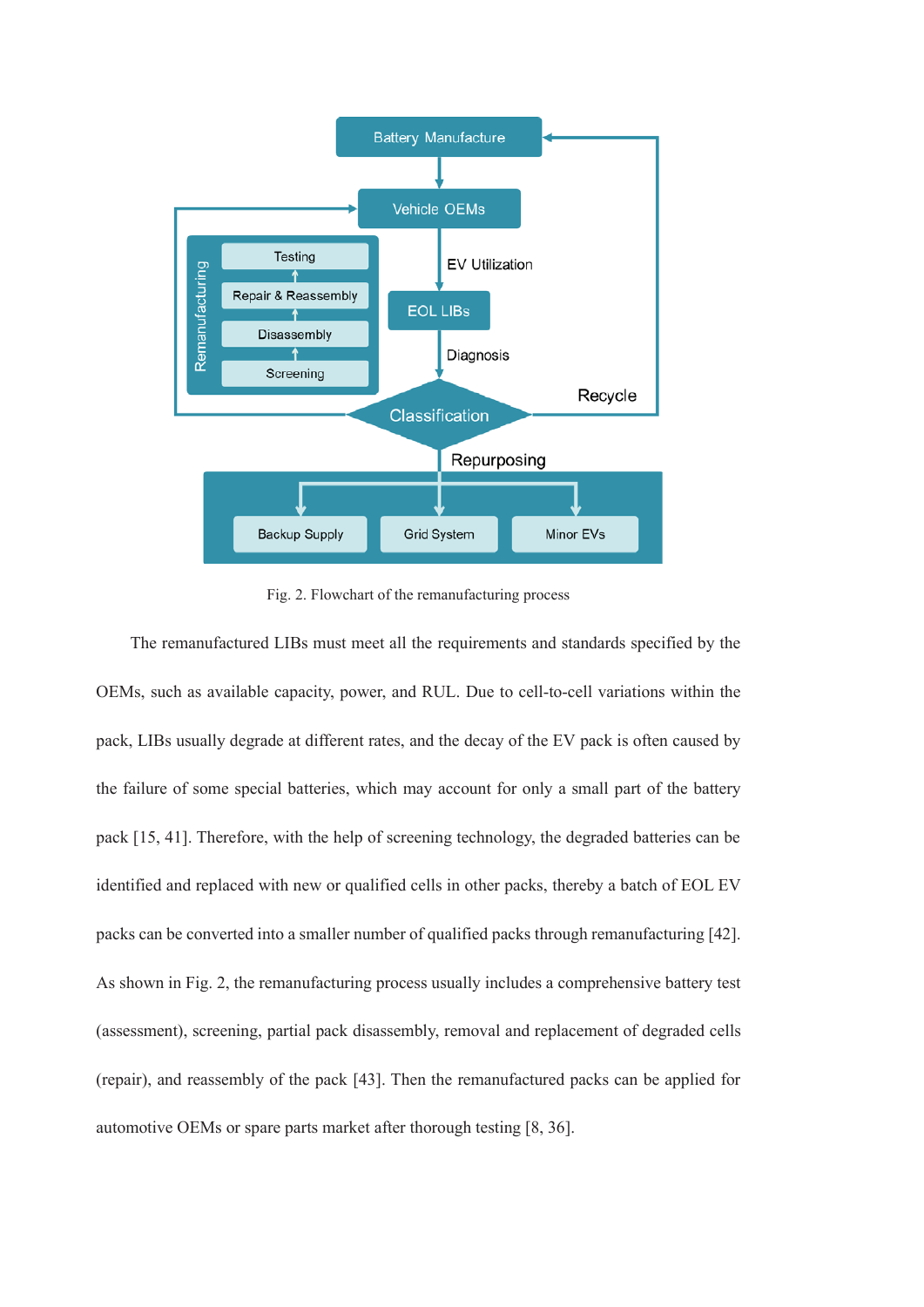Fig. 2. Flowchart of the remanufacturing process

The remanufactured LIBs must meet all the requirements and standards specified by the OEMs, such as available capacity, power, and RUL. Due to cell-to-cell variations within the pack, LIBs usually degrade at different rates, and the decay of the EV pack is often caused by the failure of some special batteries, which may account for only a small part of the battery pack [15, 41]. Therefore, with the help of screening technology, the degraded batteries can be identified and replaced with new or qualified cells in other packs, thereby a batch of EOL EV packs can be converted into a smaller number of qualified packs through remanufacturing [42]. As shown in Fig. 2, the remanufacturing process usually includes a comprehensive battery test (assessment), screening, partial pack disassembly, removal and replacement of degraded cells (repair), and reassembly of the pack [43]. Then the remanufactured packs can be applied for automotive OEMs or spare parts market after thorough testing [8, 36].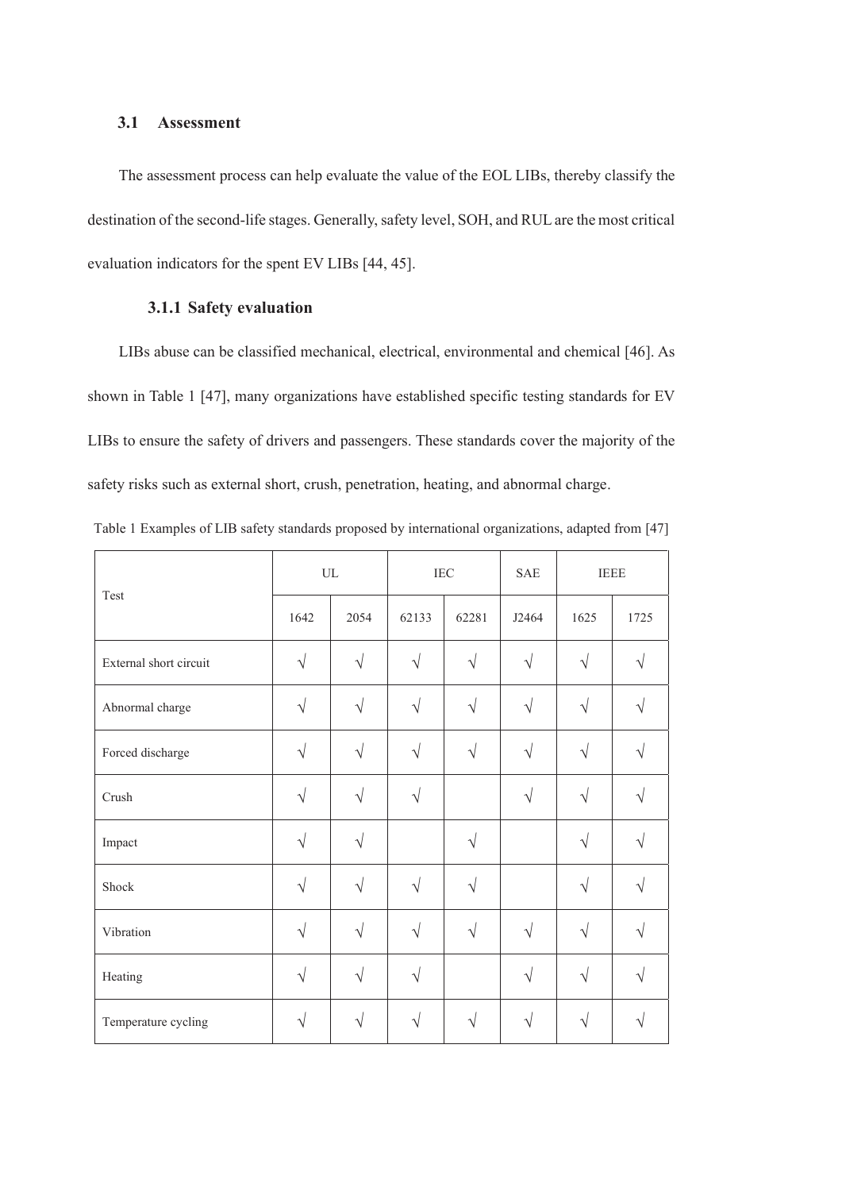### 3.1 Assessment

The assessment process can help evaluate the value of the EOL LIBs, thereby classify the destination of the second-life stages. Generally, safety level, SOH, and RUL are the most critical evaluation indicators for the spent EV LIBs [44, 45].

#### 3.1.1 Safety evaluation

LIBs abuse can be classified mechanical, electrical, environmental and chemical [46]. As shown in Table 1 [47], many organizations have established specific testing standards for EV LIBs to ensure the safety of drivers and passengers. These standards cover the majority of the safety risks such as external short, crush, penetration, heating, and abnormal charge.

Table 1 Examples of LIB safety standards proposed by international organizations, adapted from [47]

| Test | UL | | IEC | | SAE | IEEE | |
|---|---|---|---|---|---|---|---|
| | 1642 | 2054 | 62133 | 62281 | J2464 | 1625 | 1725 |
| External short circuit | √ | √ | √ | √ | √ | √ | √ |
| Abnormal charge | √ | √ | √ | √ | √ | √ | √ |
| Forced discharge | √ | √ | √ | √ | √ | √ | √ |
| Crush | √ | √ | √ | | √ | √ | √ |
| Impact | √ | √ | | √ | | √ | √ |
| Shock | √ | √ | √ | √ | | √ | √ |
| Vibration | √ | √ | √ | √ | √ | √ | √ |
| Heating | √ | √ | √ | | √ | √ | √ |
| Temperature cycling | √ | √ | √ | √ | √ | √ | √ |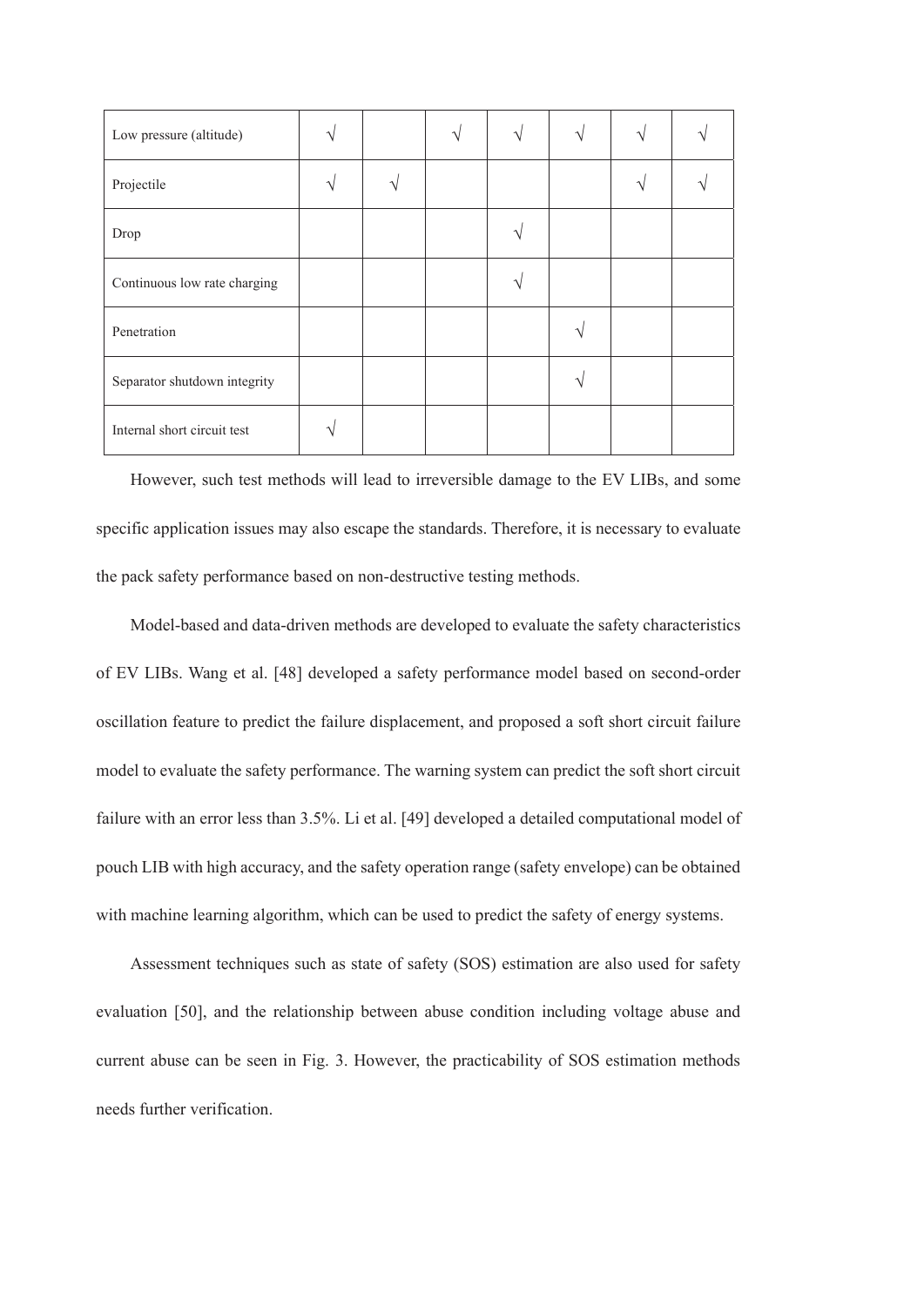| | | | | | | | |
|---|---|---|---|---|---|---|---|
| Low pressure (altitude) | √ | | √ | √ | √ | √ | √ |
| Projectile | √ | √ | | | | √ | √ |
| Drop | | | | √ | | | |
| Continuous low rate charging | | | | √ | | | |
| Penetration | | | | | √ | | |
| Separator shutdown integrity | | | | | √ | | |
| Internal short circuit test | √ | | | | | | |

However, such test methods will lead to irreversible damage to the EV LIBs, and some specific application issues may also escape the standards. Therefore, it is necessary to evaluate the pack safety performance based on non-destructive testing methods.

Model-based and data-driven methods are developed to evaluate the safety characteristics of EV LIBs. Wang et al. [48] developed a safety performance model based on second-order oscillation feature to predict the failure displacement, and proposed a soft short circuit failure model to evaluate the safety performance. The warning system can predict the soft short circuit failure with an error less than 3.5%. Li et al. [49] developed a detailed computational model of pouch LIB with high accuracy, and the safety operation range (safety envelope) can be obtained with machine learning algorithm, which can be used to predict the safety of energy systems.

Assessment techniques such as state of safety (SOS) estimation are also used for safety evaluation [50], and the relationship between abuse condition including voltage abuse and current abuse can be seen in Fig. 3. However, the practicability of SOS estimation methods needs further verification.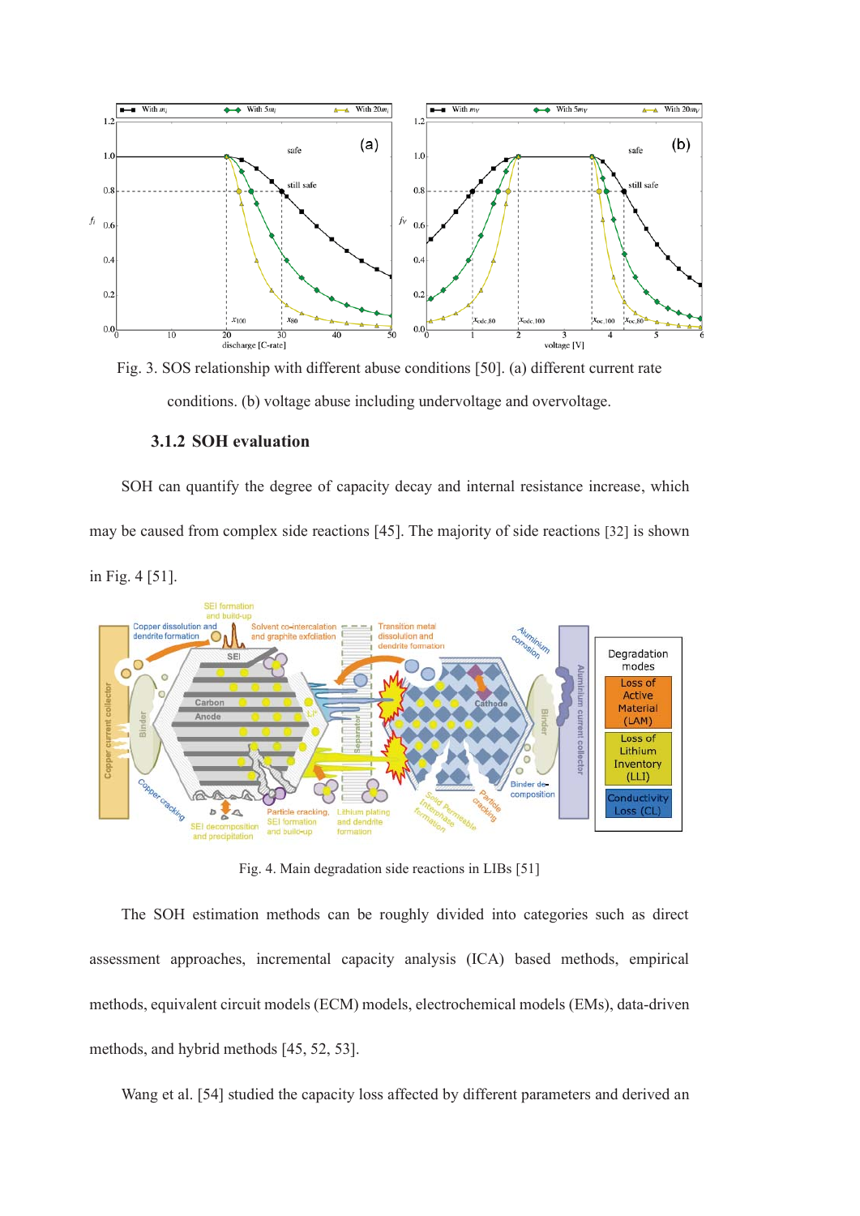Fig. 3. SOS relationship with different abuse conditions [50]. (a) different current rate conditions. (b) voltage abuse including undervoltage and overvoltage.

### 3.1.2 SOH evaluation

SOH can quantify the degree of capacity decay and internal resistance increase, which may be caused from complex side reactions [45]. The majority of side reactions [32] is shown in Fig. 4 [51].

Fig. 4. Main degradation side reactions in LIBs [51]

The SOH estimation methods can be roughly divided into categories such as direct assessment approaches, incremental capacity analysis (ICA) based methods, empirical methods, equivalent circuit models (ECM) models, electrochemical models (EMs), data-driven methods, and hybrid methods [45, 52, 53].

Wang et al. [54] studied the capacity loss affected by different parameters and derived an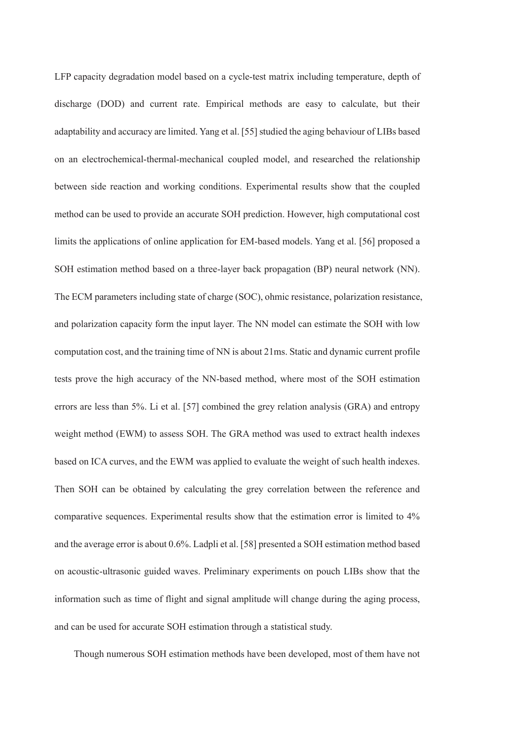LFP capacity degradation model based on a cycle-test matrix including temperature, depth of discharge (DOD) and current rate. Empirical methods are easy to calculate, but their adaptability and accuracy are limited. Yang et al. [55] studied the aging behaviour of LIBs based on an electrochemical-thermal-mechanical coupled model, and researched the relationship between side reaction and working conditions. Experimental results show that the coupled method can be used to provide an accurate SOH prediction. However, high computational cost limits the applications of online application for EM-based models. Yang et al. [56] proposed a SOH estimation method based on a three-layer back propagation (BP) neural network (NN). The ECM parameters including state of charge (SOC), ohmic resistance, polarization resistance, and polarization capacity form the input layer. The NN model can estimate the SOH with low computation cost, and the training time of NN is about 21ms. Static and dynamic current profile tests prove the high accuracy of the NN-based method, where most of the SOH estimation errors are less than 5%. Li et al. [57] combined the grey relation analysis (GRA) and entropy weight method (EWM) to assess SOH. The GRA method was used to extract health indexes based on ICA curves, and the EWM was applied to evaluate the weight of such health indexes. Then SOH can be obtained by calculating the grey correlation between the reference and comparative sequences. Experimental results show that the estimation error is limited to 4% and the average error is about 0.6%. Ladpli et al. [58] presented a SOH estimation method based on acoustic-ultrasonic guided waves. Preliminary experiments on pouch LIBs show that the information such as time of flight and signal amplitude will change during the aging process, and can be used for accurate SOH estimation through a statistical study.

Though numerous SOH estimation methods have been developed, most of them have not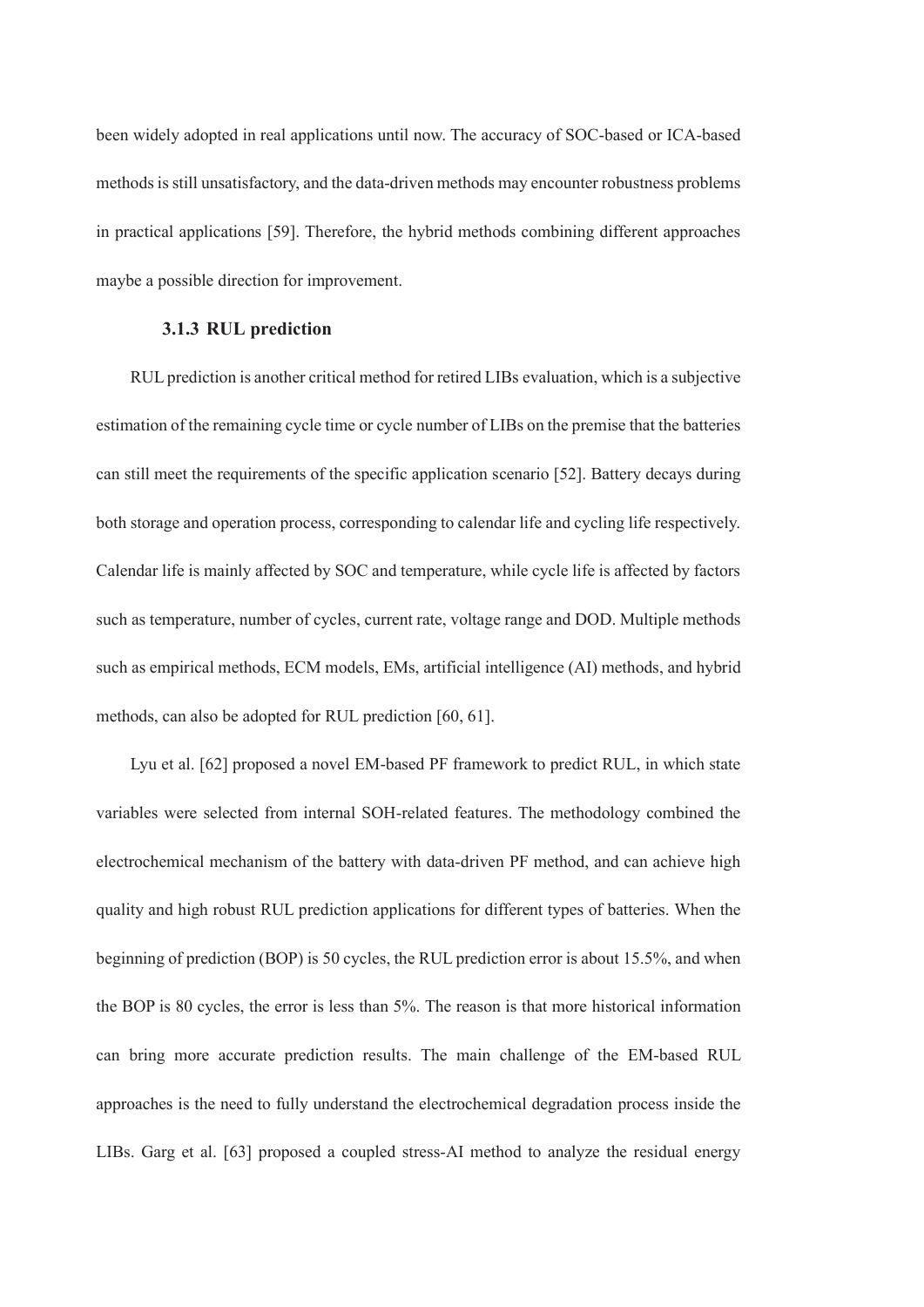been widely adopted in real applications until now. The accuracy of SOC-based or ICA-based methods is still unsatisfactory, and the data-driven methods may encounter robustness problems in practical applications [59]. Therefore, the hybrid methods combining different approaches maybe a possible direction for improvement.

### 3.1.3 RUL prediction

RUL prediction is another critical method for retired LIBs evaluation, which is a subjective estimation of the remaining cycle time or cycle number of LIBs on the premise that the batteries can still meet the requirements of the specific application scenario [52]. Battery decays during both storage and operation process, corresponding to calendar life and cycling life respectively. Calendar life is mainly affected by SOC and temperature, while cycle life is affected by factors such as temperature, number of cycles, current rate, voltage range and DOD. Multiple methods such as empirical methods, ECM models, EMs, artificial intelligence (AI) methods, and hybrid methods, can also be adopted for RUL prediction [60, 61].

Lyu et al. [62] proposed a novel EM-based PF framework to predict RUL, in which state variables were selected from internal SOH-related features. The methodology combined the electrochemical mechanism of the battery with data-driven PF method, and can achieve high quality and high robust RUL prediction applications for different types of batteries. When the beginning of prediction (BOP) is 50 cycles, the RUL prediction error is about 15.5%, and when the BOP is 80 cycles, the error is less than 5%. The reason is that more historical information can bring more accurate prediction results. The main challenge of the EM-based RUL approaches is the need to fully understand the electrochemical degradation process inside the LIBs. Garg et al. [63] proposed a coupled stress-AI method to analyze the residual energy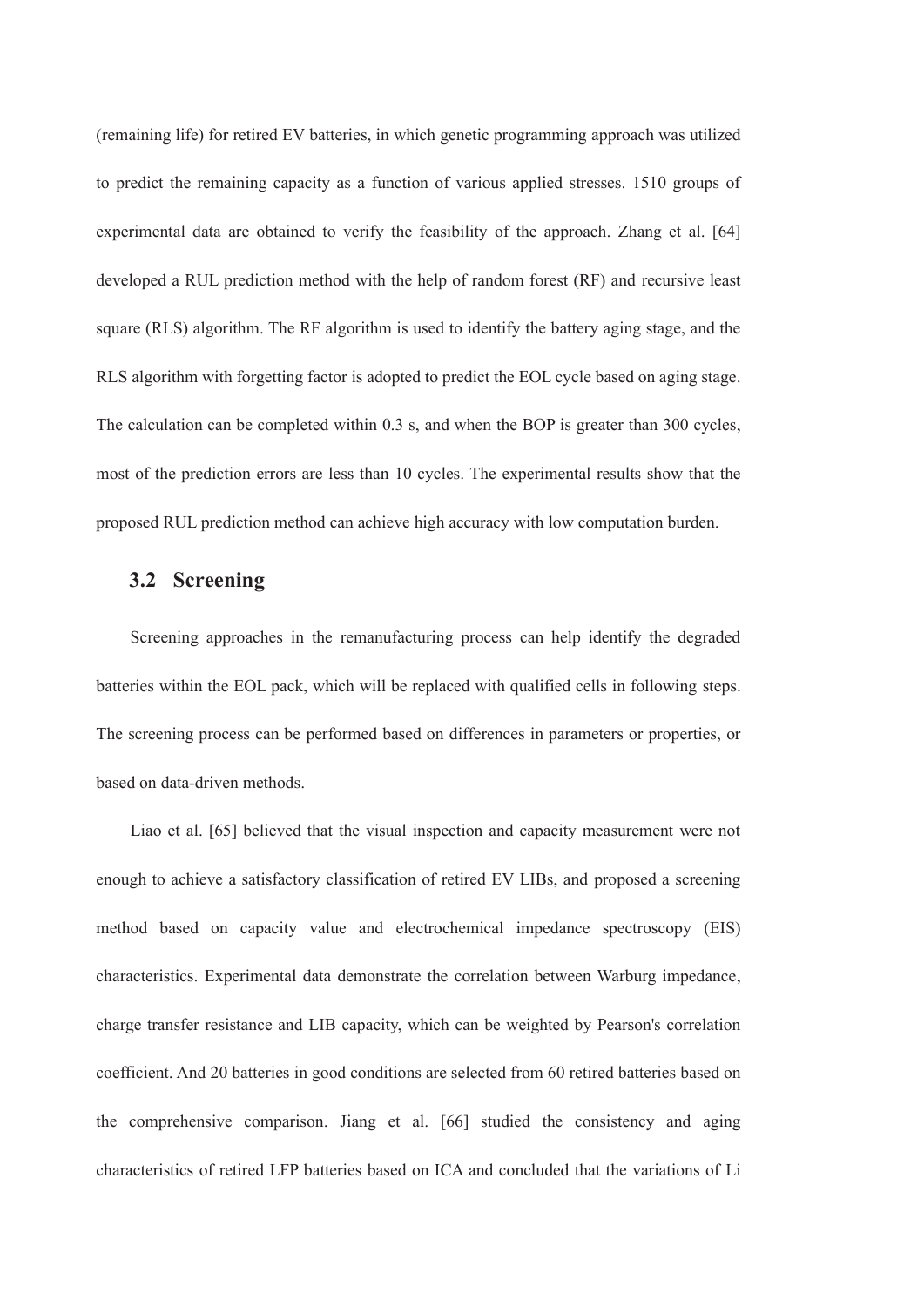(remaining life) for retired EV batteries, in which genetic programming approach was utilized to predict the remaining capacity as a function of various applied stresses. 1510 groups of experimental data are obtained to verify the feasibility of the approach. Zhang et al. [64] developed a RUL prediction method with the help of random forest (RF) and recursive least square (RLS) algorithm. The RF algorithm is used to identify the battery aging stage, and the RLS algorithm with forgetting factor is adopted to predict the EOL cycle based on aging stage. The calculation can be completed within 0.3 s, and when the BOP is greater than 300 cycles, most of the prediction errors are less than 10 cycles. The experimental results show that the proposed RUL prediction method can achieve high accuracy with low computation burden.

### 3.2 Screening

Screening approaches in the remanufacturing process can help identify the degraded batteries within the EOL pack, which will be replaced with qualified cells in following steps. The screening process can be performed based on differences in parameters or properties, or based on data-driven methods.

Liao et al. [65] believed that the visual inspection and capacity measurement were not enough to achieve a satisfactory classification of retired EV LIBs, and proposed a screening method based on capacity value and electrochemical impedance spectroscopy (EIS) characteristics. Experimental data demonstrate the correlation between Warburg impedance, charge transfer resistance and LIB capacity, which can be weighted by Pearson's correlation coefficient. And 20 batteries in good conditions are selected from 60 retired batteries based on the comprehensive comparison. Jiang et al. [66] studied the consistency and aging characteristics of retired LFP batteries based on ICA and concluded that the variations of Li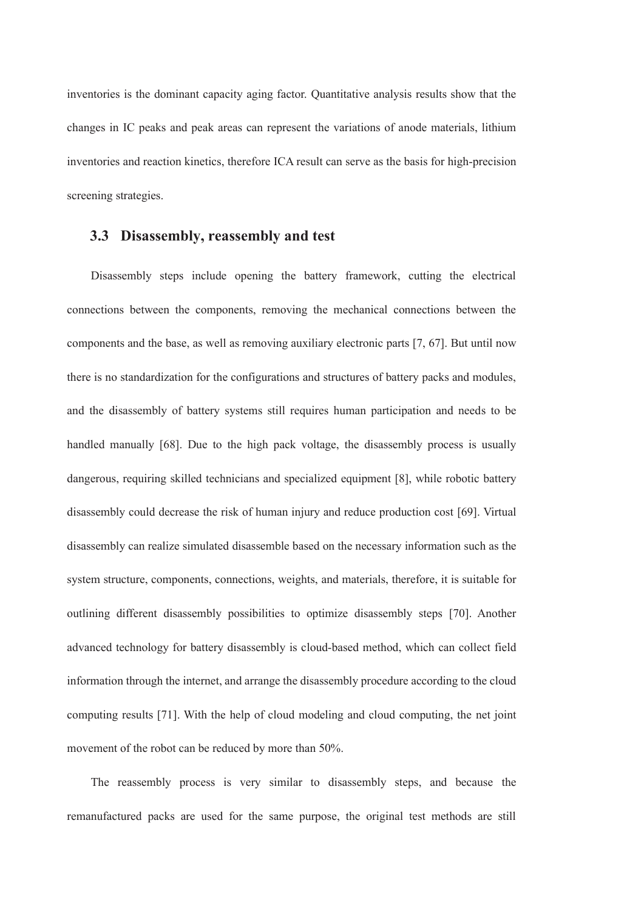inventories is the dominant capacity aging factor. Quantitative analysis results show that the changes in IC peaks and peak areas can represent the variations of anode materials, lithium inventories and reaction kinetics, therefore ICA result can serve as the basis for high-precision screening strategies.

### 3.3 Disassembly, reassembly and test

Disassembly steps include opening the battery framework, cutting the electrical connections between the components, removing the mechanical connections between the components and the base, as well as removing auxiliary electronic parts [7, 67]. But until now there is no standardization for the configurations and structures of battery packs and modules, and the disassembly of battery systems still requires human participation and needs to be handled manually [68]. Due to the high pack voltage, the disassembly process is usually dangerous, requiring skilled technicians and specialized equipment [8], while robotic battery disassembly could decrease the risk of human injury and reduce production cost [69]. Virtual disassembly can realize simulated disassemble based on the necessary information such as the system structure, components, connections, weights, and materials, therefore, it is suitable for outlining different disassembly possibilities to optimize disassembly steps [70]. Another advanced technology for battery disassembly is cloud-based method, which can collect field information through the internet, and arrange the disassembly procedure according to the cloud computing results [71]. With the help of cloud modeling and cloud computing, the net joint movement of the robot can be reduced by more than 50%.

The reassembly process is very similar to disassembly steps, and because the remanufactured packs are used for the same purpose, the original test methods are still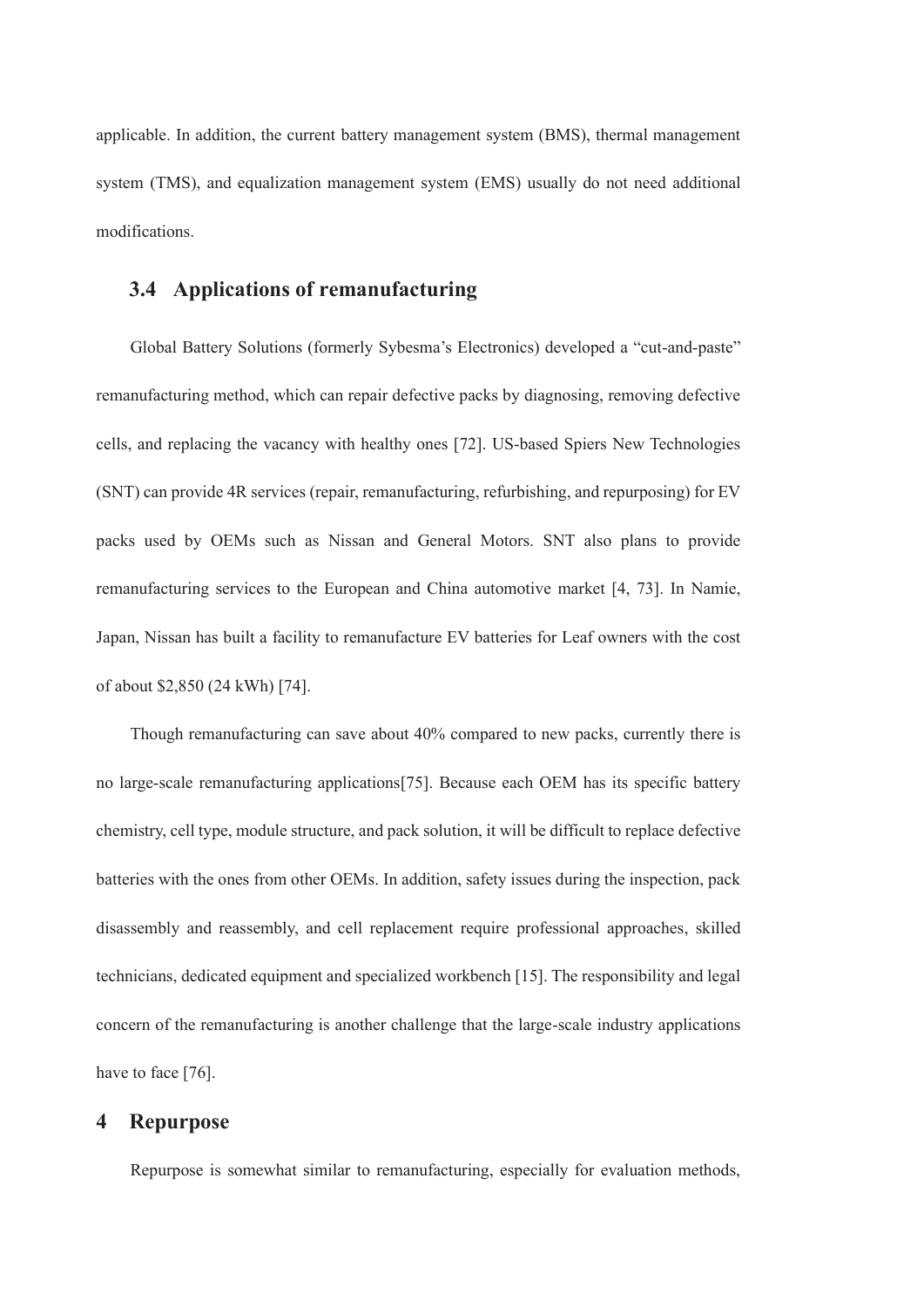applicable. In addition, the current battery management system (BMS), thermal management system (TMS), and equalization management system (EMS) usually do not need additional modifications.

### 3.4 Applications of remanufacturing

Global Battery Solutions (formerly Sybesma's Electronics) developed a "cut-and-paste" remanufacturing method, which can repair defective packs by diagnosing, removing defective cells, and replacing the vacancy with healthy ones [72]. US-based Spiers New Technologies (SNT) can provide 4R services (repair, remanufacturing, refurbishing, and repurposing) for EV packs used by OEMs such as Nissan and General Motors. SNT also plans to provide remanufacturing services to the European and China automotive market [4, 73]. In Namie, Japan, Nissan has built a facility to remanufacture EV batteries for Leaf owners with the cost of about $2,850 (24 kWh) [74].

Though remanufacturing can save about 40% compared to new packs, currently there is no large-scale remanufacturing applications[75]. Because each OEM has its specific battery chemistry, cell type, module structure, and pack solution, it will be difficult to replace defective batteries with the ones from other OEMs. In addition, safety issues during the inspection, pack disassembly and reassembly, and cell replacement require professional approaches, skilled technicians, dedicated equipment and specialized workbench [15]. The responsibility and legal concern of the remanufacturing is another challenge that the large-scale industry applications have to face [76].

## 4 Repurpose

Repurpose is somewhat similar to remanufacturing, especially for evaluation methods,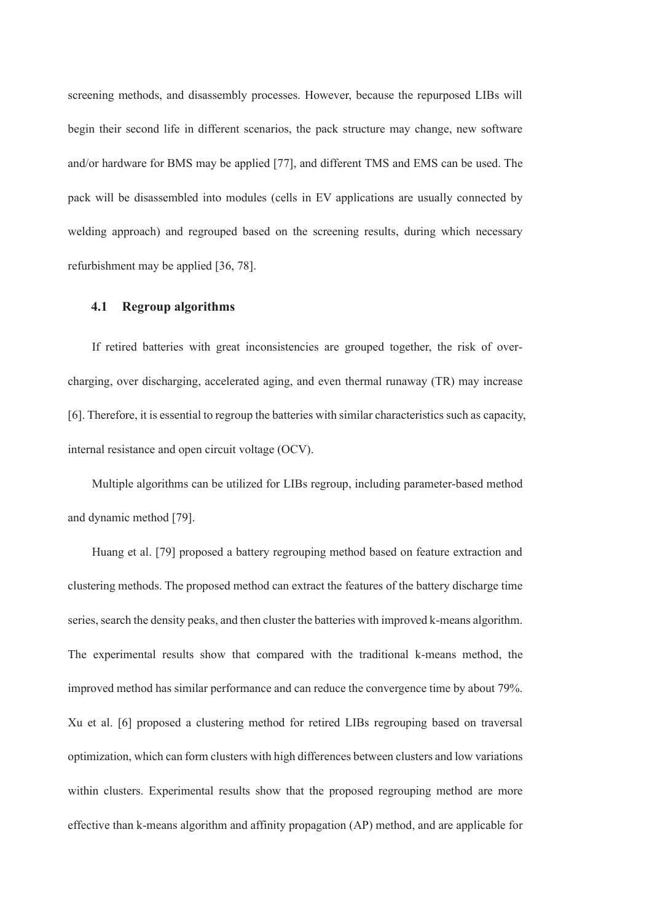screening methods, and disassembly processes. However, because the repurposed LIBs will begin their second life in different scenarios, the pack structure may change, new software and/or hardware for BMS may be applied [77], and different TMS and EMS can be used. The pack will be disassembled into modules (cells in EV applications are usually connected by welding approach) and regrouped based on the screening results, during which necessary refurbishment may be applied [36, 78].

### 4.1 Regroup algorithms

If retired batteries with great inconsistencies are grouped together, the risk of over-charging, over discharging, accelerated aging, and even thermal runaway (TR) may increase [6]. Therefore, it is essential to regroup the batteries with similar characteristics such as capacity, internal resistance and open circuit voltage (OCV).

Multiple algorithms can be utilized for LIBs regroup, including parameter-based method and dynamic method [79].

Huang et al. [79] proposed a battery regrouping method based on feature extraction and clustering methods. The proposed method can extract the features of the battery discharge time series, search the density peaks, and then cluster the batteries with improved k-means algorithm. The experimental results show that compared with the traditional k-means method, the improved method has similar performance and can reduce the convergence time by about 79%. Xu et al. [6] proposed a clustering method for retired LIBs regrouping based on traversal optimization, which can form clusters with high differences between clusters and low variations within clusters. Experimental results show that the proposed regrouping method are more effective than k-means algorithm and affinity propagation (AP) method, and are applicable for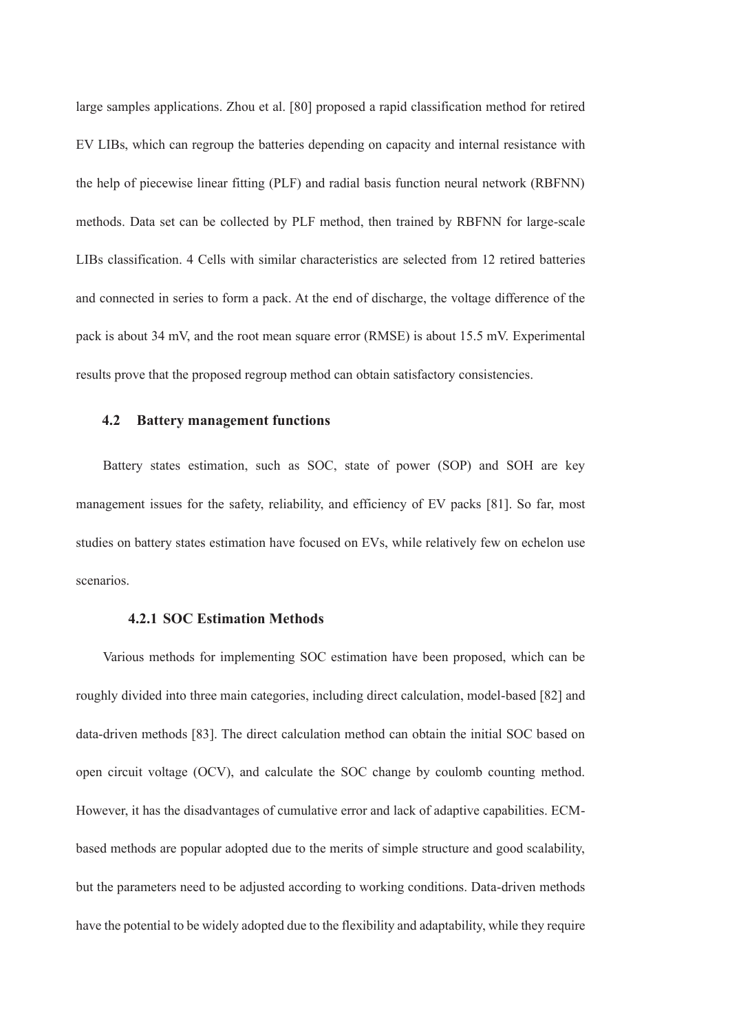large samples applications. Zhou et al. [80] proposed a rapid classification method for retired EV LIBs, which can regroup the batteries depending on capacity and internal resistance with the help of piecewise linear fitting (PLF) and radial basis function neural network (RBFNN) methods. Data set can be collected by PLF method, then trained by RBFNN for large-scale LIBs classification. 4 Cells with similar characteristics are selected from 12 retired batteries and connected in series to form a pack. At the end of discharge, the voltage difference of the pack is about 34 mV, and the root mean square error (RMSE) is about 15.5 mV. Experimental results prove that the proposed regroup method can obtain satisfactory consistencies.

## 4.2 Battery management functions

Battery states estimation, such as SOC, state of power (SOP) and SOH are key management issues for the safety, reliability, and efficiency of EV packs [81]. So far, most studies on battery states estimation have focused on EVs, while relatively few on echelon use scenarios.

### 4.2.1 SOC Estimation Methods

Various methods for implementing SOC estimation have been proposed, which can be roughly divided into three main categories, including direct calculation, model-based [82] and data-driven methods [83]. The direct calculation method can obtain the initial SOC based on open circuit voltage (OCV), and calculate the SOC change by coulomb counting method. However, it has the disadvantages of cumulative error and lack of adaptive capabilities. ECM-based methods are popular adopted due to the merits of simple structure and good scalability, but the parameters need to be adjusted according to working conditions. Data-driven methods have the potential to be widely adopted due to the flexibility and adaptability, while they require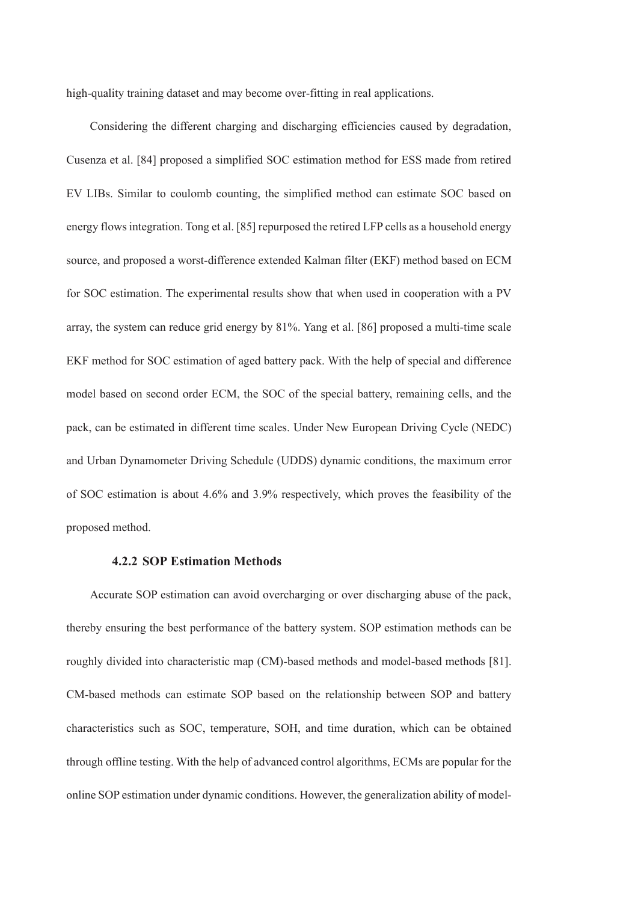high-quality training dataset and may become over-fitting in real applications.

Considering the different charging and discharging efficiencies caused by degradation, Cusenza et al. [84] proposed a simplified SOC estimation method for ESS made from retired EV LIBs. Similar to coulomb counting, the simplified method can estimate SOC based on energy flows integration. Tong et al. [85] repurposed the retired LFP cells as a household energy source, and proposed a worst-difference extended Kalman filter (EKF) method based on ECM for SOC estimation. The experimental results show that when used in cooperation with a PV array, the system can reduce grid energy by 81%. Yang et al. [86] proposed a multi-time scale EKF method for SOC estimation of aged battery pack. With the help of special and difference model based on second order ECM, the SOC of the special battery, remaining cells, and the pack, can be estimated in different time scales. Under New European Driving Cycle (NEDC) and Urban Dynamometer Driving Schedule (UDDS) dynamic conditions, the maximum error of SOC estimation is about 4.6% and 3.9% respectively, which proves the feasibility of the proposed method.

#### 4.2.2 SOP Estimation Methods

Accurate SOP estimation can avoid overcharging or over discharging abuse of the pack, thereby ensuring the best performance of the battery system. SOP estimation methods can be roughly divided into characteristic map (CM)-based methods and model-based methods [81]. CM-based methods can estimate SOP based on the relationship between SOP and battery characteristics such as SOC, temperature, SOH, and time duration, which can be obtained through offline testing. With the help of advanced control algorithms, ECMs are popular for the online SOP estimation under dynamic conditions. However, the generalization ability of model-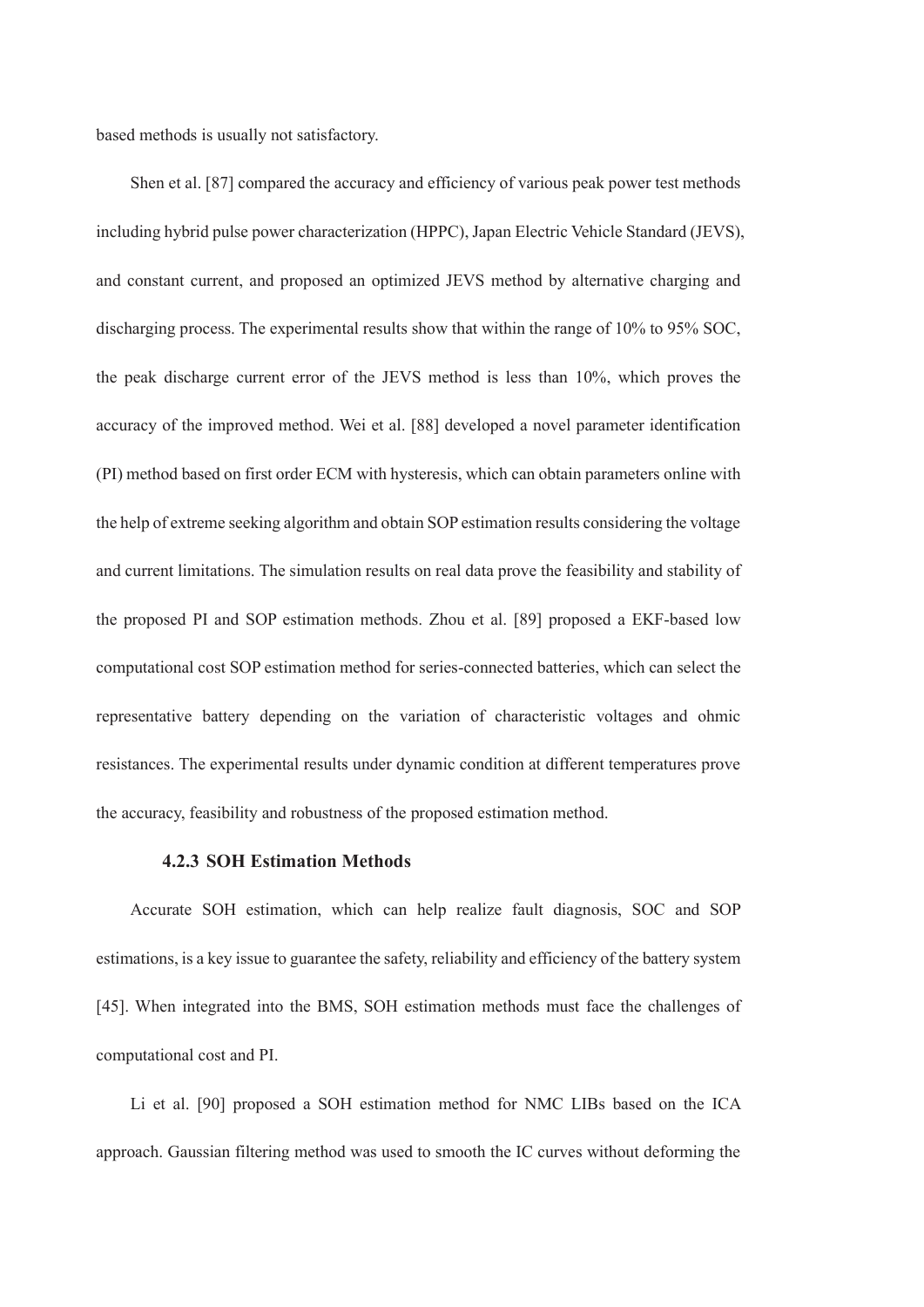based methods is usually not satisfactory.

Shen et al. [87] compared the accuracy and efficiency of various peak power test methods including hybrid pulse power characterization (HPPC), Japan Electric Vehicle Standard (JEVS), and constant current, and proposed an optimized JEVS method by alternative charging and discharging process. The experimental results show that within the range of 10% to 95% SOC, the peak discharge current error of the JEVS method is less than 10%, which proves the accuracy of the improved method. Wei et al. [88] developed a novel parameter identification (PI) method based on first order ECM with hysteresis, which can obtain parameters online with the help of extreme seeking algorithm and obtain SOP estimation results considering the voltage and current limitations. The simulation results on real data prove the feasibility and stability of the proposed PI and SOP estimation methods. Zhou et al. [89] proposed a EKF-based low computational cost SOP estimation method for series-connected batteries, which can select the representative battery depending on the variation of characteristic voltages and ohmic resistances. The experimental results under dynamic condition at different temperatures prove the accuracy, feasibility and robustness of the proposed estimation method.

#### 4.2.3 SOH Estimation Methods

Accurate SOH estimation, which can help realize fault diagnosis, SOC and SOP estimations, is a key issue to guarantee the safety, reliability and efficiency of the battery system [45]. When integrated into the BMS, SOH estimation methods must face the challenges of computational cost and PI.

Li et al. [90] proposed a SOH estimation method for NMC LIBs based on the ICA approach. Gaussian filtering method was used to smooth the IC curves without deforming the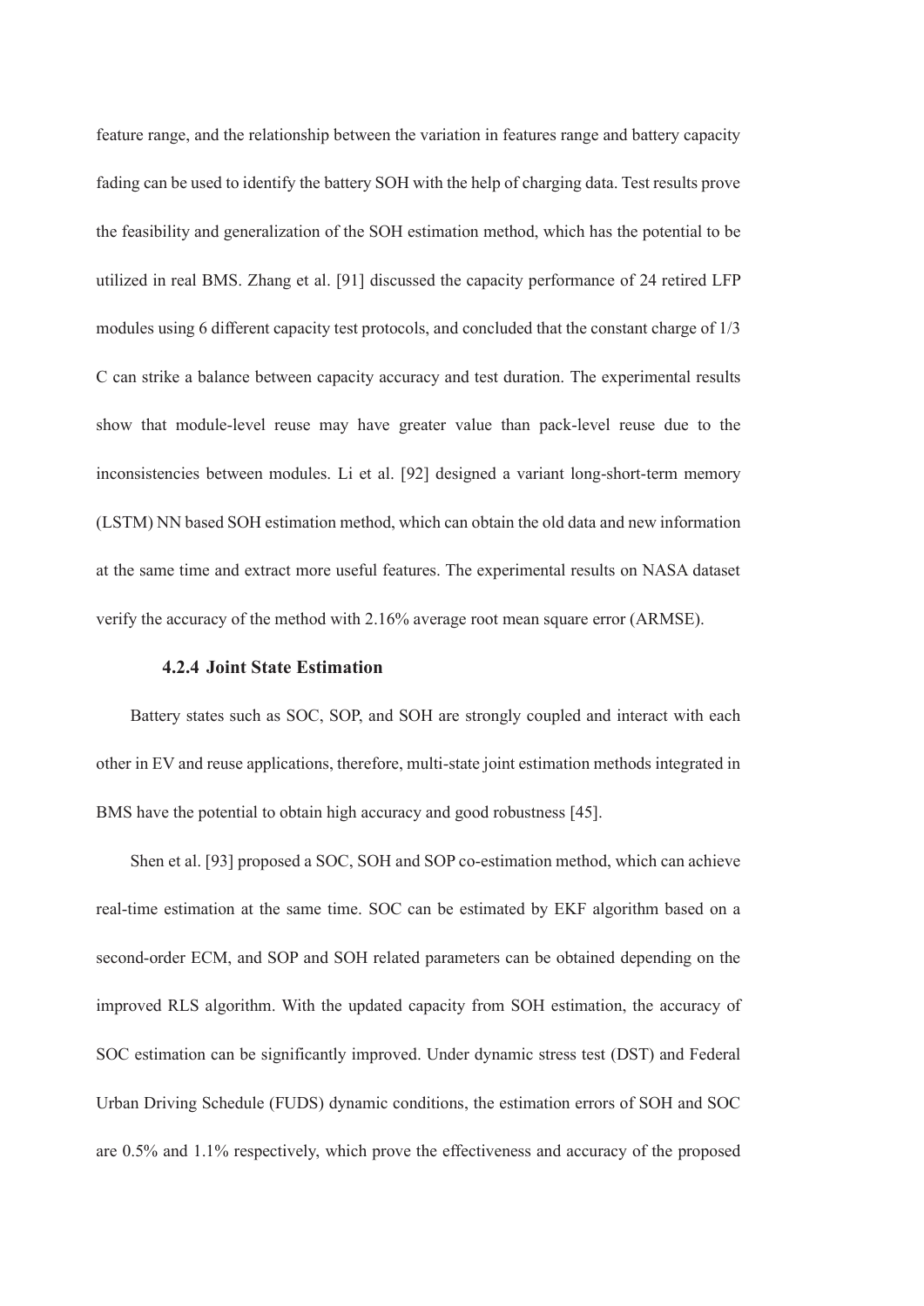feature range, and the relationship between the variation in features range and battery capacity fading can be used to identify the battery SOH with the help of charging data. Test results prove the feasibility and generalization of the SOH estimation method, which has the potential to be utilized in real BMS. Zhang et al. [91] discussed the capacity performance of 24 retired LFP modules using 6 different capacity test protocols, and concluded that the constant charge of 1/3 C can strike a balance between capacity accuracy and test duration. The experimental results show that module-level reuse may have greater value than pack-level reuse due to the inconsistencies between modules. Li et al. [92] designed a variant long-short-term memory (LSTM) NN based SOH estimation method, which can obtain the old data and new information at the same time and extract more useful features. The experimental results on NASA dataset verify the accuracy of the method with 2.16% average root mean square error (ARMSE).

#### 4.2.4 Joint State Estimation

Battery states such as SOC, SOP, and SOH are strongly coupled and interact with each other in EV and reuse applications, therefore, multi-state joint estimation methods integrated in BMS have the potential to obtain high accuracy and good robustness [45].

Shen et al. [93] proposed a SOC, SOH and SOP co-estimation method, which can achieve real-time estimation at the same time. SOC can be estimated by EKF algorithm based on a second-order ECM, and SOP and SOH related parameters can be obtained depending on the improved RLS algorithm. With the updated capacity from SOH estimation, the accuracy of SOC estimation can be significantly improved. Under dynamic stress test (DST) and Federal Urban Driving Schedule (FUDS) dynamic conditions, the estimation errors of SOH and SOC are 0.5% and 1.1% respectively, which prove the effectiveness and accuracy of the proposed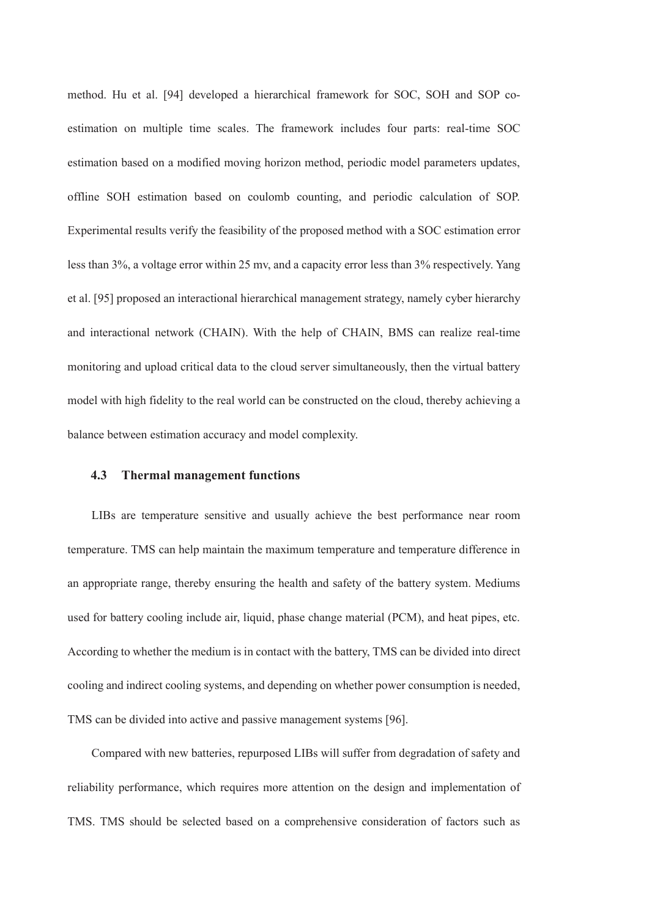method. Hu et al. [94] developed a hierarchical framework for SOC, SOH and SOP co-estimation on multiple time scales. The framework includes four parts: real-time SOC estimation based on a modified moving horizon method, periodic model parameters updates, offline SOH estimation based on coulomb counting, and periodic calculation of SOP. Experimental results verify the feasibility of the proposed method with a SOC estimation error less than 3%, a voltage error within 25 mv, and a capacity error less than 3% respectively. Yang et al. [95] proposed an interactional hierarchical management strategy, namely cyber hierarchy and interactional network (CHAIN). With the help of CHAIN, BMS can realize real-time monitoring and upload critical data to the cloud server simultaneously, then the virtual battery model with high fidelity to the real world can be constructed on the cloud, thereby achieving a balance between estimation accuracy and model complexity.

### 4.3 Thermal management functions

LIBs are temperature sensitive and usually achieve the best performance near room temperature. TMS can help maintain the maximum temperature and temperature difference in an appropriate range, thereby ensuring the health and safety of the battery system. Mediums used for battery cooling include air, liquid, phase change material (PCM), and heat pipes, etc. According to whether the medium is in contact with the battery, TMS can be divided into direct cooling and indirect cooling systems, and depending on whether power consumption is needed, TMS can be divided into active and passive management systems [96].

Compared with new batteries, repurposed LIBs will suffer from degradation of safety and reliability performance, which requires more attention on the design and implementation of TMS. TMS should be selected based on a comprehensive consideration of factors such as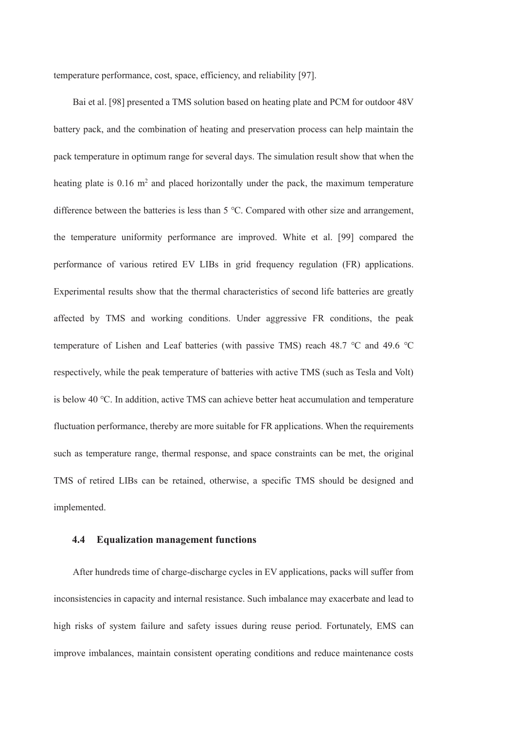temperature performance, cost, space, efficiency, and reliability [97].

Bai et al. [98] presented a TMS solution based on heating plate and PCM for outdoor 48V battery pack, and the combination of heating and preservation process can help maintain the pack temperature in optimum range for several days. The simulation result show that when the heating plate is 0.16 $m^2$ and placed horizontally under the pack, the maximum temperature difference between the batteries is less than 5 ℃. Compared with other size and arrangement, the temperature uniformity performance are improved. White et al. [99] compared the performance of various retired EV LIBs in grid frequency regulation (FR) applications. Experimental results show that the thermal characteristics of second life batteries are greatly affected by TMS and working conditions. Under aggressive FR conditions, the peak temperature of Lishen and Leaf batteries (with passive TMS) reach 48.7 ℃ and 49.6 ℃ respectively, while the peak temperature of batteries with active TMS (such as Tesla and Volt) is below 40 ℃. In addition, active TMS can achieve better heat accumulation and temperature fluctuation performance, thereby are more suitable for FR applications. When the requirements such as temperature range, thermal response, and space constraints can be met, the original TMS of retired LIBs can be retained, otherwise, a specific TMS should be designed and implemented.

### 4.4 Equalization management functions

After hundreds time of charge-discharge cycles in EV applications, packs will suffer from inconsistencies in capacity and internal resistance. Such imbalance may exacerbate and lead to high risks of system failure and safety issues during reuse period. Fortunately, EMS can improve imbalances, maintain consistent operating conditions and reduce maintenance costs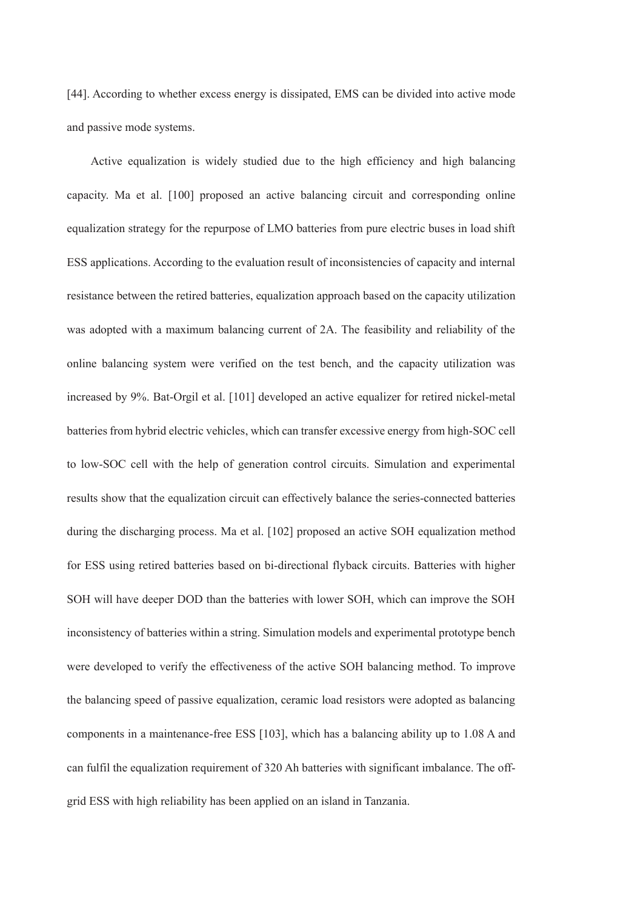[44]. According to whether excess energy is dissipated, EMS can be divided into active mode and passive mode systems.

Active equalization is widely studied due to the high efficiency and high balancing capacity. Ma et al. [100] proposed an active balancing circuit and corresponding online equalization strategy for the repurpose of LMO batteries from pure electric buses in load shift ESS applications. According to the evaluation result of inconsistencies of capacity and internal resistance between the retired batteries, equalization approach based on the capacity utilization was adopted with a maximum balancing current of 2A. The feasibility and reliability of the online balancing system were verified on the test bench, and the capacity utilization was increased by 9%. Bat-Orgil et al. [101] developed an active equalizer for retired nickel-metal batteries from hybrid electric vehicles, which can transfer excessive energy from high-SOC cell to low-SOC cell with the help of generation control circuits. Simulation and experimental results show that the equalization circuit can effectively balance the series-connected batteries during the discharging process. Ma et al. [102] proposed an active SOH equalization method for ESS using retired batteries based on bi-directional flyback circuits. Batteries with higher SOH will have deeper DOD than the batteries with lower SOH, which can improve the SOH inconsistency of batteries within a string. Simulation models and experimental prototype bench were developed to verify the effectiveness of the active SOH balancing method. To improve the balancing speed of passive equalization, ceramic load resistors were adopted as balancing components in a maintenance-free ESS [103], which has a balancing ability up to 1.08 A and can fulfil the equalization requirement of 320 Ah batteries with significant imbalance. The off-grid ESS with high reliability has been applied on an island in Tanzania.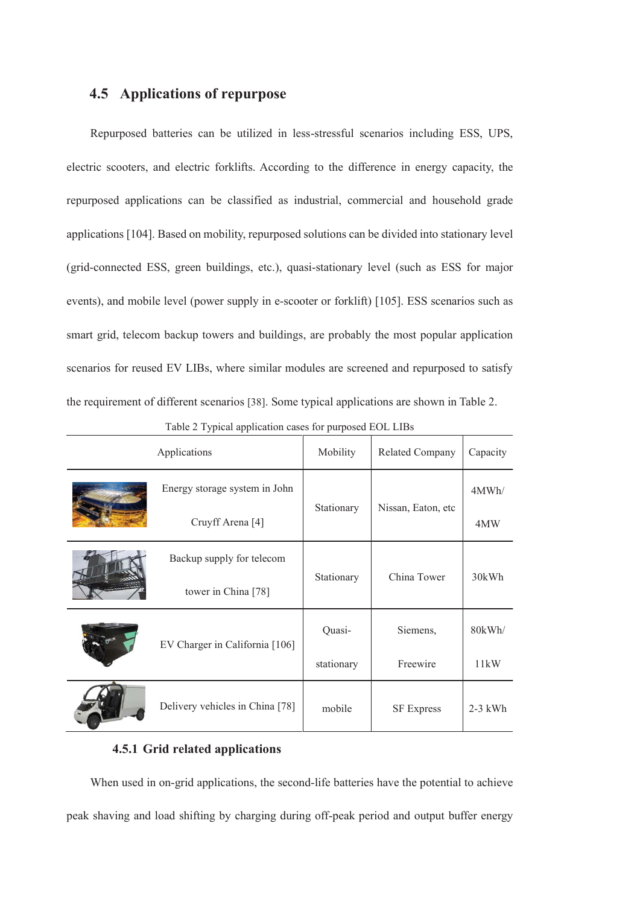## 4.5 Applications of repurpose

Repurposed batteries can be utilized in less-stressful scenarios including ESS, UPS, electric scooters, and electric forklifts. According to the difference in energy capacity, the repurposed applications can be classified as industrial, commercial and household grade applications [104]. Based on mobility, repurposed solutions can be divided into stationary level (grid-connected ESS, green buildings, etc.), quasi-stationary level (such as ESS for major events), and mobile level (power supply in e-scooter or forklift) [105]. ESS scenarios such as smart grid, telecom backup towers and buildings, are probably the most popular application scenarios for reused EV LIBs, where similar modules are screened and repurposed to satisfy the requirement of different scenarios [38]. Some typical applications are shown in Table 2.

Table 2 Typical application cases for purposed EOL LIBs

| Applications | Mobility | Related Company | Capacity |
|---|---|---|---|
| Energy storage system in John Cruyff Arena [4] | Stationary | Nissan, Eaton, etc | 4MWh/ 4MW |
| Backup supply for telecom tower in China [78] | Stationary | China Tower | 30kWh |
| EV Charger in California [106] | Quasi-stationary | Siemens, Freewire | 80kWh/ 11kW |
| Delivery vehicles in China [78] | mobile | SF Express | 2-3 kWh |

### 4.5.1 Grid related applications

When used in on-grid applications, the second-life batteries have the potential to achieve peak shaving and load shifting by charging during off-peak period and output buffer energy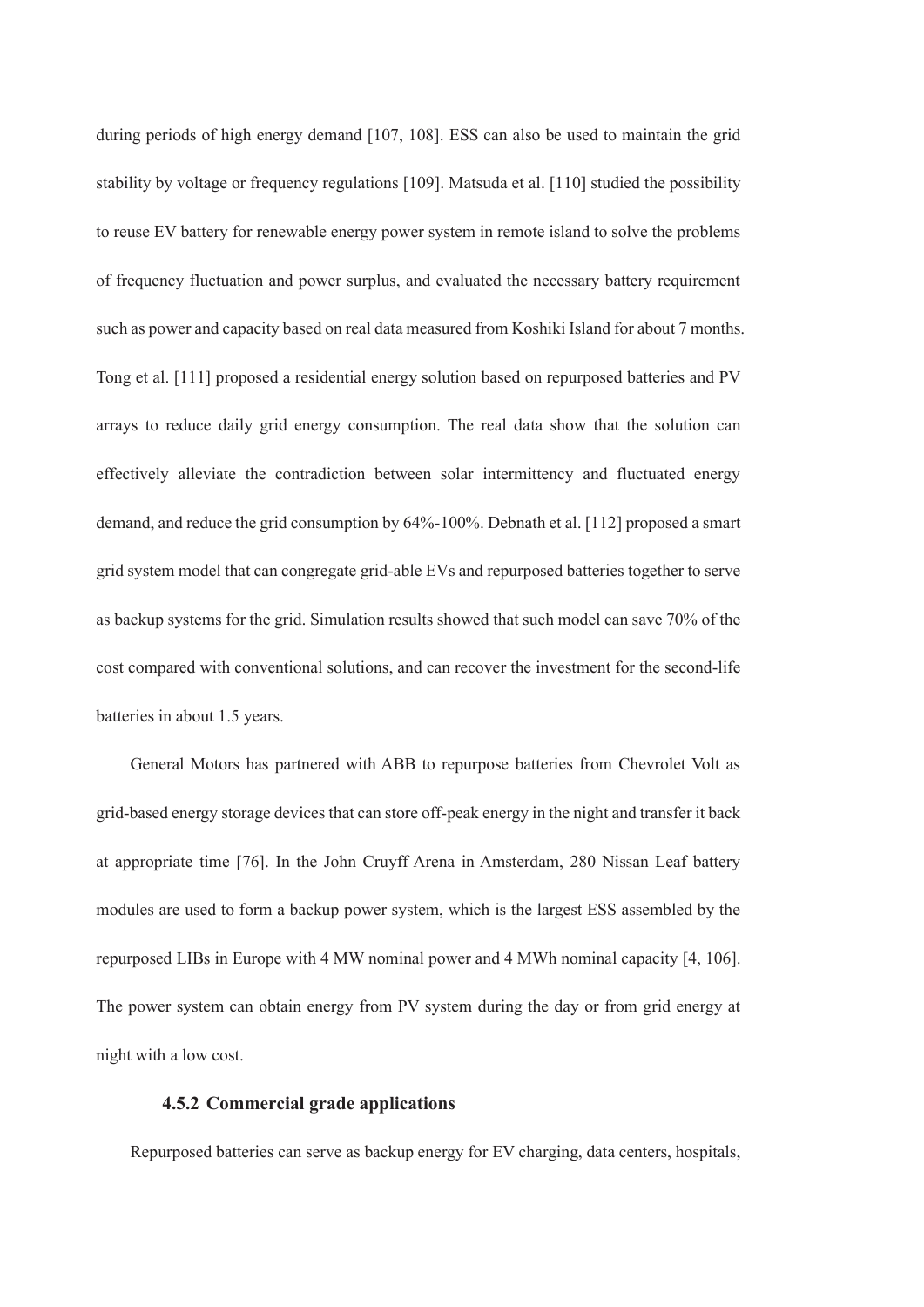during periods of high energy demand [107, 108]. ESS can also be used to maintain the grid stability by voltage or frequency regulations [109]. Matsuda et al. [110] studied the possibility to reuse EV battery for renewable energy power system in remote island to solve the problems of frequency fluctuation and power surplus, and evaluated the necessary battery requirement such as power and capacity based on real data measured from Koshiki Island for about 7 months. Tong et al. [111] proposed a residential energy solution based on repurposed batteries and PV arrays to reduce daily grid energy consumption. The real data show that the solution can effectively alleviate the contradiction between solar intermittency and fluctuated energy demand, and reduce the grid consumption by 64%-100%. Debnath et al. [112] proposed a smart grid system model that can congregate grid-able EVs and repurposed batteries together to serve as backup systems for the grid. Simulation results showed that such model can save 70% of the cost compared with conventional solutions, and can recover the investment for the second-life batteries in about 1.5 years.

General Motors has partnered with ABB to repurpose batteries from Chevrolet Volt as grid-based energy storage devices that can store off-peak energy in the night and transfer it back at appropriate time [76]. In the John Cruyff Arena in Amsterdam, 280 Nissan Leaf battery modules are used to form a backup power system, which is the largest ESS assembled by the repurposed LIBs in Europe with 4 MW nominal power and 4 MWh nominal capacity [4, 106]. The power system can obtain energy from PV system during the day or from grid energy at night with a low cost.

### 4.5.2 Commercial grade applications

Repurposed batteries can serve as backup energy for EV charging, data centers, hospitals,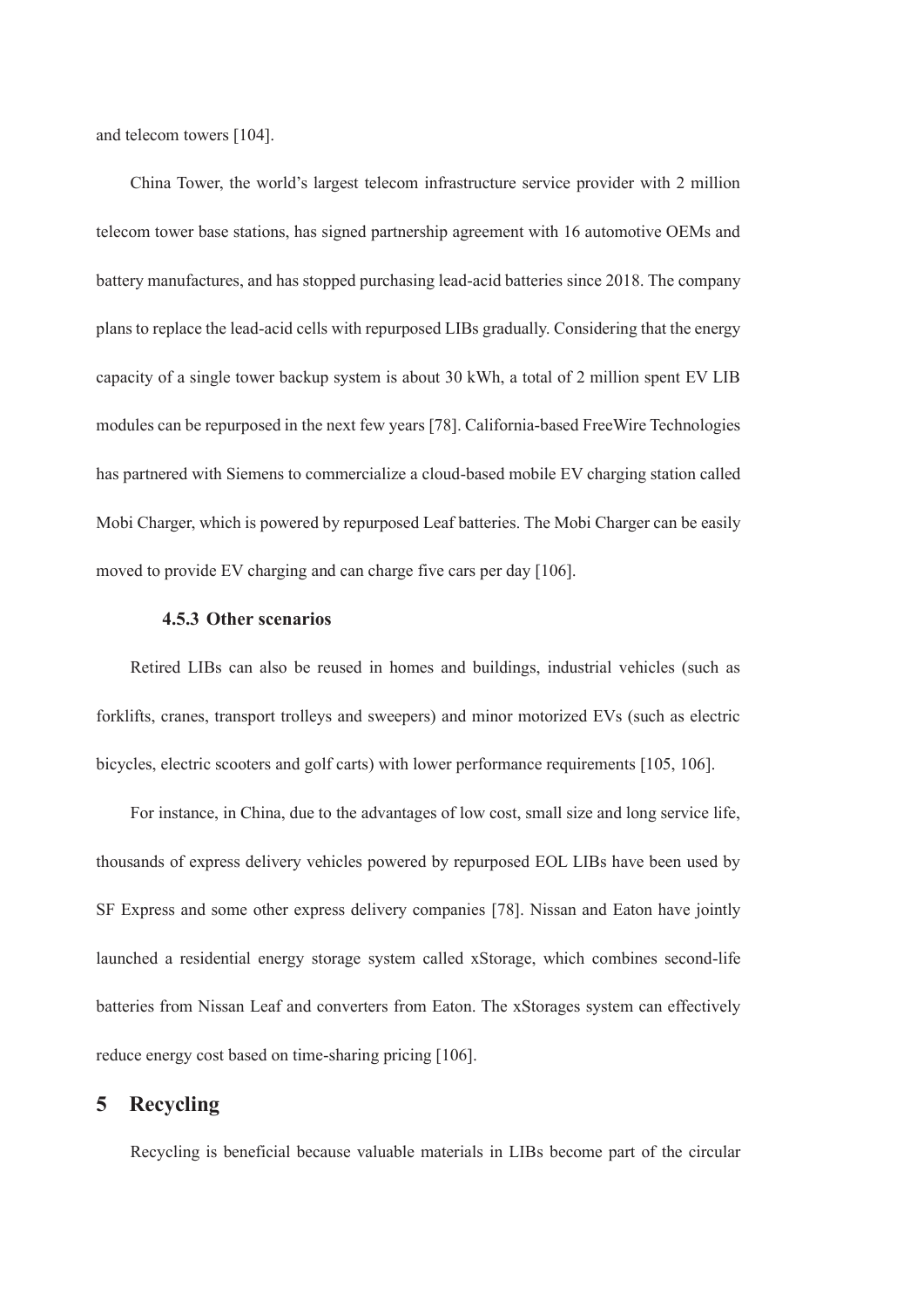and telecom towers [104].

China Tower, the world's largest telecom infrastructure service provider with 2 million telecom tower base stations, has signed partnership agreement with 16 automotive OEMs and battery manufactures, and has stopped purchasing lead-acid batteries since 2018. The company plans to replace the lead-acid cells with repurposed LIBs gradually. Considering that the energy capacity of a single tower backup system is about 30 kWh, a total of 2 million spent EV LIB modules can be repurposed in the next few years [78]. California-based FreeWire Technologies has partnered with Siemens to commercialize a cloud-based mobile EV charging station called Mobi Charger, which is powered by repurposed Leaf batteries. The Mobi Charger can be easily moved to provide EV charging and can charge five cars per day [106].

#### 4.5.3 Other scenarios

Retired LIBs can also be reused in homes and buildings, industrial vehicles (such as forklifts, cranes, transport trolleys and sweepers) and minor motorized EVs (such as electric bicycles, electric scooters and golf carts) with lower performance requirements [105, 106].

For instance, in China, due to the advantages of low cost, small size and long service life, thousands of express delivery vehicles powered by repurposed EOL LIBs have been used by SF Express and some other express delivery companies [78]. Nissan and Eaton have jointly launched a residential energy storage system called xStorage, which combines second-life batteries from Nissan Leaf and converters from Eaton. The xStorages system can effectively reduce energy cost based on time-sharing pricing [106].

## 5 Recycling

Recycling is beneficial because valuable materials in LIBs become part of the circular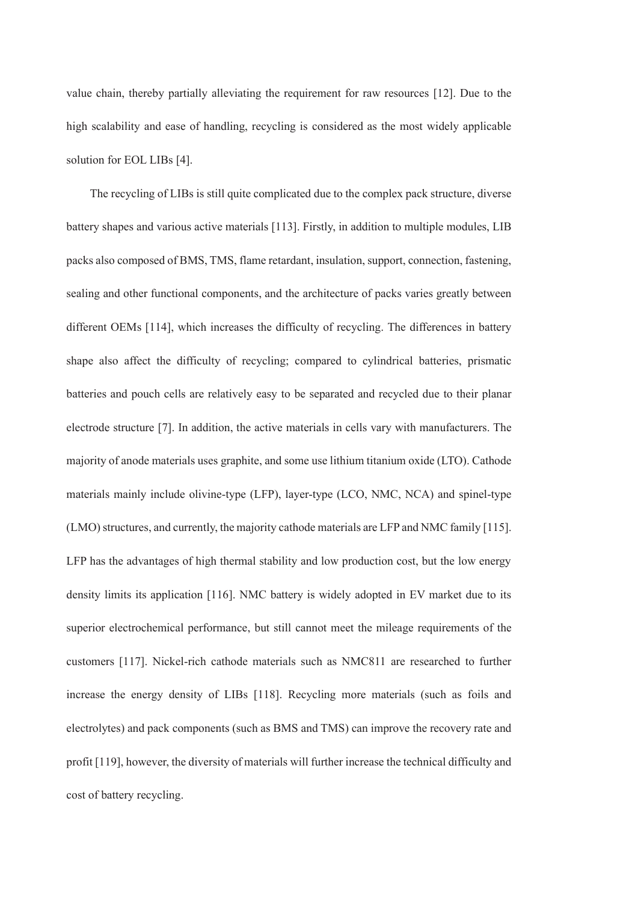value chain, thereby partially alleviating the requirement for raw resources [12]. Due to the high scalability and ease of handling, recycling is considered as the most widely applicable solution for EOL LIBs [4].

The recycling of LIBs is still quite complicated due to the complex pack structure, diverse battery shapes and various active materials [113]. Firstly, in addition to multiple modules, LIB packs also composed of BMS, TMS, flame retardant, insulation, support, connection, fastening, sealing and other functional components, and the architecture of packs varies greatly between different OEMs [114], which increases the difficulty of recycling. The differences in battery shape also affect the difficulty of recycling; compared to cylindrical batteries, prismatic batteries and pouch cells are relatively easy to be separated and recycled due to their planar electrode structure [7]. In addition, the active materials in cells vary with manufacturers. The majority of anode materials uses graphite, and some use lithium titanium oxide (LTO). Cathode materials mainly include olivine-type (LFP), layer-type (LCO, NMC, NCA) and spinel-type (LMO) structures, and currently, the majority cathode materials are LFP and NMC family [115]. LFP has the advantages of high thermal stability and low production cost, but the low energy density limits its application [116]. NMC battery is widely adopted in EV market due to its superior electrochemical performance, but still cannot meet the mileage requirements of the customers [117]. Nickel-rich cathode materials such as NMC811 are researched to further increase the energy density of LIBs [118]. Recycling more materials (such as foils and electrolytes) and pack components (such as BMS and TMS) can improve the recovery rate and profit [119], however, the diversity of materials will further increase the technical difficulty and cost of battery recycling.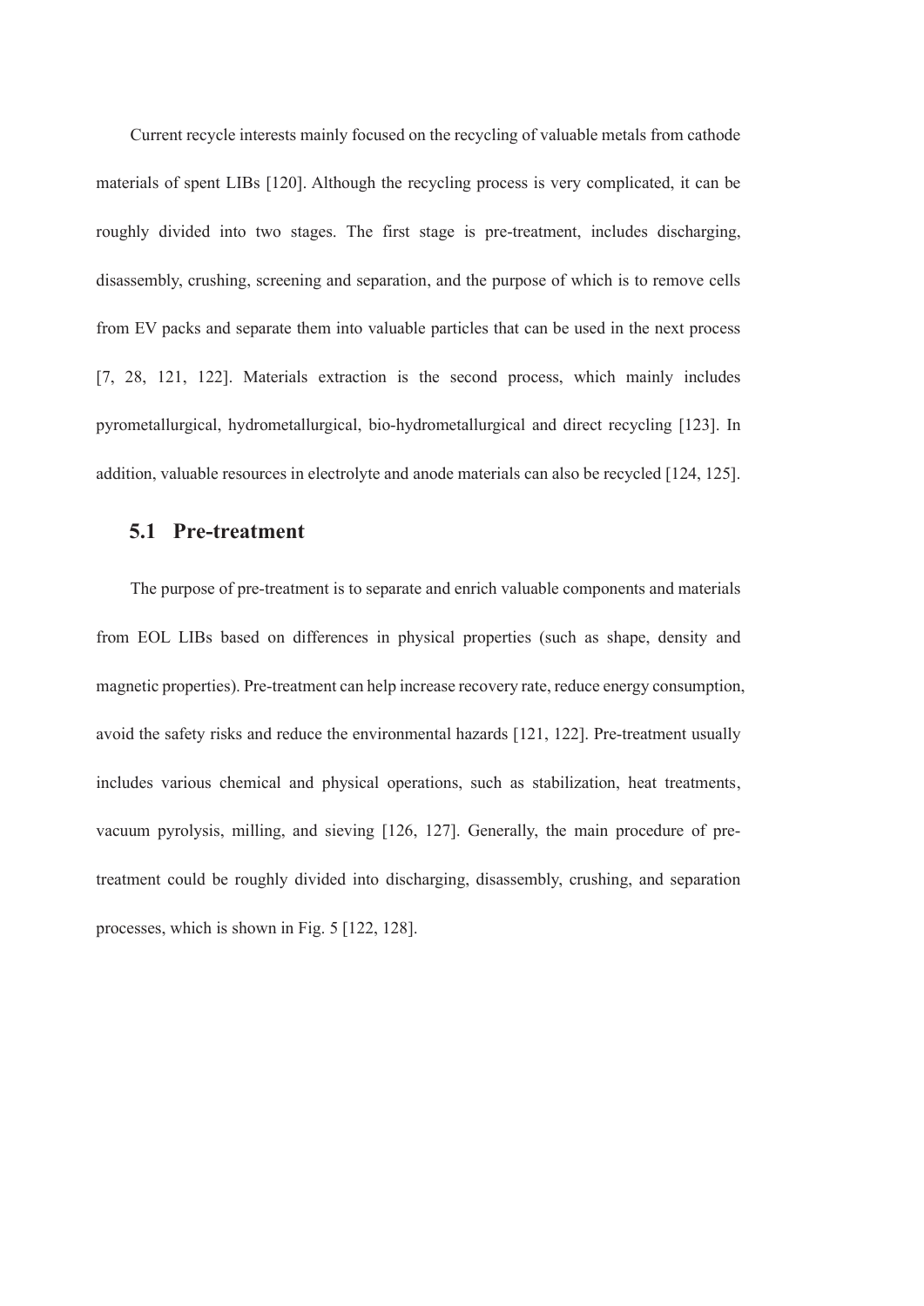Current recycle interests mainly focused on the recycling of valuable metals from cathode materials of spent LIBs [120]. Although the recycling process is very complicated, it can be roughly divided into two stages. The first stage is pre-treatment, includes discharging, disassembly, crushing, screening and separation, and the purpose of which is to remove cells from EV packs and separate them into valuable particles that can be used in the next process [7, 28, 121, 122]. Materials extraction is the second process, which mainly includes pyrometallurgical, hydrometallurgical, bio-hydrometallurgical and direct recycling [123]. In addition, valuable resources in electrolyte and anode materials can also be recycled [124, 125].

## 5.1 Pre-treatment

The purpose of pre-treatment is to separate and enrich valuable components and materials from EOL LIBs based on differences in physical properties (such as shape, density and magnetic properties). Pre-treatment can help increase recovery rate, reduce energy consumption, avoid the safety risks and reduce the environmental hazards [121, 122]. Pre-treatment usually includes various chemical and physical operations, such as stabilization, heat treatments, vacuum pyrolysis, milling, and sieving [126, 127]. Generally, the main procedure of pre-treatment could be roughly divided into discharging, disassembly, crushing, and separation processes, which is shown in Fig. 5 [122, 128].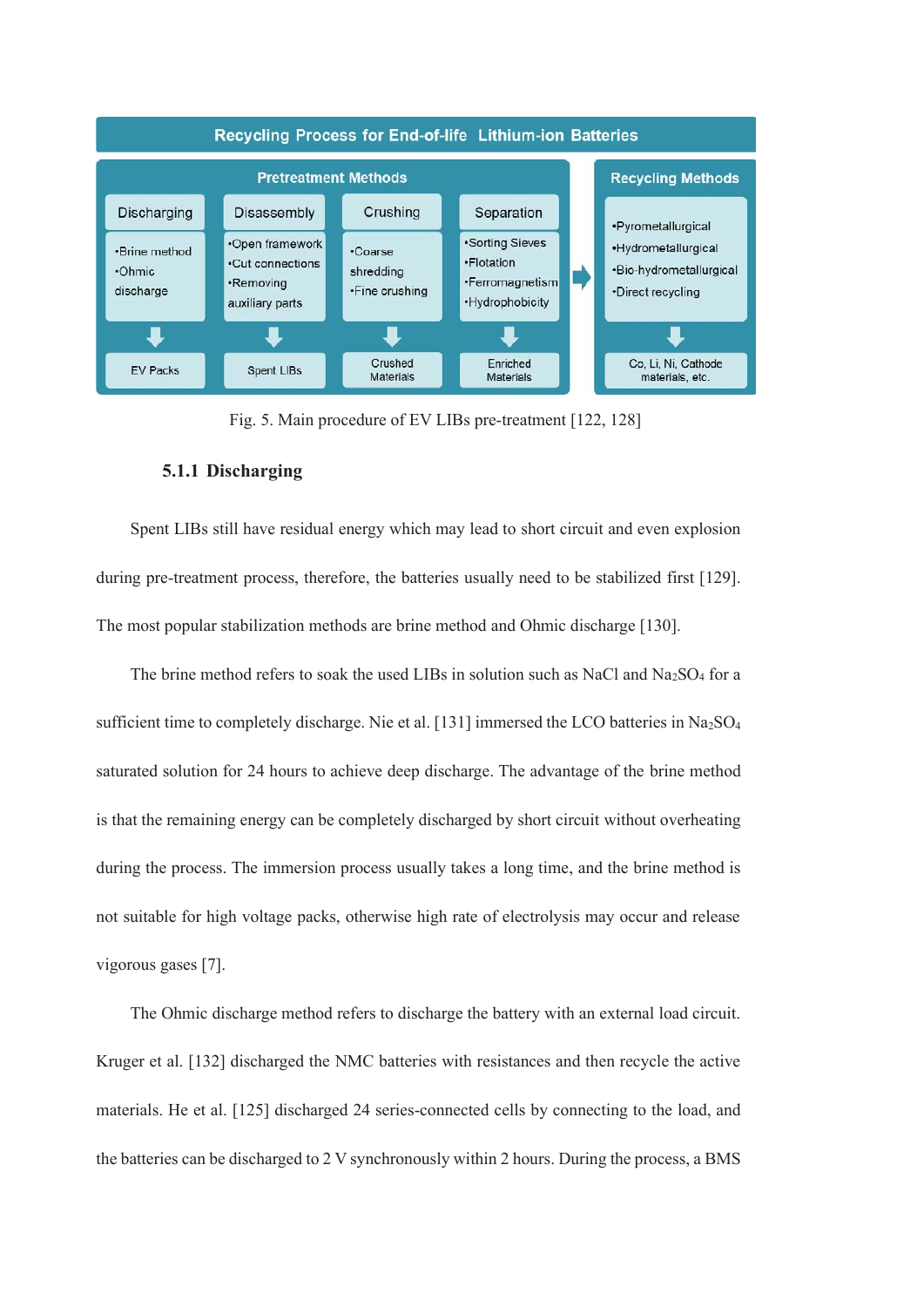**Recycling Process for End-of-life Lithium-ion Batteries**

| Pretreatment Methods | | | | Recycling Methods |
| --- | --- | --- | --- | --- |
| Discharging | Disassembly | Crushing | Separation | |
| •Brine method<br>•Ohmic discharge | •Open framework<br>•Cut connections<br>•Removing auxiliary parts | •Coarse shredding<br>•Fine crushing | •Sorting Sieves<br>•Flotation<br>•Ferromagnetism<br>•Hydrophobicity | •Pyrometallurgical<br>•Hydrometallurgical<br>•Bio-hydrometallurgical<br>•Direct recycling |
| EV Packs | Spent LIBs | Crushed Materials | Enriched Materials | Co, Li, Ni, Cathode materials, etc. |

Fig. 5. Main procedure of EV LIBs pre-treatment [122, 128]

#### 5.1.1 Discharging

Spent LIBs still have residual energy which may lead to short circuit and even explosion during pre-treatment process, therefore, the batteries usually need to be stabilized first [129]. The most popular stabilization methods are brine method and Ohmic discharge [130].

The brine method refers to soak the used LIBs in solution such as NaCl and $Na_2SO_4$ for a sufficient time to completely discharge. Nie et al. [131] immersed the LCO batteries in $Na_2SO_4$ saturated solution for 24 hours to achieve deep discharge. The advantage of the brine method is that the remaining energy can be completely discharged by short circuit without overheating during the process. The immersion process usually takes a long time, and the brine method is not suitable for high voltage packs, otherwise high rate of electrolysis may occur and release vigorous gases [7].

The Ohmic discharge method refers to discharge the battery with an external load circuit. Kruger et al. [132] discharged the NMC batteries with resistances and then recycle the active materials. He et al. [125] discharged 24 series-connected cells by connecting to the load, and the batteries can be discharged to 2 V synchronously within 2 hours. During the process, a BMS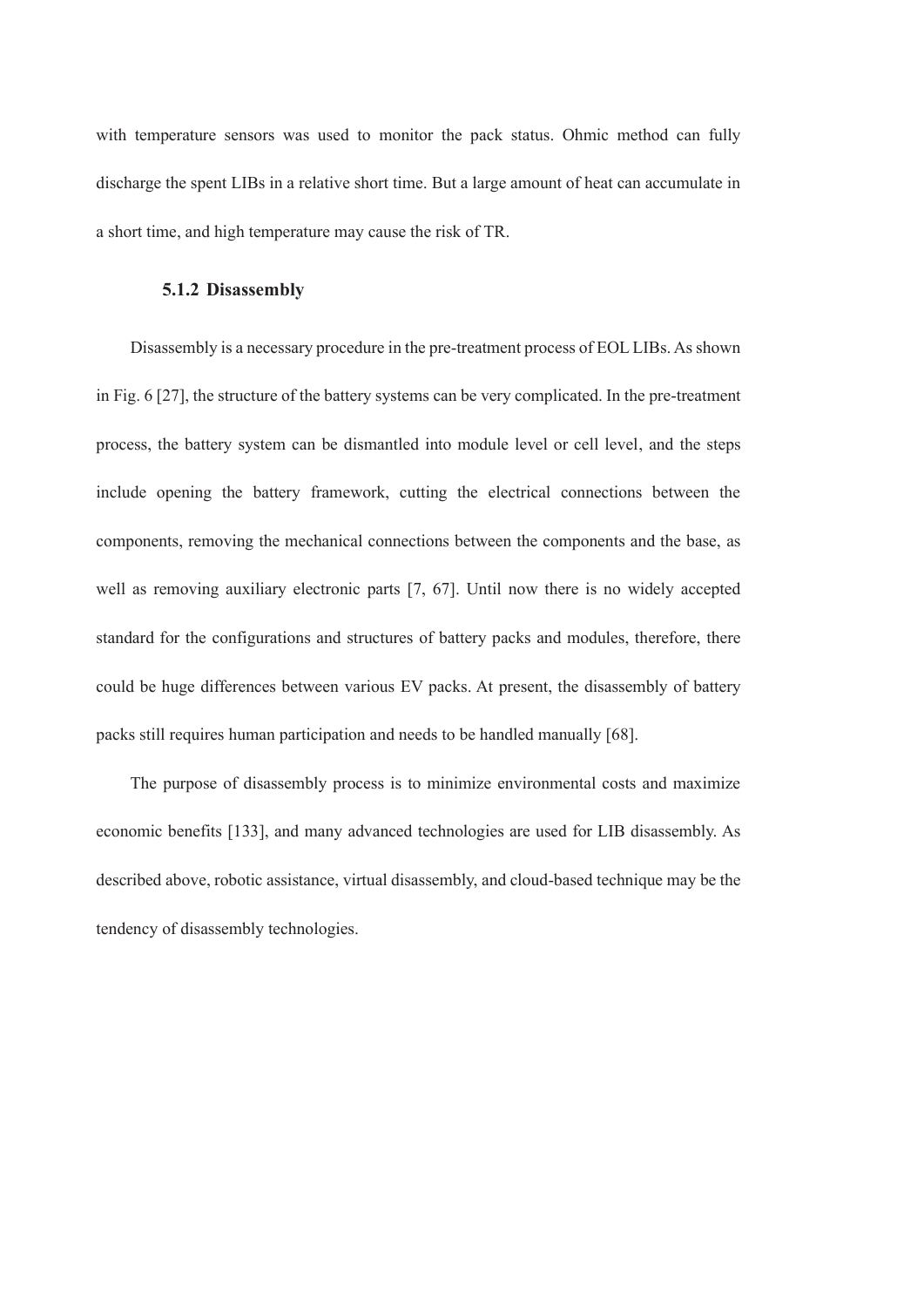with temperature sensors was used to monitor the pack status. Ohmic method can fully discharge the spent LIBs in a relative short time. But a large amount of heat can accumulate in a short time, and high temperature may cause the risk of TR.

#### 5.1.2 Disassembly

Disassembly is a necessary procedure in the pre-treatment process of EOL LIBs. As shown in Fig. 6 [27], the structure of the battery systems can be very complicated. In the pre-treatment process, the battery system can be dismantled into module level or cell level, and the steps include opening the battery framework, cutting the electrical connections between the components, removing the mechanical connections between the components and the base, as well as removing auxiliary electronic parts [7, 67]. Until now there is no widely accepted standard for the configurations and structures of battery packs and modules, therefore, there could be huge differences between various EV packs. At present, the disassembly of battery packs still requires human participation and needs to be handled manually [68].

The purpose of disassembly process is to minimize environmental costs and maximize economic benefits [133], and many advanced technologies are used for LIB disassembly. As described above, robotic assistance, virtual disassembly, and cloud-based technique may be the tendency of disassembly technologies.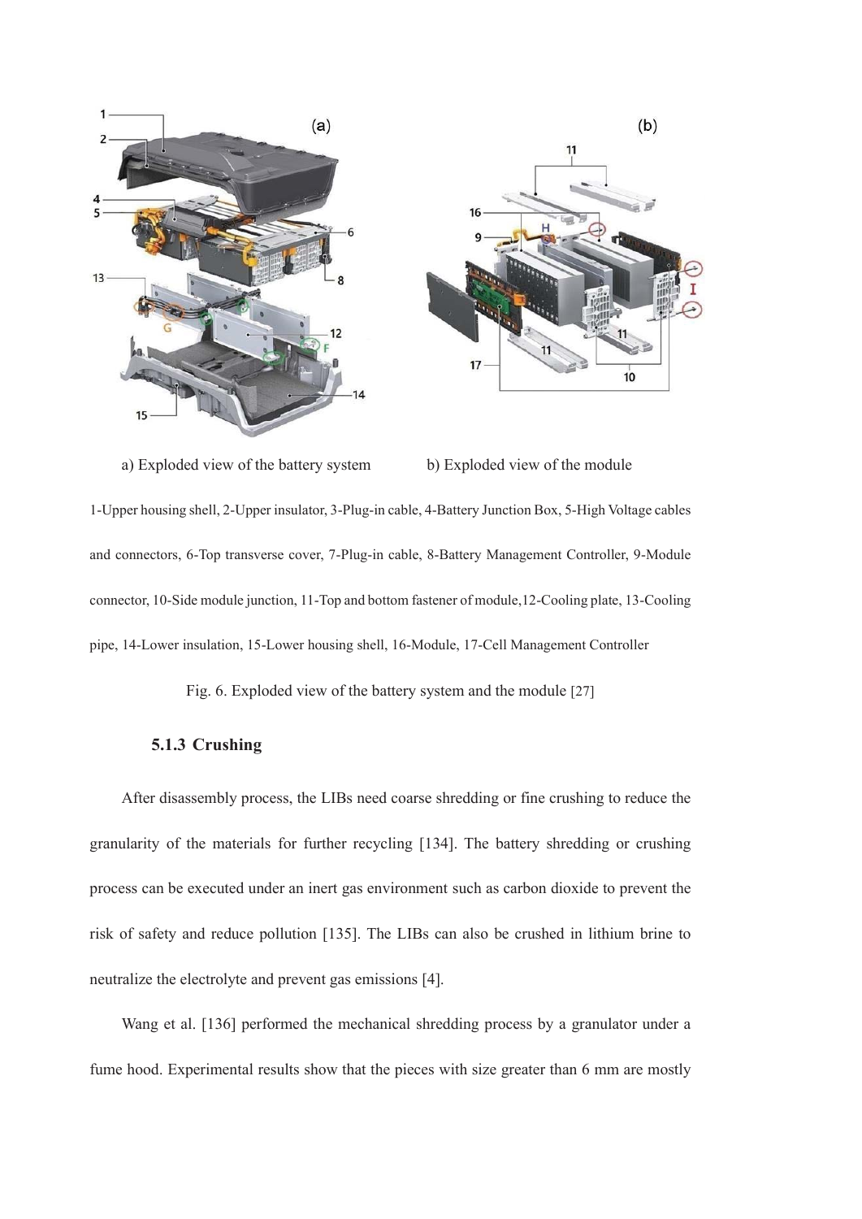a) Exploded view of the battery system b) Exploded view of the module

1-Upper housing shell, 2-Upper insulator, 3-Plug-in cable, 4-Battery Junction Box, 5-High Voltage cables and connectors, 6-Top transverse cover, 7-Plug-in cable, 8-Battery Management Controller, 9-Module connector, 10-Side module junction, 11-Top and bottom fastener of module,12-Cooling plate, 13-Cooling pipe, 14-Lower insulation, 15-Lower housing shell, 16-Module, 17-Cell Management Controller

Fig. 6. Exploded view of the battery system and the module [27]

### 5.1.3 Crushing

After disassembly process, the LIBs need coarse shredding or fine crushing to reduce the granularity of the materials for further recycling [134]. The battery shredding or crushing process can be executed under an inert gas environment such as carbon dioxide to prevent the risk of safety and reduce pollution [135]. The LIBs can also be crushed in lithium brine to neutralize the electrolyte and prevent gas emissions [4].

Wang et al. [136] performed the mechanical shredding process by a granulator under a fume hood. Experimental results show that the pieces with size greater than 6 mm are mostly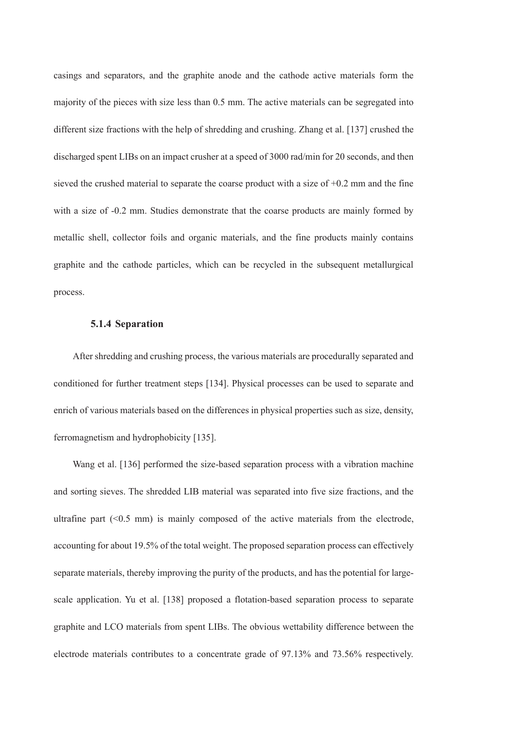casings and separators, and the graphite anode and the cathode active materials form the majority of the pieces with size less than 0.5 mm. The active materials can be segregated into different size fractions with the help of shredding and crushing. Zhang et al. [137] crushed the discharged spent LIBs on an impact crusher at a speed of 3000 rad/min for 20 seconds, and then sieved the crushed material to separate the coarse product with a size of +0.2 mm and the fine with a size of -0.2 mm. Studies demonstrate that the coarse products are mainly formed by metallic shell, collector foils and organic materials, and the fine products mainly contains graphite and the cathode particles, which can be recycled in the subsequent metallurgical process.

### 5.1.4 Separation

After shredding and crushing process, the various materials are procedurally separated and conditioned for further treatment steps [134]. Physical processes can be used to separate and enrich of various materials based on the differences in physical properties such as size, density, ferromagnetism and hydrophobicity [135].

Wang et al. [136] performed the size-based separation process with a vibration machine and sorting sieves. The shredded LIB material was separated into five size fractions, and the ultrafine part (<0.5 mm) is mainly composed of the active materials from the electrode, accounting for about 19.5% of the total weight. The proposed separation process can effectively separate materials, thereby improving the purity of the products, and has the potential for large-scale application. Yu et al. [138] proposed a flotation-based separation process to separate graphite and LCO materials from spent LIBs. The obvious wettability difference between the electrode materials contributes to a concentrate grade of 97.13% and 73.56% respectively.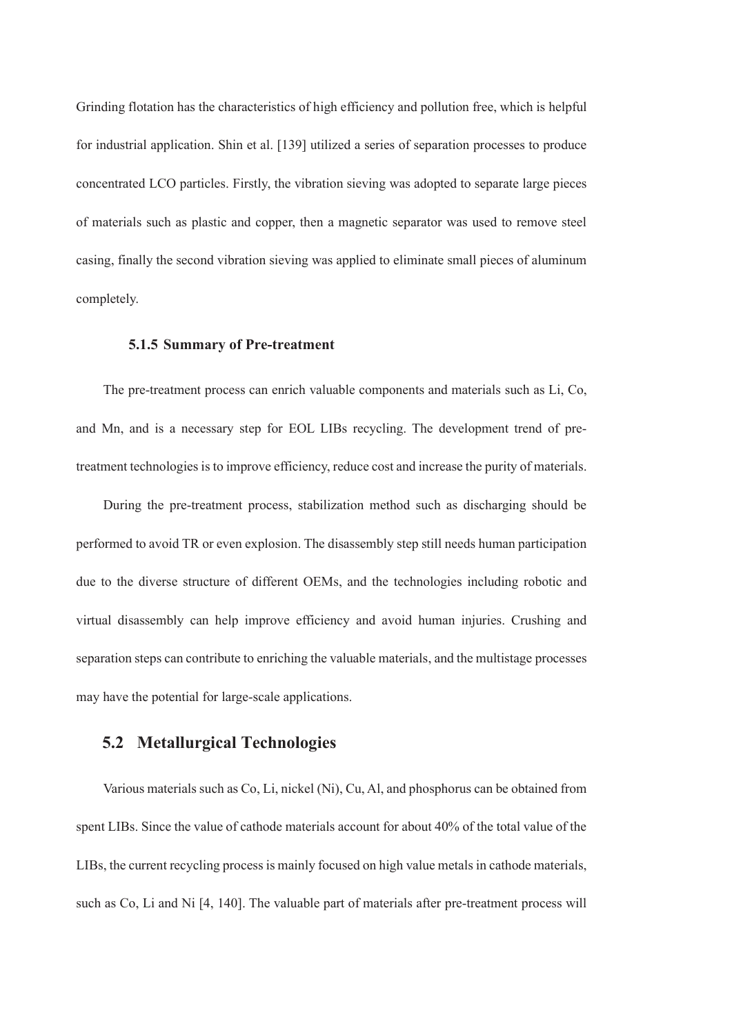Grinding flotation has the characteristics of high efficiency and pollution free, which is helpful for industrial application. Shin et al. [139] utilized a series of separation processes to produce concentrated LCO particles. Firstly, the vibration sieving was adopted to separate large pieces of materials such as plastic and copper, then a magnetic separator was used to remove steel casing, finally the second vibration sieving was applied to eliminate small pieces of aluminum completely.

### 5.1.5 Summary of Pre-treatment

The pre-treatment process can enrich valuable components and materials such as Li, Co, and Mn, and is a necessary step for EOL LIBs recycling. The development trend of pre-treatment technologies is to improve efficiency, reduce cost and increase the purity of materials.

During the pre-treatment process, stabilization method such as discharging should be performed to avoid TR or even explosion. The disassembly step still needs human participation due to the diverse structure of different OEMs, and the technologies including robotic and virtual disassembly can help improve efficiency and avoid human injuries. Crushing and separation steps can contribute to enriching the valuable materials, and the multistage processes may have the potential for large-scale applications.

## 5.2 Metallurgical Technologies

Various materials such as Co, Li, nickel (Ni), Cu, Al, and phosphorus can be obtained from spent LIBs. Since the value of cathode materials account for about 40% of the total value of the LIBs, the current recycling process is mainly focused on high value metals in cathode materials, such as Co, Li and Ni [4, 140]. The valuable part of materials after pre-treatment process will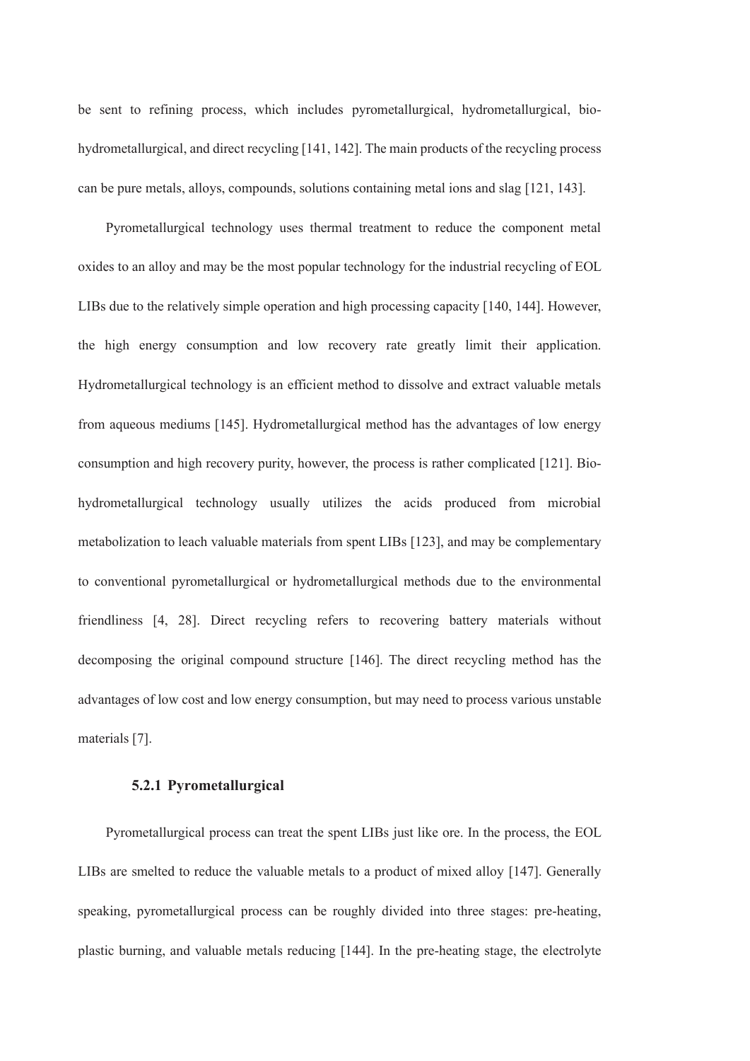be sent to refining process, which includes pyrometallurgical, hydrometallurgical, bio-hydrometallurgical, and direct recycling [141, 142]. The main products of the recycling process can be pure metals, alloys, compounds, solutions containing metal ions and slag [121, 143].

Pyrometallurgical technology uses thermal treatment to reduce the component metal oxides to an alloy and may be the most popular technology for the industrial recycling of EOL LIBs due to the relatively simple operation and high processing capacity [140, 144]. However, the high energy consumption and low recovery rate greatly limit their application. Hydrometallurgical technology is an efficient method to dissolve and extract valuable metals from aqueous mediums [145]. Hydrometallurgical method has the advantages of low energy consumption and high recovery purity, however, the process is rather complicated [121]. Bio-hydrometallurgical technology usually utilizes the acids produced from microbial metabolization to leach valuable materials from spent LIBs [123], and may be complementary to conventional pyrometallurgical or hydrometallurgical methods due to the environmental friendliness [4, 28]. Direct recycling refers to recovering battery materials without decomposing the original compound structure [146]. The direct recycling method has the advantages of low cost and low energy consumption, but may need to process various unstable materials [7].

### 5.2.1 Pyrometallurgical

Pyrometallurgical process can treat the spent LIBs just like ore. In the process, the EOL LIBs are smelted to reduce the valuable metals to a product of mixed alloy [147]. Generally speaking, pyrometallurgical process can be roughly divided into three stages: pre-heating, plastic burning, and valuable metals reducing [144]. In the pre-heating stage, the electrolyte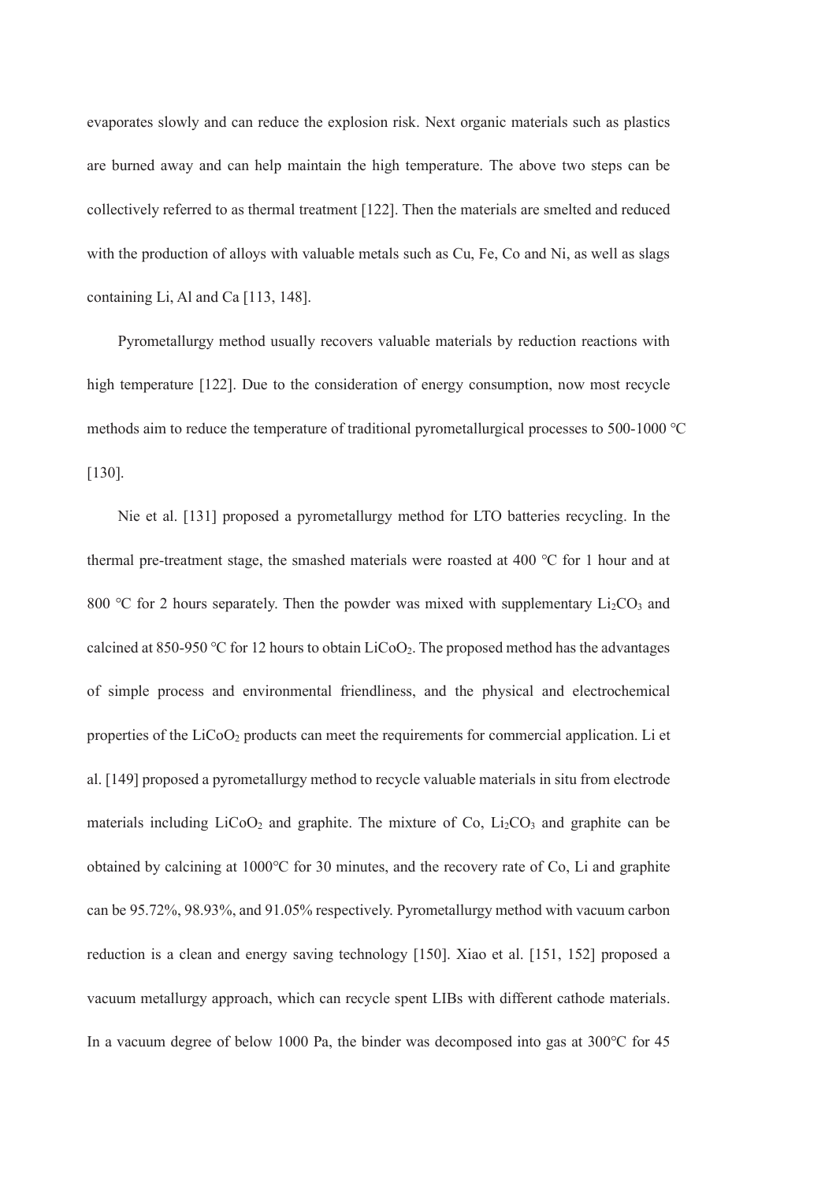evaporates slowly and can reduce the explosion risk. Next organic materials such as plastics are burned away and can help maintain the high temperature. The above two steps can be collectively referred to as thermal treatment [122]. Then the materials are smelted and reduced with the production of alloys with valuable metals such as Cu, Fe, Co and Ni, as well as slags containing Li, Al and Ca [113, 148].

Pyrometallurgy method usually recovers valuable materials by reduction reactions with high temperature [122]. Due to the consideration of energy consumption, now most recycle methods aim to reduce the temperature of traditional pyrometallurgical processes to 500-1000 ℃ [130].

Nie et al. [131] proposed a pyrometallurgy method for LTO batteries recycling. In the thermal pre-treatment stage, the smashed materials were roasted at 400 ℃ for 1 hour and at 800 ℃ for 2 hours separately. Then the powder was mixed with supplementary $Li_2CO_3$ and calcined at 850-950 ℃ for 12 hours to obtain $LiCoO_2$. The proposed method has the advantages of simple process and environmental friendliness, and the physical and electrochemical properties of the $LiCoO_2$ products can meet the requirements for commercial application. Li et al. [149] proposed a pyrometallurgy method to recycle valuable materials in situ from electrode materials including $LiCoO_2$ and graphite. The mixture of Co, $Li_2CO_3$ and graphite can be obtained by calcining at 1000℃ for 30 minutes, and the recovery rate of Co, Li and graphite can be 95.72%, 98.93%, and 91.05% respectively. Pyrometallurgy method with vacuum carbon reduction is a clean and energy saving technology [150]. Xiao et al. [151, 152] proposed a vacuum metallurgy approach, which can recycle spent LIBs with different cathode materials. In a vacuum degree of below 1000 Pa, the binder was decomposed into gas at 300℃ for 45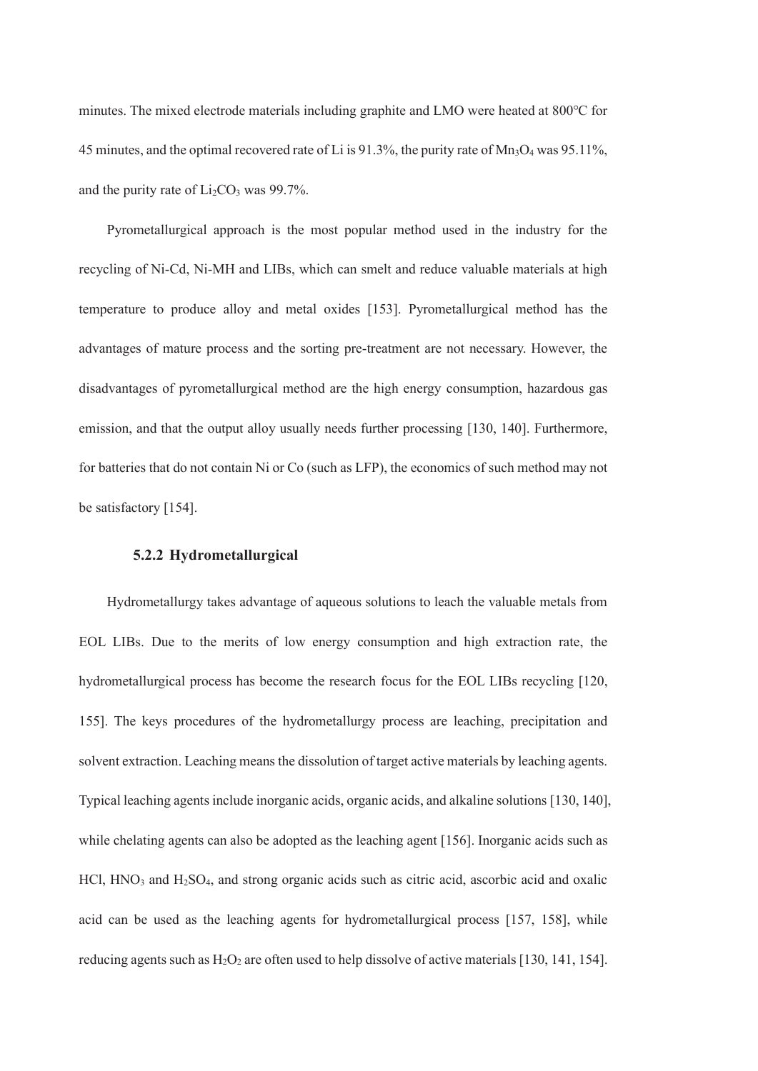minutes. The mixed electrode materials including graphite and LMO were heated at 800℃ for 45 minutes, and the optimal recovered rate of Li is 91.3%, the purity rate of $Mn_3O_4$ was 95.11%, and the purity rate of $Li_2CO_3$ was 99.7%.

Pyrometallurgical approach is the most popular method used in the industry for the recycling of Ni-Cd, Ni-MH and LIBs, which can smelt and reduce valuable materials at high temperature to produce alloy and metal oxides [153]. Pyrometallurgical method has the advantages of mature process and the sorting pre-treatment are not necessary. However, the disadvantages of pyrometallurgical method are the high energy consumption, hazardous gas emission, and that the output alloy usually needs further processing [130, 140]. Furthermore, for batteries that do not contain Ni or Co (such as LFP), the economics of such method may not be satisfactory [154].

### 5.2.2 Hydrometallurgical

Hydrometallurgy takes advantage of aqueous solutions to leach the valuable metals from EOL LIBs. Due to the merits of low energy consumption and high extraction rate, the hydrometallurgical process has become the research focus for the EOL LIBs recycling [120, 155]. The keys procedures of the hydrometallurgy process are leaching, precipitation and solvent extraction. Leaching means the dissolution of target active materials by leaching agents. Typical leaching agents include inorganic acids, organic acids, and alkaline solutions [130, 140], while chelating agents can also be adopted as the leaching agent [156]. Inorganic acids such as HCl, $HNO_3$ and $H_2SO_4$, and strong organic acids such as citric acid, ascorbic acid and oxalic acid can be used as the leaching agents for hydrometallurgical process [157, 158], while reducing agents such as $H_2O_2$ are often used to help dissolve of active materials [130, 141, 154].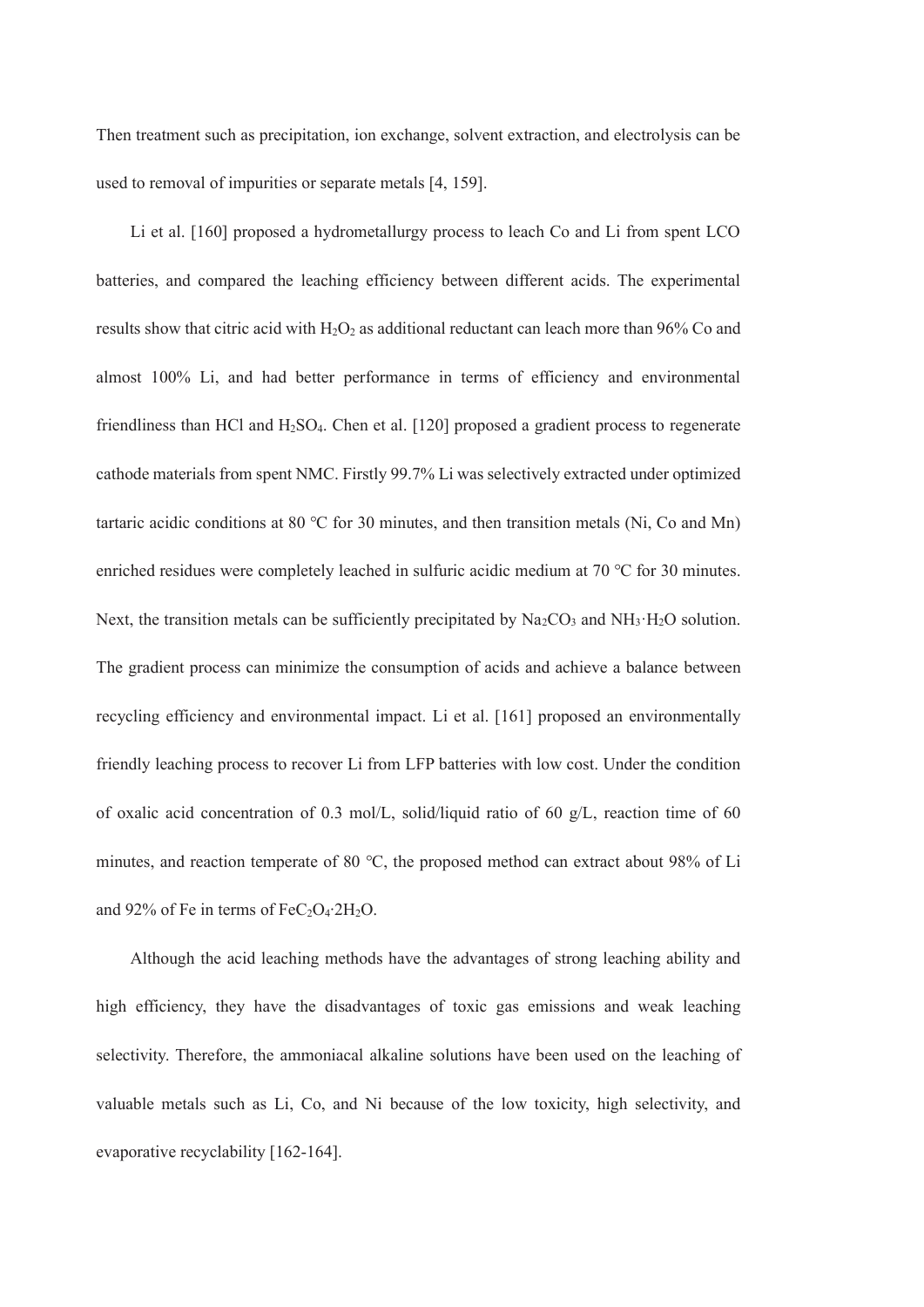Then treatment such as precipitation, ion exchange, solvent extraction, and electrolysis can be used to removal of impurities or separate metals [4, 159].

Li et al. [160] proposed a hydrometallurgy process to leach Co and Li from spent LCO batteries, and compared the leaching efficiency between different acids. The experimental results show that citric acid with $H_2O_2$ as additional reductant can leach more than 96% Co and almost 100% Li, and had better performance in terms of efficiency and environmental friendliness than HCl and $H_2SO_4$. Chen et al. [120] proposed a gradient process to regenerate cathode materials from spent NMC. Firstly 99.7% Li was selectively extracted under optimized tartaric acidic conditions at 80 ℃ for 30 minutes, and then transition metals (Ni, Co and Mn) enriched residues were completely leached in sulfuric acidic medium at 70 ℃ for 30 minutes. Next, the transition metals can be sufficiently precipitated by $Na_2CO_3$ and $NH_3{\cdot}H_2O$ solution. The gradient process can minimize the consumption of acids and achieve a balance between recycling efficiency and environmental impact. Li et al. [161] proposed an environmentally friendly leaching process to recover Li from LFP batteries with low cost. Under the condition of oxalic acid concentration of 0.3 mol/L, solid/liquid ratio of 60 g/L, reaction time of 60 minutes, and reaction temperate of 80 ℃, the proposed method can extract about 98% of Li and 92% of Fe in terms of $FeC_2O_4{\cdot}2H_2O$.

Although the acid leaching methods have the advantages of strong leaching ability and high efficiency, they have the disadvantages of toxic gas emissions and weak leaching selectivity. Therefore, the ammoniacal alkaline solutions have been used on the leaching of valuable metals such as Li, Co, and Ni because of the low toxicity, high selectivity, and evaporative recyclability [162-164].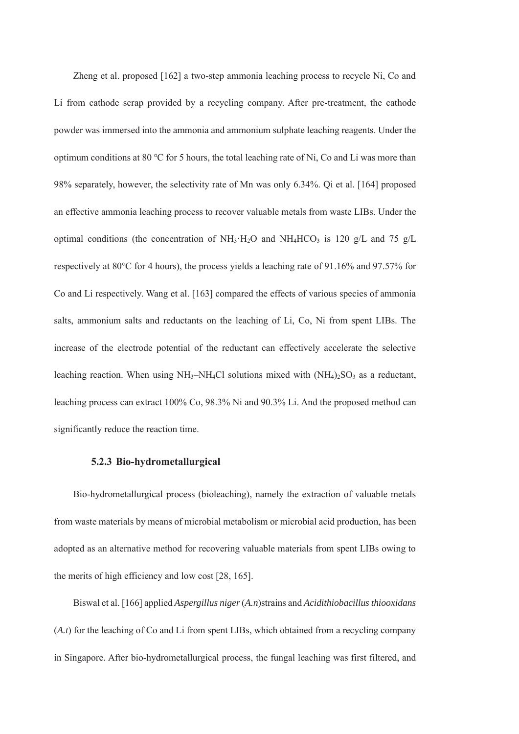Zheng et al. proposed [162] a two-step ammonia leaching process to recycle Ni, Co and Li from cathode scrap provided by a recycling company. After pre-treatment, the cathode powder was immersed into the ammonia and ammonium sulphate leaching reagents. Under the optimum conditions at 80 °C for 5 hours, the total leaching rate of Ni, Co and Li was more than 98% separately, however, the selectivity rate of Mn was only 6.34%. Qi et al. [164] proposed an effective ammonia leaching process to recover valuable metals from waste LIBs. Under the optimal conditions (the concentration of $NH_3 \cdot H_2O$ and $NH_4HCO_3$ is 120 g/L and 75 g/L respectively at 80℃ for 4 hours), the process yields a leaching rate of 91.16% and 97.57% for Co and Li respectively. Wang et al. [163] compared the effects of various species of ammonia salts, ammonium salts and reductants on the leaching of Li, Co, Ni from spent LIBs. The increase of the electrode potential of the reductant can effectively accelerate the selective leaching reaction. When using $NH_3$–$NH_4Cl$ solutions mixed with $(NH_4)_2SO_3$ as a reductant, leaching process can extract 100% Co, 98.3% Ni and 90.3% Li. And the proposed method can significantly reduce the reaction time.

### 5.2.3 Bio-hydrometallurgical

Bio-hydrometallurgical process (bioleaching), namely the extraction of valuable metals from waste materials by means of microbial metabolism or microbial acid production, has been adopted as an alternative method for recovering valuable materials from spent LIBs owing to the merits of high efficiency and low cost [28, 165].

Biswal et al. [166] applied *Aspergillus niger* (*A.n*)strains and *Acidithiobacillus thiooxidans* (*A.t*) for the leaching of Co and Li from spent LIBs, which obtained from a recycling company in Singapore. After bio-hydrometallurgical process, the fungal leaching was first filtered, and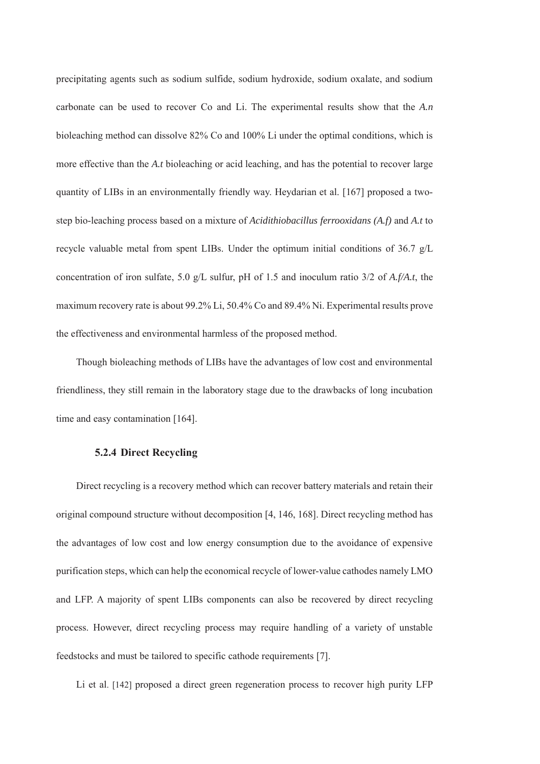precipitating agents such as sodium sulfide, sodium hydroxide, sodium oxalate, and sodium carbonate can be used to recover Co and Li. The experimental results show that the *A.n* bioleaching method can dissolve 82% Co and 100% Li under the optimal conditions, which is more effective than the *A.t* bioleaching or acid leaching, and has the potential to recover large quantity of LIBs in an environmentally friendly way. Heydarian et al. [167] proposed a two-step bio-leaching process based on a mixture of *Acidithiobacillus ferrooxidans (A.f)* and *A.t* to recycle valuable metal from spent LIBs. Under the optimum initial conditions of 36.7 g/L concentration of iron sulfate, 5.0 g/L sulfur, pH of 1.5 and inoculum ratio 3/2 of *A.f/A.t*, the maximum recovery rate is about 99.2% Li, 50.4% Co and 89.4% Ni. Experimental results prove the effectiveness and environmental harmless of the proposed method.

Though bioleaching methods of LIBs have the advantages of low cost and environmental friendliness, they still remain in the laboratory stage due to the drawbacks of long incubation time and easy contamination [164].

### 5.2.4 Direct Recycling

Direct recycling is a recovery method which can recover battery materials and retain their original compound structure without decomposition [4, 146, 168]. Direct recycling method has the advantages of low cost and low energy consumption due to the avoidance of expensive purification steps, which can help the economical recycle of lower-value cathodes namely LMO and LFP. A majority of spent LIBs components can also be recovered by direct recycling process. However, direct recycling process may require handling of a variety of unstable feedstocks and must be tailored to specific cathode requirements [7].

Li et al. [142] proposed a direct green regeneration process to recover high purity LFP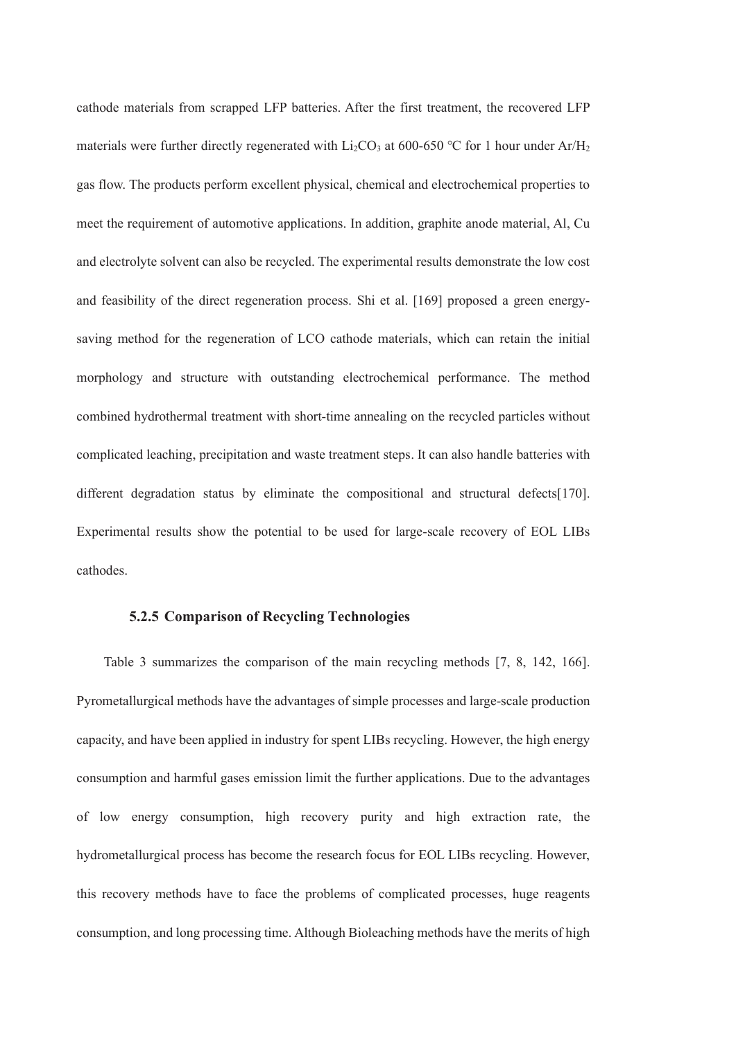cathode materials from scrapped LFP batteries. After the first treatment, the recovered LFP materials were further directly regenerated with $Li_2CO_3$ at 600-650 °C for 1 hour under $Ar/H_2$ gas flow. The products perform excellent physical, chemical and electrochemical properties to meet the requirement of automotive applications. In addition, graphite anode material, Al, Cu and electrolyte solvent can also be recycled. The experimental results demonstrate the low cost and feasibility of the direct regeneration process. Shi et al. [169] proposed a green energy-saving method for the regeneration of LCO cathode materials, which can retain the initial morphology and structure with outstanding electrochemical performance. The method combined hydrothermal treatment with short-time annealing on the recycled particles without complicated leaching, precipitation and waste treatment steps. It can also handle batteries with different degradation status by eliminate the compositional and structural defects[170]. Experimental results show the potential to be used for large-scale recovery of EOL LIBs cathodes.

### 5.2.5 Comparison of Recycling Technologies

Table 3 summarizes the comparison of the main recycling methods [7, 8, 142, 166]. Pyrometallurgical methods have the advantages of simple processes and large-scale production capacity, and have been applied in industry for spent LIBs recycling. However, the high energy consumption and harmful gases emission limit the further applications. Due to the advantages of low energy consumption, high recovery purity and high extraction rate, the hydrometallurgical process has become the research focus for EOL LIBs recycling. However, this recovery methods have to face the problems of complicated processes, huge reagents consumption, and long processing time. Although Bioleaching methods have the merits of high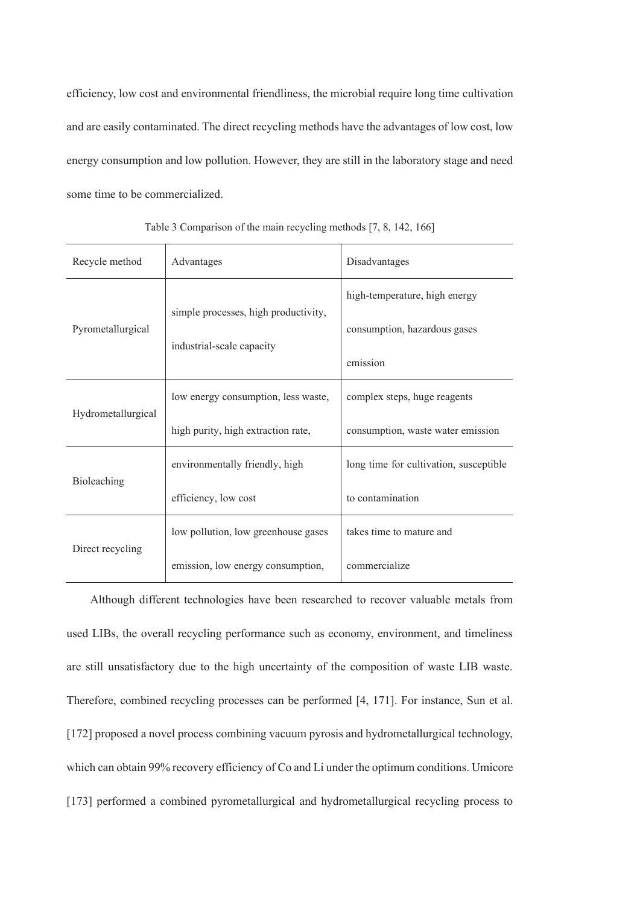efficiency, low cost and environmental friendliness, the microbial require long time cultivation and are easily contaminated. The direct recycling methods have the advantages of low cost, low energy consumption and low pollution. However, they are still in the laboratory stage and need some time to be commercialized.

Table 3 Comparison of the main recycling methods [7, 8, 142, 166]

| Recycle method | Advantages | Disadvantages |
|---|---|---|
| Pyrometallurgical | simple processes, high productivity, industrial-scale capacity | high-temperature, high energy consumption, hazardous gases emission |
| Hydrometallurgical | low energy consumption, less waste, high purity, high extraction rate, | complex steps, huge reagents consumption, waste water emission |
| Bioleaching | environmentally friendly, high efficiency, low cost | long time for cultivation, susceptible to contamination |
| Direct recycling | low pollution, low greenhouse gases emission, low energy consumption, | takes time to mature and commercialize |

Although different technologies have been researched to recover valuable metals from used LIBs, the overall recycling performance such as economy, environment, and timeliness are still unsatisfactory due to the high uncertainty of the composition of waste LIB waste. Therefore, combined recycling processes can be performed [4, 171]. For instance, Sun et al. [172] proposed a novel process combining vacuum pyrosis and hydrometallurgical technology, which can obtain 99% recovery efficiency of Co and Li under the optimum conditions. Umicore [173] performed a combined pyrometallurgical and hydrometallurgical recycling process to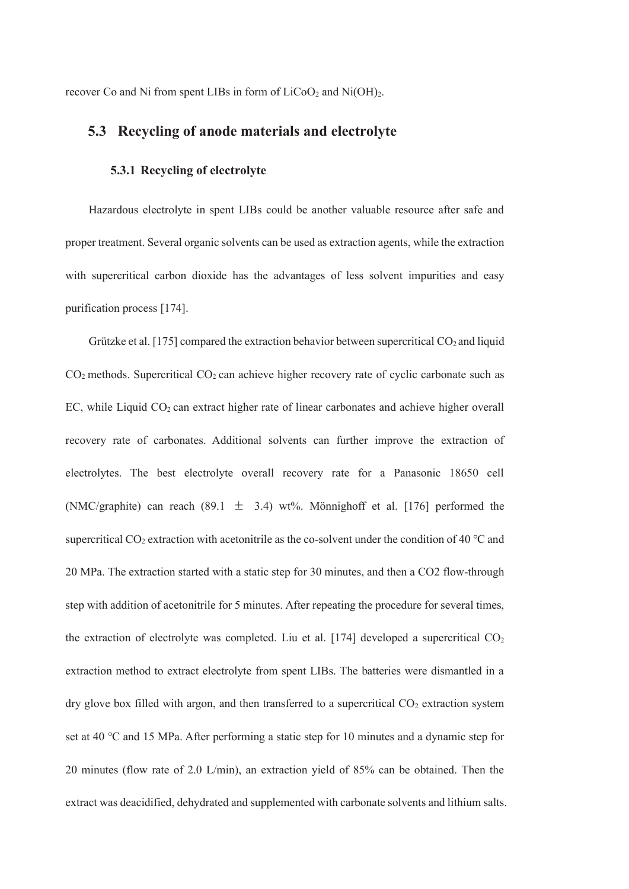recover Co and Ni from spent LIBs in form of $LiCoO_2$ and $Ni(OH)_2$.

## 5.3 Recycling of anode materials and electrolyte

### 5.3.1 Recycling of electrolyte

Hazardous electrolyte in spent LIBs could be another valuable resource after safe and proper treatment. Several organic solvents can be used as extraction agents, while the extraction with supercritical carbon dioxide has the advantages of less solvent impurities and easy purification process [174].

Grützke et al. [175] compared the extraction behavior between supercritical $CO_2$ and liquid $CO_2$ methods. Supercritical $CO_2$ can achieve higher recovery rate of cyclic carbonate such as EC, while Liquid $CO_2$ can extract higher rate of linear carbonates and achieve higher overall recovery rate of carbonates. Additional solvents can further improve the extraction of electrolytes. The best electrolyte overall recovery rate for a Panasonic 18650 cell (NMC/graphite) can reach (89.1 $\pm$ 3.4) wt%. Mönnighoff et al. [176] performed the supercritical $CO_2$ extraction with acetonitrile as the co-solvent under the condition of 40 °C and 20 MPa. The extraction started with a static step for 30 minutes, and then a CO2 flow-through step with addition of acetonitrile for 5 minutes. After repeating the procedure for several times, the extraction of electrolyte was completed. Liu et al. [174] developed a supercritical $CO_2$ extraction method to extract electrolyte from spent LIBs. The batteries were dismantled in a dry glove box filled with argon, and then transferred to a supercritical $CO_2$ extraction system set at 40 °C and 15 MPa. After performing a static step for 10 minutes and a dynamic step for 20 minutes (flow rate of 2.0 L/min), an extraction yield of 85% can be obtained. Then the extract was deacidified, dehydrated and supplemented with carbonate solvents and lithium salts.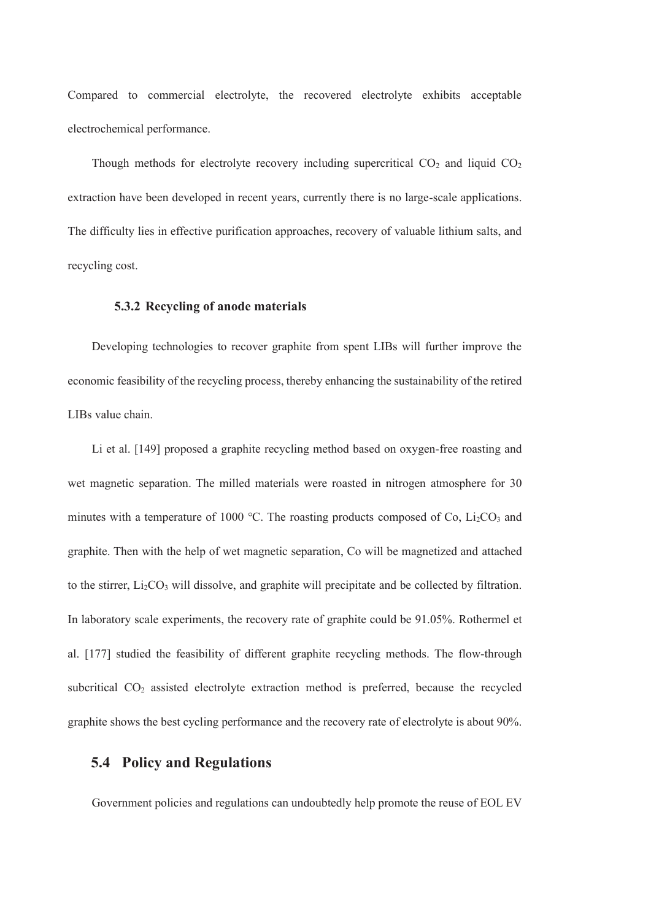Compared to commercial electrolyte, the recovered electrolyte exhibits acceptable electrochemical performance.

Though methods for electrolyte recovery including supercritical $CO_2$ and liquid $CO_2$ extraction have been developed in recent years, currently there is no large-scale applications. The difficulty lies in effective purification approaches, recovery of valuable lithium salts, and recycling cost.

### 5.3.2 Recycling of anode materials

Developing technologies to recover graphite from spent LIBs will further improve the economic feasibility of the recycling process, thereby enhancing the sustainability of the retired LIBs value chain.

Li et al. [149] proposed a graphite recycling method based on oxygen-free roasting and wet magnetic separation. The milled materials were roasted in nitrogen atmosphere for 30 minutes with a temperature of 1000 °C. The roasting products composed of Co, $Li_2CO_3$ and graphite. Then with the help of wet magnetic separation, Co will be magnetized and attached to the stirrer, $Li_2CO_3$ will dissolve, and graphite will precipitate and be collected by filtration. In laboratory scale experiments, the recovery rate of graphite could be 91.05%. Rothermel et al. [177] studied the feasibility of different graphite recycling methods. The flow-through subcritical $CO_2$ assisted electrolyte extraction method is preferred, because the recycled graphite shows the best cycling performance and the recovery rate of electrolyte is about 90%.

## 5.4 Policy and Regulations

Government policies and regulations can undoubtedly help promote the reuse of EOL EV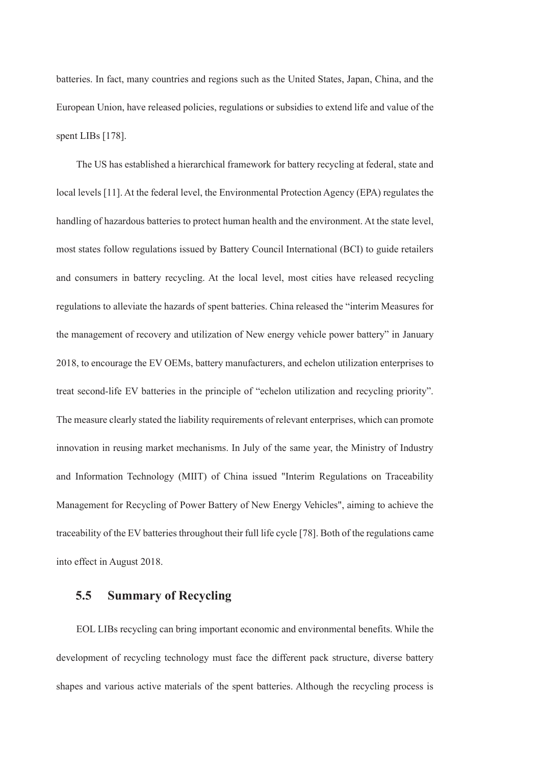batteries. In fact, many countries and regions such as the United States, Japan, China, and the European Union, have released policies, regulations or subsidies to extend life and value of the spent LIBs [178].

The US has established a hierarchical framework for battery recycling at federal, state and local levels [11]. At the federal level, the Environmental Protection Agency (EPA) regulates the handling of hazardous batteries to protect human health and the environment. At the state level, most states follow regulations issued by Battery Council International (BCI) to guide retailers and consumers in battery recycling. At the local level, most cities have released recycling regulations to alleviate the hazards of spent batteries. China released the "interim Measures for the management of recovery and utilization of New energy vehicle power battery" in January 2018, to encourage the EV OEMs, battery manufacturers, and echelon utilization enterprises to treat second-life EV batteries in the principle of "echelon utilization and recycling priority". The measure clearly stated the liability requirements of relevant enterprises, which can promote innovation in reusing market mechanisms. In July of the same year, the Ministry of Industry and Information Technology (MIIT) of China issued "Interim Regulations on Traceability Management for Recycling of Power Battery of New Energy Vehicles", aiming to achieve the traceability of the EV batteries throughout their full life cycle [78]. Both of the regulations came into effect in August 2018.

## 5.5 Summary of Recycling

EOL LIBs recycling can bring important economic and environmental benefits. While the development of recycling technology must face the different pack structure, diverse battery shapes and various active materials of the spent batteries. Although the recycling process is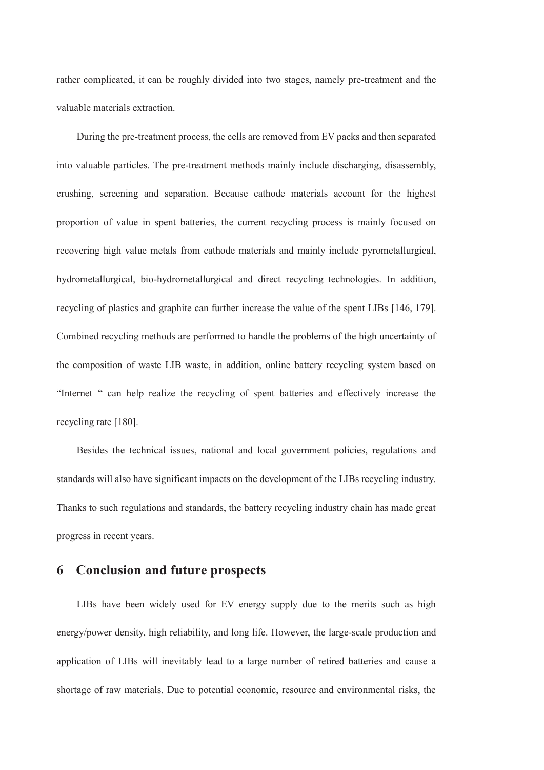rather complicated, it can be roughly divided into two stages, namely pre-treatment and the valuable materials extraction.

During the pre-treatment process, the cells are removed from EV packs and then separated into valuable particles. The pre-treatment methods mainly include discharging, disassembly, crushing, screening and separation. Because cathode materials account for the highest proportion of value in spent batteries, the current recycling process is mainly focused on recovering high value metals from cathode materials and mainly include pyrometallurgical, hydrometallurgical, bio-hydrometallurgical and direct recycling technologies. In addition, recycling of plastics and graphite can further increase the value of the spent LIBs [146, 179]. Combined recycling methods are performed to handle the problems of the high uncertainty of the composition of waste LIB waste, in addition, online battery recycling system based on "Internet+" can help realize the recycling of spent batteries and effectively increase the recycling rate [180].

Besides the technical issues, national and local government policies, regulations and standards will also have significant impacts on the development of the LIBs recycling industry. Thanks to such regulations and standards, the battery recycling industry chain has made great progress in recent years.

# 6 Conclusion and future prospects

LIBs have been widely used for EV energy supply due to the merits such as high energy/power density, high reliability, and long life. However, the large-scale production and application of LIBs will inevitably lead to a large number of retired batteries and cause a shortage of raw materials. Due to potential economic, resource and environmental risks, the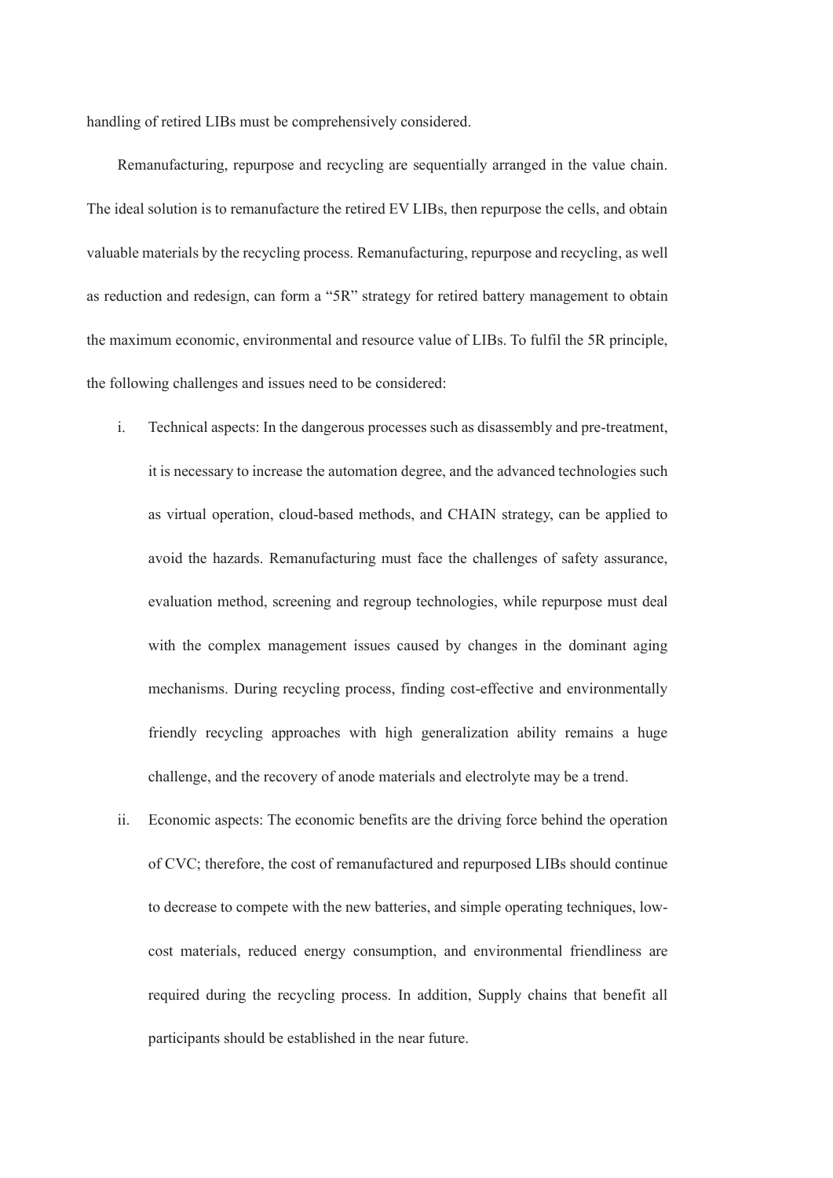handling of retired LIBs must be comprehensively considered.

Remanufacturing, repurpose and recycling are sequentially arranged in the value chain. The ideal solution is to remanufacture the retired EV LIBs, then repurpose the cells, and obtain valuable materials by the recycling process. Remanufacturing, repurpose and recycling, as well as reduction and redesign, can form a "5R" strategy for retired battery management to obtain the maximum economic, environmental and resource value of LIBs. To fulfil the 5R principle, the following challenges and issues need to be considered:

i. Technical aspects: In the dangerous processes such as disassembly and pre-treatment, it is necessary to increase the automation degree, and the advanced technologies such as virtual operation, cloud-based methods, and CHAIN strategy, can be applied to avoid the hazards. Remanufacturing must face the challenges of safety assurance, evaluation method, screening and regroup technologies, while repurpose must deal with the complex management issues caused by changes in the dominant aging mechanisms. During recycling process, finding cost-effective and environmentally friendly recycling approaches with high generalization ability remains a huge challenge, and the recovery of anode materials and electrolyte may be a trend.

ii. Economic aspects: The economic benefits are the driving force behind the operation of CVC; therefore, the cost of remanufactured and repurposed LIBs should continue to decrease to compete with the new batteries, and simple operating techniques, low-cost materials, reduced energy consumption, and environmental friendliness are required during the recycling process. In addition, Supply chains that benefit all participants should be established in the near future.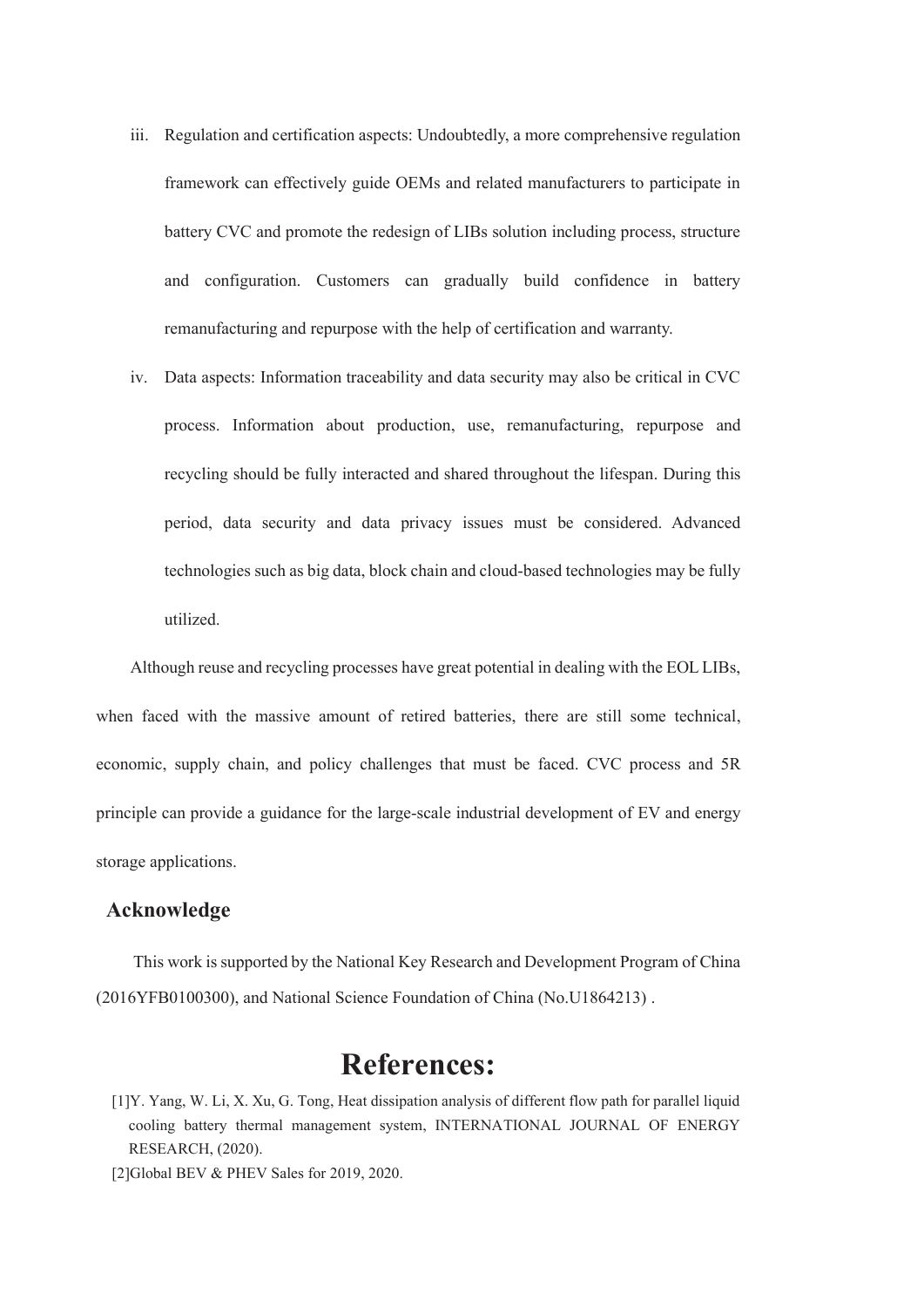iii. Regulation and certification aspects: Undoubtedly, a more comprehensive regulation framework can effectively guide OEMs and related manufacturers to participate in battery CVC and promote the redesign of LIBs solution including process, structure and configuration. Customers can gradually build confidence in battery remanufacturing and repurpose with the help of certification and warranty.

iv. Data aspects: Information traceability and data security may also be critical in CVC process. Information about production, use, remanufacturing, repurpose and recycling should be fully interacted and shared throughout the lifespan. During this period, data security and data privacy issues must be considered. Advanced technologies such as big data, block chain and cloud-based technologies may be fully utilized.

Although reuse and recycling processes have great potential in dealing with the EOL LIBs, when faced with the massive amount of retired batteries, there are still some technical, economic, supply chain, and policy challenges that must be faced. CVC process and 5R principle can provide a guidance for the large-scale industrial development of EV and energy storage applications.

## Acknowledge

This work is supported by the National Key Research and Development Program of China (2016YFB0100300), and National Science Foundation of China (No.U1864213) .

# References:

[1]Y. Yang, W. Li, X. Xu, G. Tong, Heat dissipation analysis of different flow path for parallel liquid cooling battery thermal management system, INTERNATIONAL JOURNAL OF ENERGY RESEARCH, (2020).

[2]Global BEV & PHEV Sales for 2019, 2020.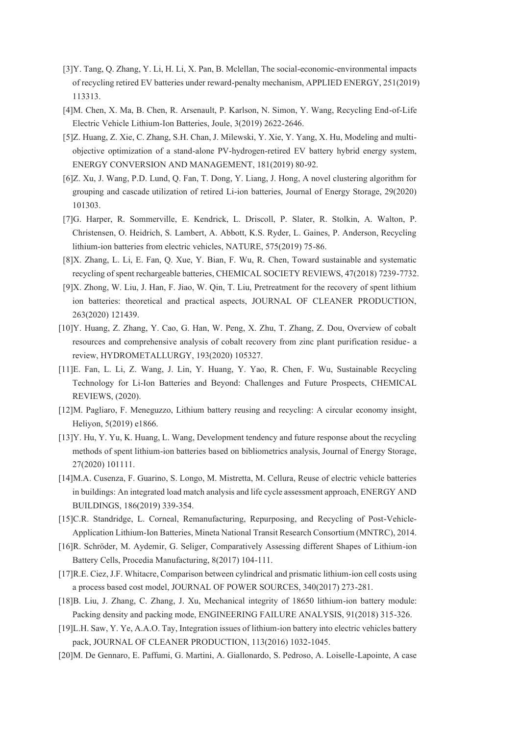[3]Y. Tang, Q. Zhang, Y. Li, H. Li, X. Pan, B. Mclellan, The social-economic-environmental impacts of recycling retired EV batteries under reward-penalty mechanism, APPLIED ENERGY, 251(2019) 113313.

[4]M. Chen, X. Ma, B. Chen, R. Arsenault, P. Karlson, N. Simon, Y. Wang, Recycling End-of-Life Electric Vehicle Lithium-Ion Batteries, Joule, 3(2019) 2622-2646.

[5]Z. Huang, Z. Xie, C. Zhang, S.H. Chan, J. Milewski, Y. Xie, Y. Yang, X. Hu, Modeling and multi-objective optimization of a stand-alone PV-hydrogen-retired EV battery hybrid energy system, ENERGY CONVERSION AND MANAGEMENT, 181(2019) 80-92.

[6]Z. Xu, J. Wang, P.D. Lund, Q. Fan, T. Dong, Y. Liang, J. Hong, A novel clustering algorithm for grouping and cascade utilization of retired Li-ion batteries, Journal of Energy Storage, 29(2020) 101303.

[7]G. Harper, R. Sommerville, E. Kendrick, L. Driscoll, P. Slater, R. Stolkin, A. Walton, P. Christensen, O. Heidrich, S. Lambert, A. Abbott, K.S. Ryder, L. Gaines, P. Anderson, Recycling lithium-ion batteries from electric vehicles, NATURE, 575(2019) 75-86.

[8]X. Zhang, L. Li, E. Fan, Q. Xue, Y. Bian, F. Wu, R. Chen, Toward sustainable and systematic recycling of spent rechargeable batteries, CHEMICAL SOCIETY REVIEWS, 47(2018) 7239-7732.

[9]X. Zhong, W. Liu, J. Han, F. Jiao, W. Qin, T. Liu, Pretreatment for the recovery of spent lithium ion batteries: theoretical and practical aspects, JOURNAL OF CLEANER PRODUCTION, 263(2020) 121439.

[10]Y. Huang, Z. Zhang, Y. Cao, G. Han, W. Peng, X. Zhu, T. Zhang, Z. Dou, Overview of cobalt resources and comprehensive analysis of cobalt recovery from zinc plant purification residue- a review, HYDROMETALLURGY, 193(2020) 105327.

[11]E. Fan, L. Li, Z. Wang, J. Lin, Y. Huang, Y. Yao, R. Chen, F. Wu, Sustainable Recycling Technology for Li-Ion Batteries and Beyond: Challenges and Future Prospects, CHEMICAL REVIEWS, (2020).

[12]M. Pagliaro, F. Meneguzzo, Lithium battery reusing and recycling: A circular economy insight, Heliyon, 5(2019) e1866.

[13]Y. Hu, Y. Yu, K. Huang, L. Wang, Development tendency and future response about the recycling methods of spent lithium-ion batteries based on bibliometrics analysis, Journal of Energy Storage, 27(2020) 101111.

[14]M.A. Cusenza, F. Guarino, S. Longo, M. Mistretta, M. Cellura, Reuse of electric vehicle batteries in buildings: An integrated load match analysis and life cycle assessment approach, ENERGY AND BUILDINGS, 186(2019) 339-354.

[15]C.R. Standridge, L. Corneal, Remanufacturing, Repurposing, and Recycling of Post-Vehicle-Application Lithium-Ion Batteries, Mineta National Transit Research Consortium (MNTRC), 2014.

[16]R. Schröder, M. Aydemir, G. Seliger, Comparatively Assessing different Shapes of Lithium-ion Battery Cells, Procedia Manufacturing, 8(2017) 104-111.

[17]R.E. Ciez, J.F. Whitacre, Comparison between cylindrical and prismatic lithium-ion cell costs using a process based cost model, JOURNAL OF POWER SOURCES, 340(2017) 273-281.

[18]B. Liu, J. Zhang, C. Zhang, J. Xu, Mechanical integrity of 18650 lithium-ion battery module: Packing density and packing mode, ENGINEERING FAILURE ANALYSIS, 91(2018) 315-326.

[19]L.H. Saw, Y. Ye, A.A.O. Tay, Integration issues of lithium-ion battery into electric vehicles battery pack, JOURNAL OF CLEANER PRODUCTION, 113(2016) 1032-1045.

[20]M. De Gennaro, E. Paffumi, G. Martini, A. Giallonardo, S. Pedroso, A. Loiselle-Lapointe, A case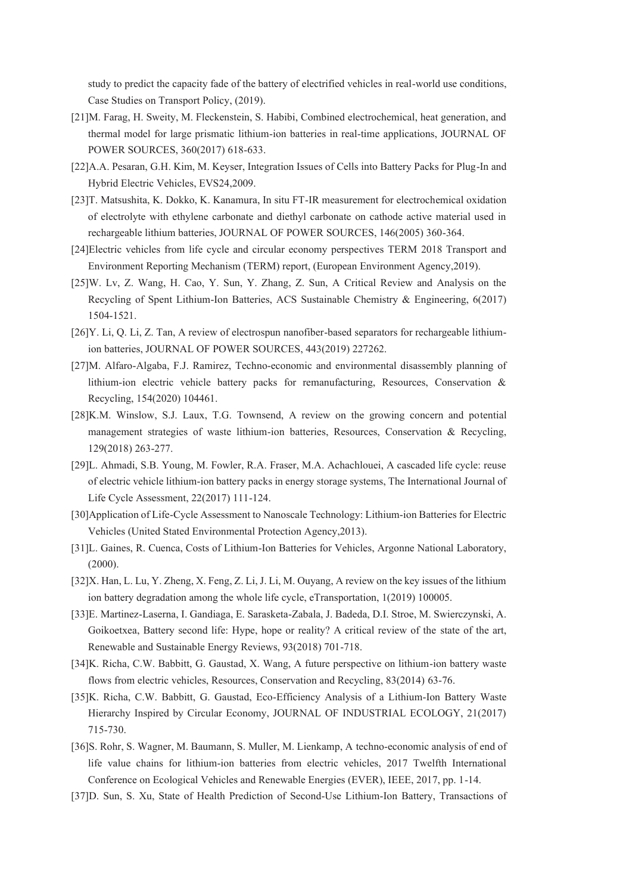study to predict the capacity fade of the battery of electrified vehicles in real-world use conditions, Case Studies on Transport Policy, (2019).

[21]M. Farag, H. Sweity, M. Fleckenstein, S. Habibi, Combined electrochemical, heat generation, and thermal model for large prismatic lithium-ion batteries in real-time applications, JOURNAL OF POWER SOURCES, 360(2017) 618-633.

[22]A.A. Pesaran, G.H. Kim, M. Keyser, Integration Issues of Cells into Battery Packs for Plug-In and Hybrid Electric Vehicles, EVS24,2009.

[23]T. Matsushita, K. Dokko, K. Kanamura, In situ FT-IR measurement for electrochemical oxidation of electrolyte with ethylene carbonate and diethyl carbonate on cathode active material used in rechargeable lithium batteries, JOURNAL OF POWER SOURCES, 146(2005) 360-364.

[24]Electric vehicles from life cycle and circular economy perspectives TERM 2018 Transport and Environment Reporting Mechanism (TERM) report, (European Environment Agency,2019).

[25]W. Lv, Z. Wang, H. Cao, Y. Sun, Y. Zhang, Z. Sun, A Critical Review and Analysis on the Recycling of Spent Lithium-Ion Batteries, ACS Sustainable Chemistry & Engineering, 6(2017) 1504-1521.

[26]Y. Li, Q. Li, Z. Tan, A review of electrospun nanofiber-based separators for rechargeable lithium-ion batteries, JOURNAL OF POWER SOURCES, 443(2019) 227262.

[27]M. Alfaro-Algaba, F.J. Ramirez, Techno-economic and environmental disassembly planning of lithium-ion electric vehicle battery packs for remanufacturing, Resources, Conservation & Recycling, 154(2020) 104461.

[28]K.M. Winslow, S.J. Laux, T.G. Townsend, A review on the growing concern and potential management strategies of waste lithium-ion batteries, Resources, Conservation & Recycling, 129(2018) 263-277.

[29]L. Ahmadi, S.B. Young, M. Fowler, R.A. Fraser, M.A. Achachlouei, A cascaded life cycle: reuse of electric vehicle lithium-ion battery packs in energy storage systems, The International Journal of Life Cycle Assessment, 22(2017) 111-124.

[30]Application of Life-Cycle Assessment to Nanoscale Technology: Lithium-ion Batteries for Electric Vehicles (United Stated Environmental Protection Agency,2013).

[31]L. Gaines, R. Cuenca, Costs of Lithium-Ion Batteries for Vehicles, Argonne National Laboratory, (2000).

[32]X. Han, L. Lu, Y. Zheng, X. Feng, Z. Li, J. Li, M. Ouyang, A review on the key issues of the lithium ion battery degradation among the whole life cycle, eTransportation, 1(2019) 100005.

[33]E. Martinez-Laserna, I. Gandiaga, E. Sarasketa-Zabala, J. Badeda, D.I. Stroe, M. Swierczynski, A. Goikoetxea, Battery second life: Hype, hope or reality? A critical review of the state of the art, Renewable and Sustainable Energy Reviews, 93(2018) 701-718.

[34]K. Richa, C.W. Babbitt, G. Gaustad, X. Wang, A future perspective on lithium-ion battery waste flows from electric vehicles, Resources, Conservation and Recycling, 83(2014) 63-76.

[35]K. Richa, C.W. Babbitt, G. Gaustad, Eco-Efficiency Analysis of a Lithium-Ion Battery Waste Hierarchy Inspired by Circular Economy, JOURNAL OF INDUSTRIAL ECOLOGY, 21(2017) 715-730.

[36]S. Rohr, S. Wagner, M. Baumann, S. Muller, M. Lienkamp, A techno-economic analysis of end of life value chains for lithium-ion batteries from electric vehicles, 2017 Twelfth International Conference on Ecological Vehicles and Renewable Energies (EVER), IEEE, 2017, pp. 1-14.

[37]D. Sun, S. Xu, State of Health Prediction of Second-Use Lithium-Ion Battery, Transactions of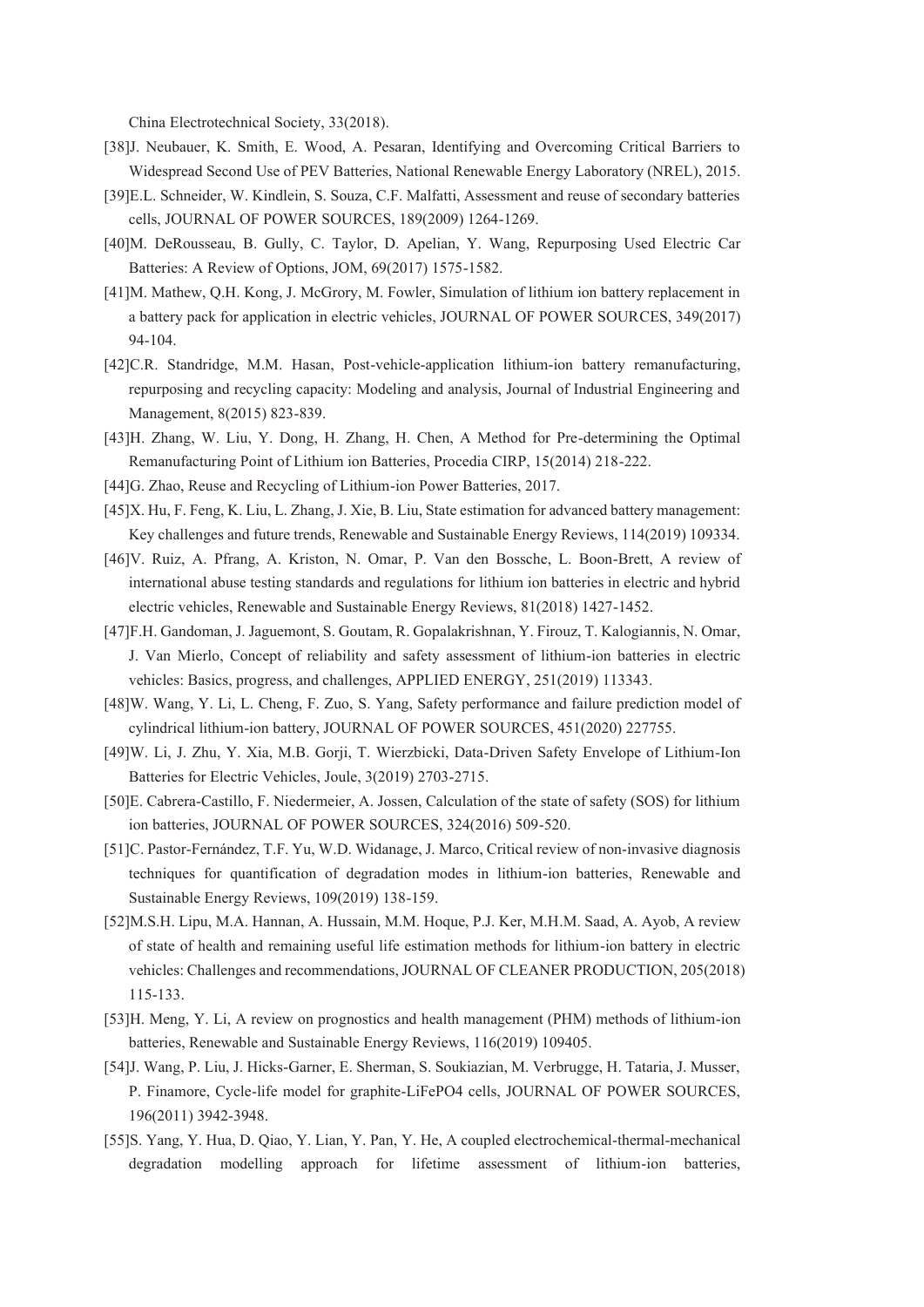China Electrotechnical Society, 33(2018).

[38]J. Neubauer, K. Smith, E. Wood, A. Pesaran, Identifying and Overcoming Critical Barriers to Widespread Second Use of PEV Batteries, National Renewable Energy Laboratory (NREL), 2015.

[39]E.L. Schneider, W. Kindlein, S. Souza, C.F. Malfatti, Assessment and reuse of secondary batteries cells, JOURNAL OF POWER SOURCES, 189(2009) 1264-1269.

[40]M. DeRousseau, B. Gully, C. Taylor, D. Apelian, Y. Wang, Repurposing Used Electric Car Batteries: A Review of Options, JOM, 69(2017) 1575-1582.

[41]M. Mathew, Q.H. Kong, J. McGrory, M. Fowler, Simulation of lithium ion battery replacement in a battery pack for application in electric vehicles, JOURNAL OF POWER SOURCES, 349(2017) 94-104.

[42]C.R. Standridge, M.M. Hasan, Post-vehicle-application lithium-ion battery remanufacturing, repurposing and recycling capacity: Modeling and analysis, Journal of Industrial Engineering and Management, 8(2015) 823-839.

[43]H. Zhang, W. Liu, Y. Dong, H. Zhang, H. Chen, A Method for Pre-determining the Optimal Remanufacturing Point of Lithium ion Batteries, Procedia CIRP, 15(2014) 218-222.

[44]G. Zhao, Reuse and Recycling of Lithium-ion Power Batteries, 2017.

[45]X. Hu, F. Feng, K. Liu, L. Zhang, J. Xie, B. Liu, State estimation for advanced battery management: Key challenges and future trends, Renewable and Sustainable Energy Reviews, 114(2019) 109334.

[46]V. Ruiz, A. Pfrang, A. Kriston, N. Omar, P. Van den Bossche, L. Boon-Brett, A review of international abuse testing standards and regulations for lithium ion batteries in electric and hybrid electric vehicles, Renewable and Sustainable Energy Reviews, 81(2018) 1427-1452.

[47]F.H. Gandoman, J. Jaguemont, S. Goutam, R. Gopalakrishnan, Y. Firouz, T. Kalogiannis, N. Omar, J. Van Mierlo, Concept of reliability and safety assessment of lithium-ion batteries in electric vehicles: Basics, progress, and challenges, APPLIED ENERGY, 251(2019) 113343.

[48]W. Wang, Y. Li, L. Cheng, F. Zuo, S. Yang, Safety performance and failure prediction model of cylindrical lithium-ion battery, JOURNAL OF POWER SOURCES, 451(2020) 227755.

[49]W. Li, J. Zhu, Y. Xia, M.B. Gorji, T. Wierzbicki, Data-Driven Safety Envelope of Lithium-Ion Batteries for Electric Vehicles, Joule, 3(2019) 2703-2715.

[50]E. Cabrera-Castillo, F. Niedermeier, A. Jossen, Calculation of the state of safety (SOS) for lithium ion batteries, JOURNAL OF POWER SOURCES, 324(2016) 509-520.

[51]C. Pastor-Fernández, T.F. Yu, W.D. Widanage, J. Marco, Critical review of non-invasive diagnosis techniques for quantification of degradation modes in lithium-ion batteries, Renewable and Sustainable Energy Reviews, 109(2019) 138-159.

[52]M.S.H. Lipu, M.A. Hannan, A. Hussain, M.M. Hoque, P.J. Ker, M.H.M. Saad, A. Ayob, A review of state of health and remaining useful life estimation methods for lithium-ion battery in electric vehicles: Challenges and recommendations, JOURNAL OF CLEANER PRODUCTION, 205(2018) 115-133.

[53]H. Meng, Y. Li, A review on prognostics and health management (PHM) methods of lithium-ion batteries, Renewable and Sustainable Energy Reviews, 116(2019) 109405.

[54]J. Wang, P. Liu, J. Hicks-Garner, E. Sherman, S. Soukiazian, M. Verbrugge, H. Tataria, J. Musser, P. Finamore, Cycle-life model for graphite-LiFePO4 cells, JOURNAL OF POWER SOURCES, 196(2011) 3942-3948.

[55]S. Yang, Y. Hua, D. Qiao, Y. Lian, Y. Pan, Y. He, A coupled electrochemical-thermal-mechanical degradation modelling approach for lifetime assessment of lithium-ion batteries,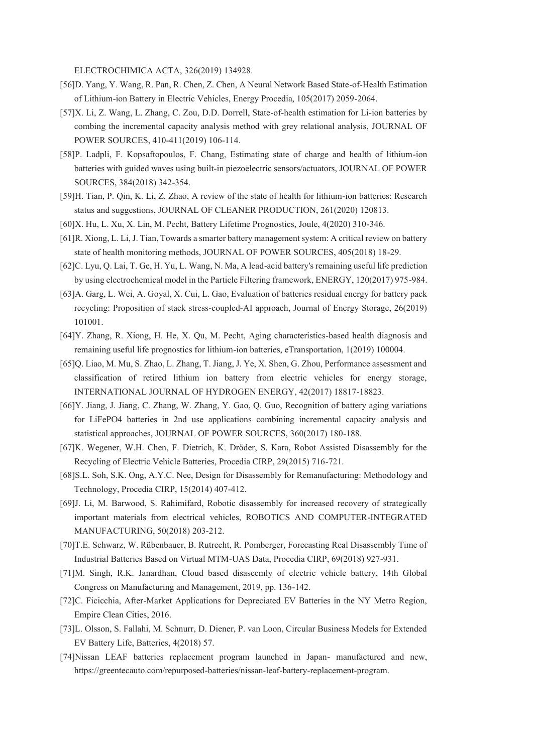ELECTROCHIMICA ACTA, 326(2019) 134928.

[56]D. Yang, Y. Wang, R. Pan, R. Chen, Z. Chen, A Neural Network Based State-of-Health Estimation of Lithium-ion Battery in Electric Vehicles, Energy Procedia, 105(2017) 2059-2064.

[57]X. Li, Z. Wang, L. Zhang, C. Zou, D.D. Dorrell, State-of-health estimation for Li-ion batteries by combing the incremental capacity analysis method with grey relational analysis, JOURNAL OF POWER SOURCES, 410-411(2019) 106-114.

[58]P. Ladpli, F. Kopsaftopoulos, F. Chang, Estimating state of charge and health of lithium-ion batteries with guided waves using built-in piezoelectric sensors/actuators, JOURNAL OF POWER SOURCES, 384(2018) 342-354.

[59]H. Tian, P. Qin, K. Li, Z. Zhao, A review of the state of health for lithium-ion batteries: Research status and suggestions, JOURNAL OF CLEANER PRODUCTION, 261(2020) 120813.

[60]X. Hu, L. Xu, X. Lin, M. Pecht, Battery Lifetime Prognostics, Joule, 4(2020) 310-346.

[61]R. Xiong, L. Li, J. Tian, Towards a smarter battery management system: A critical review on battery state of health monitoring methods, JOURNAL OF POWER SOURCES, 405(2018) 18-29.

[62]C. Lyu, Q. Lai, T. Ge, H. Yu, L. Wang, N. Ma, A lead-acid battery's remaining useful life prediction by using electrochemical model in the Particle Filtering framework, ENERGY, 120(2017) 975-984.

[63]A. Garg, L. Wei, A. Goyal, X. Cui, L. Gao, Evaluation of batteries residual energy for battery pack recycling: Proposition of stack stress-coupled-AI approach, Journal of Energy Storage, 26(2019) 101001.

[64]Y. Zhang, R. Xiong, H. He, X. Qu, M. Pecht, Aging characteristics-based health diagnosis and remaining useful life prognostics for lithium-ion batteries, eTransportation, 1(2019) 100004.

[65]Q. Liao, M. Mu, S. Zhao, L. Zhang, T. Jiang, J. Ye, X. Shen, G. Zhou, Performance assessment and classification of retired lithium ion battery from electric vehicles for energy storage, INTERNATIONAL JOURNAL OF HYDROGEN ENERGY, 42(2017) 18817-18823.

[66]Y. Jiang, J. Jiang, C. Zhang, W. Zhang, Y. Gao, Q. Guo, Recognition of battery aging variations for LiFePO4 batteries in 2nd use applications combining incremental capacity analysis and statistical approaches, JOURNAL OF POWER SOURCES, 360(2017) 180-188.

[67]K. Wegener, W.H. Chen, F. Dietrich, K. Dröder, S. Kara, Robot Assisted Disassembly for the Recycling of Electric Vehicle Batteries, Procedia CIRP, 29(2015) 716-721.

[68]S.L. Soh, S.K. Ong, A.Y.C. Nee, Design for Disassembly for Remanufacturing: Methodology and Technology, Procedia CIRP, 15(2014) 407-412.

[69]J. Li, M. Barwood, S. Rahimifard, Robotic disassembly for increased recovery of strategically important materials from electrical vehicles, ROBOTICS AND COMPUTER-INTEGRATED MANUFACTURING, 50(2018) 203-212.

[70]T.E. Schwarz, W. Rübenbauer, B. Rutrecht, R. Pomberger, Forecasting Real Disassembly Time of Industrial Batteries Based on Virtual MTM-UAS Data, Procedia CIRP, 69(2018) 927-931.

[71]M. Singh, R.K. Janardhan, Cloud based disaseemly of electric vehicle battery, 14th Global Congress on Manufacturing and Management, 2019, pp. 136-142.

[72]C. Ficicchia, After-Market Applications for Depreciated EV Batteries in the NY Metro Region, Empire Clean Cities, 2016.

[73]L. Olsson, S. Fallahi, M. Schnurr, D. Diener, P. van Loon, Circular Business Models for Extended EV Battery Life, Batteries, 4(2018) 57.

[74]Nissan LEAF batteries replacement program launched in Japan- manufactured and new, https://greentecauto.com/repurposed-batteries/nissan-leaf-battery-replacement-program.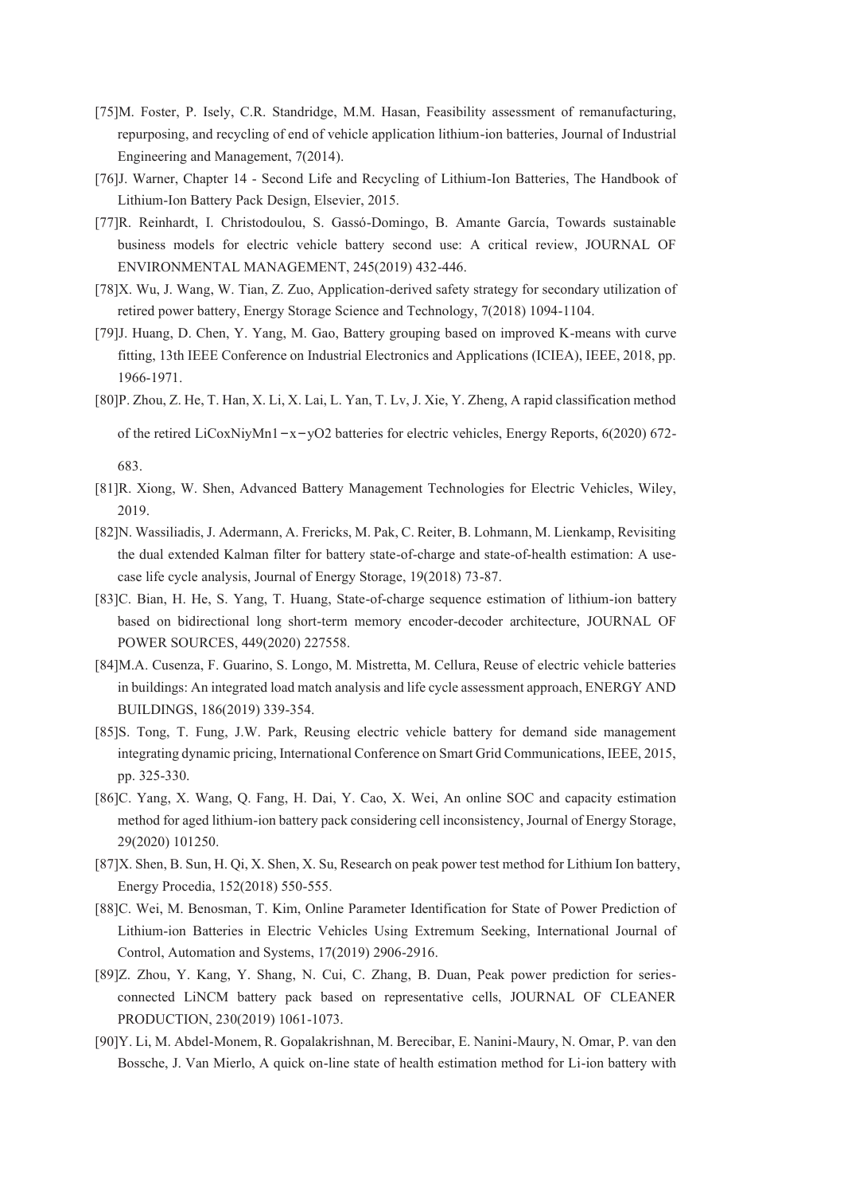[75]M. Foster, P. Isely, C.R. Standridge, M.M. Hasan, Feasibility assessment of remanufacturing, repurposing, and recycling of end of vehicle application lithium-ion batteries, Journal of Industrial Engineering and Management, 7(2014).

[76]J. Warner, Chapter 14 - Second Life and Recycling of Lithium-Ion Batteries, The Handbook of Lithium-Ion Battery Pack Design, Elsevier, 2015.

[77]R. Reinhardt, I. Christodoulou, S. Gassó-Domingo, B. Amante García, Towards sustainable business models for electric vehicle battery second use: A critical review, JOURNAL OF ENVIRONMENTAL MANAGEMENT, 245(2019) 432-446.

[78]X. Wu, J. Wang, W. Tian, Z. Zuo, Application-derived safety strategy for secondary utilization of retired power battery, Energy Storage Science and Technology, 7(2018) 1094-1104.

[79]J. Huang, D. Chen, Y. Yang, M. Gao, Battery grouping based on improved K-means with curve fitting, 13th IEEE Conference on Industrial Electronics and Applications (ICIEA), IEEE, 2018, pp. 1966-1971.

[80]P. Zhou, Z. He, T. Han, X. Li, X. Lai, L. Yan, T. Lv, J. Xie, Y. Zheng, A rapid classification method of the retired $LiCo_xNi_yMn_{1-x-y}O_2$ batteries for electric vehicles, Energy Reports, 6(2020) 672-683.

[81]R. Xiong, W. Shen, Advanced Battery Management Technologies for Electric Vehicles, Wiley, 2019.

[82]N. Wassiliadis, J. Adermann, A. Frericks, M. Pak, C. Reiter, B. Lohmann, M. Lienkamp, Revisiting the dual extended Kalman filter for battery state-of-charge and state-of-health estimation: A use-case life cycle analysis, Journal of Energy Storage, 19(2018) 73-87.

[83]C. Bian, H. He, S. Yang, T. Huang, State-of-charge sequence estimation of lithium-ion battery based on bidirectional long short-term memory encoder-decoder architecture, JOURNAL OF POWER SOURCES, 449(2020) 227558.

[84]M.A. Cusenza, F. Guarino, S. Longo, M. Mistretta, M. Cellura, Reuse of electric vehicle batteries in buildings: An integrated load match analysis and life cycle assessment approach, ENERGY AND BUILDINGS, 186(2019) 339-354.

[85]S. Tong, T. Fung, J.W. Park, Reusing electric vehicle battery for demand side management integrating dynamic pricing, International Conference on Smart Grid Communications, IEEE, 2015, pp. 325-330.

[86]C. Yang, X. Wang, Q. Fang, H. Dai, Y. Cao, X. Wei, An online SOC and capacity estimation method for aged lithium-ion battery pack considering cell inconsistency, Journal of Energy Storage, 29(2020) 101250.

[87]X. Shen, B. Sun, H. Qi, X. Shen, X. Su, Research on peak power test method for Lithium Ion battery, Energy Procedia, 152(2018) 550-555.

[88]C. Wei, M. Benosman, T. Kim, Online Parameter Identification for State of Power Prediction of Lithium-ion Batteries in Electric Vehicles Using Extremum Seeking, International Journal of Control, Automation and Systems, 17(2019) 2906-2916.

[89]Z. Zhou, Y. Kang, Y. Shang, N. Cui, C. Zhang, B. Duan, Peak power prediction for series-connected LiNCM battery pack based on representative cells, JOURNAL OF CLEANER PRODUCTION, 230(2019) 1061-1073.

[90]Y. Li, M. Abdel-Monem, R. Gopalakrishnan, M. Berecibar, E. Nanini-Maury, N. Omar, P. van den Bossche, J. Van Mierlo, A quick on-line state of health estimation method for Li-ion battery with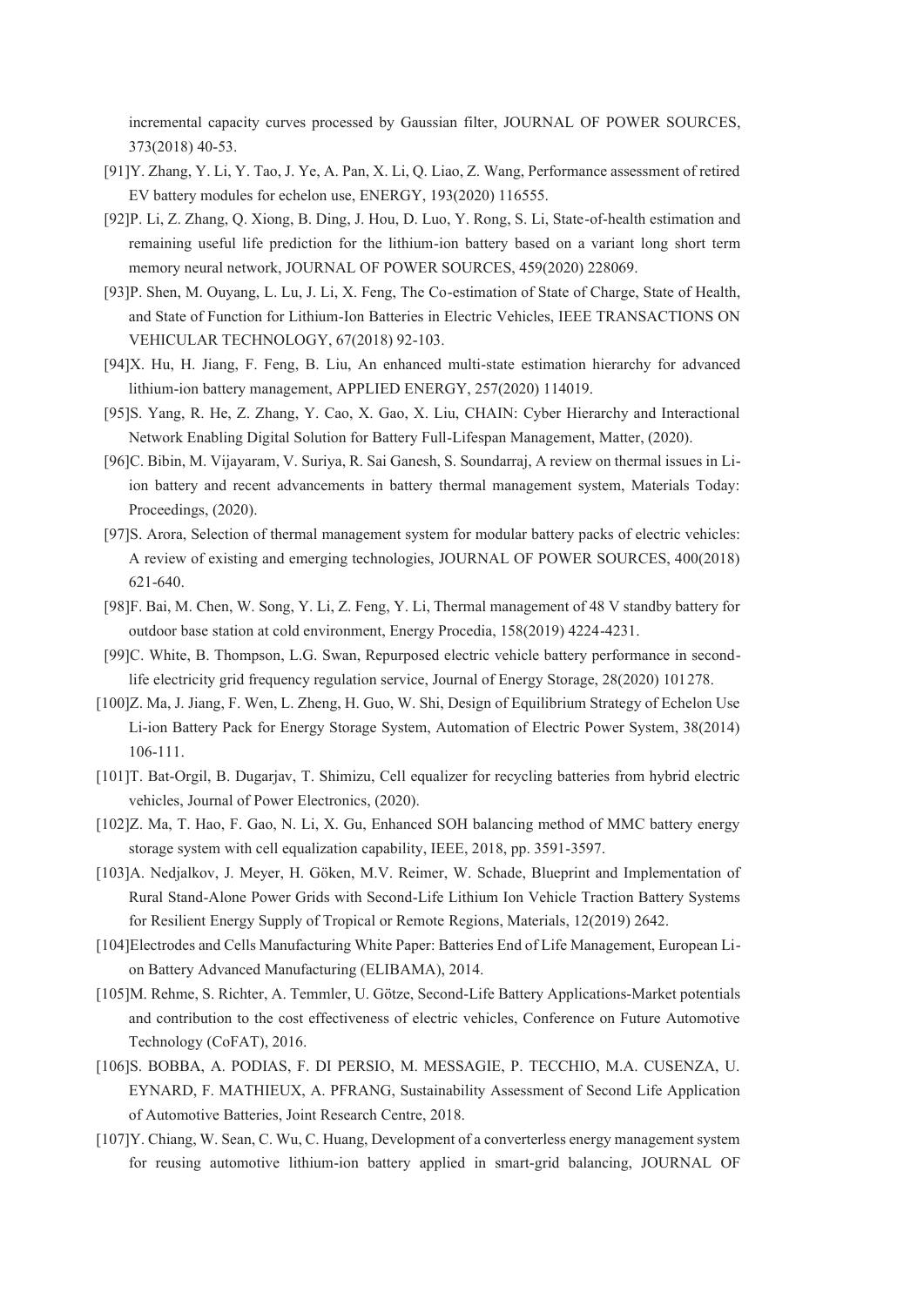incremental capacity curves processed by Gaussian filter, JOURNAL OF POWER SOURCES, 373(2018) 40-53.

[91]Y. Zhang, Y. Li, Y. Tao, J. Ye, A. Pan, X. Li, Q. Liao, Z. Wang, Performance assessment of retired EV battery modules for echelon use, ENERGY, 193(2020) 116555.

[92]P. Li, Z. Zhang, Q. Xiong, B. Ding, J. Hou, D. Luo, Y. Rong, S. Li, State-of-health estimation and remaining useful life prediction for the lithium-ion battery based on a variant long short term memory neural network, JOURNAL OF POWER SOURCES, 459(2020) 228069.

[93]P. Shen, M. Ouyang, L. Lu, J. Li, X. Feng, The Co-estimation of State of Charge, State of Health, and State of Function for Lithium-Ion Batteries in Electric Vehicles, IEEE TRANSACTIONS ON VEHICULAR TECHNOLOGY, 67(2018) 92-103.

[94]X. Hu, H. Jiang, F. Feng, B. Liu, An enhanced multi-state estimation hierarchy for advanced lithium-ion battery management, APPLIED ENERGY, 257(2020) 114019.

[95]S. Yang, R. He, Z. Zhang, Y. Cao, X. Gao, X. Liu, CHAIN: Cyber Hierarchy and Interactional Network Enabling Digital Solution for Battery Full-Lifespan Management, Matter, (2020).

[96]C. Bibin, M. Vijayaram, V. Suriya, R. Sai Ganesh, S. Soundarraj, A review on thermal issues in Li-ion battery and recent advancements in battery thermal management system, Materials Today: Proceedings, (2020).

[97]S. Arora, Selection of thermal management system for modular battery packs of electric vehicles: A review of existing and emerging technologies, JOURNAL OF POWER SOURCES, 400(2018) 621-640.

[98]F. Bai, M. Chen, W. Song, Y. Li, Z. Feng, Y. Li, Thermal management of 48 V standby battery for outdoor base station at cold environment, Energy Procedia, 158(2019) 4224-4231.

[99]C. White, B. Thompson, L.G. Swan, Repurposed electric vehicle battery performance in second-life electricity grid frequency regulation service, Journal of Energy Storage, 28(2020) 101278.

[100]Z. Ma, J. Jiang, F. Wen, L. Zheng, H. Guo, W. Shi, Design of Equilibrium Strategy of Echelon Use Li-ion Battery Pack for Energy Storage System, Automation of Electric Power System, 38(2014) 106-111.

[101]T. Bat-Orgil, B. Dugarjav, T. Shimizu, Cell equalizer for recycling batteries from hybrid electric vehicles, Journal of Power Electronics, (2020).

[102]Z. Ma, T. Hao, F. Gao, N. Li, X. Gu, Enhanced SOH balancing method of MMC battery energy storage system with cell equalization capability, IEEE, 2018, pp. 3591-3597.

[103]A. Nedjalkov, J. Meyer, H. Göken, M.V. Reimer, W. Schade, Blueprint and Implementation of Rural Stand-Alone Power Grids with Second-Life Lithium Ion Vehicle Traction Battery Systems for Resilient Energy Supply of Tropical or Remote Regions, Materials, 12(2019) 2642.

[104]Electrodes and Cells Manufacturing White Paper: Batteries End of Life Management, European Li-on Battery Advanced Manufacturing (ELIBAMA), 2014.

[105]M. Rehme, S. Richter, A. Temmler, U. Götze, Second-Life Battery Applications-Market potentials and contribution to the cost effectiveness of electric vehicles, Conference on Future Automotive Technology (CoFAT), 2016.

[106]S. BOBBA, A. PODIAS, F. DI PERSIO, M. MESSAGIE, P. TECCHIO, M.A. CUSENZA, U. EYNARD, F. MATHIEUX, A. PFRANG, Sustainability Assessment of Second Life Application of Automotive Batteries, Joint Research Centre, 2018.

[107]Y. Chiang, W. Sean, C. Wu, C. Huang, Development of a converterless energy management system for reusing automotive lithium-ion battery applied in smart-grid balancing, JOURNAL OF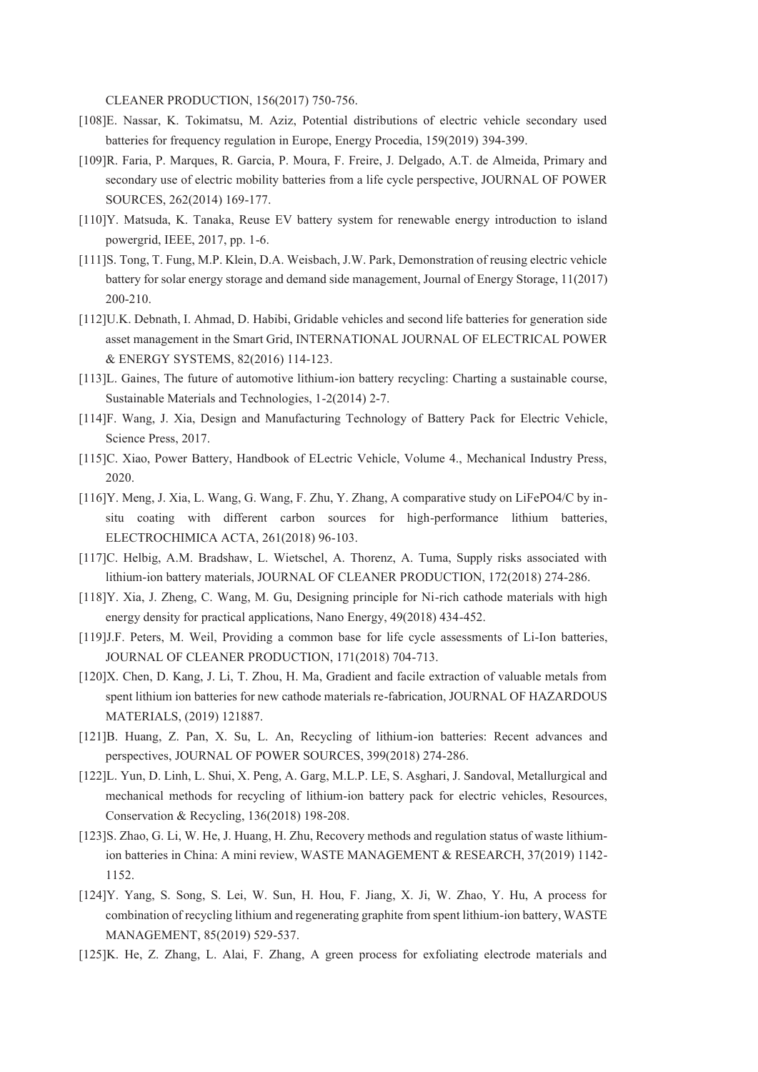CLEANER PRODUCTION, 156(2017) 750-756.

[108]E. Nassar, K. Tokimatsu, M. Aziz, Potential distributions of electric vehicle secondary used batteries for frequency regulation in Europe, Energy Procedia, 159(2019) 394-399.

[109]R. Faria, P. Marques, R. Garcia, P. Moura, F. Freire, J. Delgado, A.T. de Almeida, Primary and secondary use of electric mobility batteries from a life cycle perspective, JOURNAL OF POWER SOURCES, 262(2014) 169-177.

[110]Y. Matsuda, K. Tanaka, Reuse EV battery system for renewable energy introduction to island powergrid, IEEE, 2017, pp. 1-6.

[111]S. Tong, T. Fung, M.P. Klein, D.A. Weisbach, J.W. Park, Demonstration of reusing electric vehicle battery for solar energy storage and demand side management, Journal of Energy Storage, 11(2017) 200-210.

[112]U.K. Debnath, I. Ahmad, D. Habibi, Gridable vehicles and second life batteries for generation side asset management in the Smart Grid, INTERNATIONAL JOURNAL OF ELECTRICAL POWER & ENERGY SYSTEMS, 82(2016) 114-123.

[113]L. Gaines, The future of automotive lithium-ion battery recycling: Charting a sustainable course, Sustainable Materials and Technologies, 1-2(2014) 2-7.

[114]F. Wang, J. Xia, Design and Manufacturing Technology of Battery Pack for Electric Vehicle, Science Press, 2017.

[115]C. Xiao, Power Battery, Handbook of ELectric Vehicle, Volume 4., Mechanical Industry Press, 2020.

[116]Y. Meng, J. Xia, L. Wang, G. Wang, F. Zhu, Y. Zhang, A comparative study on LiFePO4/C by in-situ coating with different carbon sources for high-performance lithium batteries, ELECTROCHIMICA ACTA, 261(2018) 96-103.

[117]C. Helbig, A.M. Bradshaw, L. Wietschel, A. Thorenz, A. Tuma, Supply risks associated with lithium-ion battery materials, JOURNAL OF CLEANER PRODUCTION, 172(2018) 274-286.

[118]Y. Xia, J. Zheng, C. Wang, M. Gu, Designing principle for Ni-rich cathode materials with high energy density for practical applications, Nano Energy, 49(2018) 434-452.

[119]J.F. Peters, M. Weil, Providing a common base for life cycle assessments of Li-Ion batteries, JOURNAL OF CLEANER PRODUCTION, 171(2018) 704-713.

[120]X. Chen, D. Kang, J. Li, T. Zhou, H. Ma, Gradient and facile extraction of valuable metals from spent lithium ion batteries for new cathode materials re-fabrication, JOURNAL OF HAZARDOUS MATERIALS, (2019) 121887.

[121]B. Huang, Z. Pan, X. Su, L. An, Recycling of lithium-ion batteries: Recent advances and perspectives, JOURNAL OF POWER SOURCES, 399(2018) 274-286.

[122]L. Yun, D. Linh, L. Shui, X. Peng, A. Garg, M.L.P. LE, S. Asghari, J. Sandoval, Metallurgical and mechanical methods for recycling of lithium-ion battery pack for electric vehicles, Resources, Conservation & Recycling, 136(2018) 198-208.

[123]S. Zhao, G. Li, W. He, J. Huang, H. Zhu, Recovery methods and regulation status of waste lithium-ion batteries in China: A mini review, WASTE MANAGEMENT & RESEARCH, 37(2019) 1142-1152.

[124]Y. Yang, S. Song, S. Lei, W. Sun, H. Hou, F. Jiang, X. Ji, W. Zhao, Y. Hu, A process for combination of recycling lithium and regenerating graphite from spent lithium-ion battery, WASTE MANAGEMENT, 85(2019) 529-537.

[125]K. He, Z. Zhang, L. Alai, F. Zhang, A green process for exfoliating electrode materials and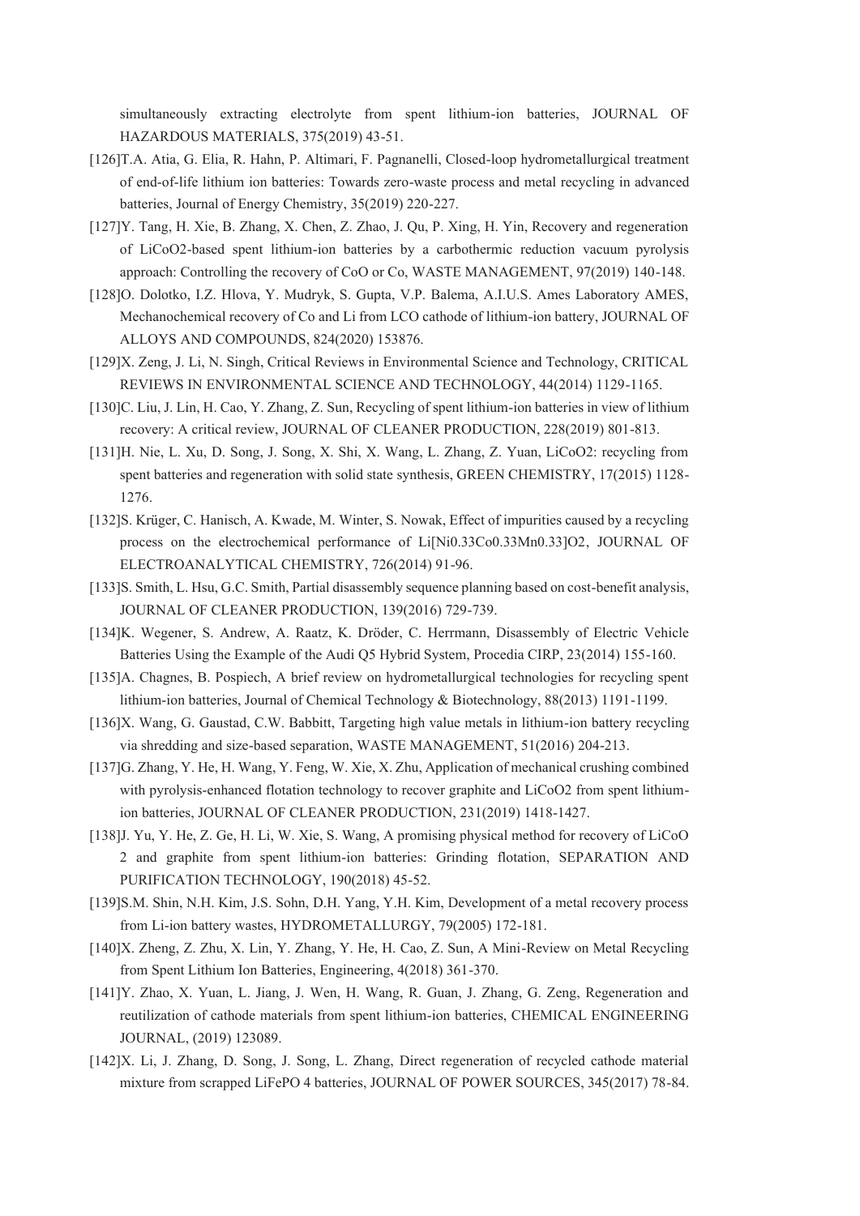simultaneously extracting electrolyte from spent lithium-ion batteries, JOURNAL OF HAZARDOUS MATERIALS, 375(2019) 43-51.

[126]T.A. Atia, G. Elia, R. Hahn, P. Altimari, F. Pagnanelli, Closed-loop hydrometallurgical treatment of end-of-life lithium ion batteries: Towards zero-waste process and metal recycling in advanced batteries, Journal of Energy Chemistry, 35(2019) 220-227.

[127]Y. Tang, H. Xie, B. Zhang, X. Chen, Z. Zhao, J. Qu, P. Xing, H. Yin, Recovery and regeneration of LiCoO2-based spent lithium-ion batteries by a carbothermic reduction vacuum pyrolysis approach: Controlling the recovery of CoO or Co, WASTE MANAGEMENT, 97(2019) 140-148.

[128]O. Dolotko, I.Z. Hlova, Y. Mudryk, S. Gupta, V.P. Balema, A.I.U.S. Ames Laboratory AMES, Mechanochemical recovery of Co and Li from LCO cathode of lithium-ion battery, JOURNAL OF ALLOYS AND COMPOUNDS, 824(2020) 153876.

[129]X. Zeng, J. Li, N. Singh, Critical Reviews in Environmental Science and Technology, CRITICAL REVIEWS IN ENVIRONMENTAL SCIENCE AND TECHNOLOGY, 44(2014) 1129-1165.

[130]C. Liu, J. Lin, H. Cao, Y. Zhang, Z. Sun, Recycling of spent lithium-ion batteries in view of lithium recovery: A critical review, JOURNAL OF CLEANER PRODUCTION, 228(2019) 801-813.

[131]H. Nie, L. Xu, D. Song, J. Song, X. Shi, X. Wang, L. Zhang, Z. Yuan, LiCoO2: recycling from spent batteries and regeneration with solid state synthesis, GREEN CHEMISTRY, 17(2015) 1128-1276.

[132]S. Krüger, C. Hanisch, A. Kwade, M. Winter, S. Nowak, Effect of impurities caused by a recycling process on the electrochemical performance of Li[Ni0.33Co0.33Mn0.33]O2, JOURNAL OF ELECTROANALYTICAL CHEMISTRY, 726(2014) 91-96.

[133]S. Smith, L. Hsu, G.C. Smith, Partial disassembly sequence planning based on cost-benefit analysis, JOURNAL OF CLEANER PRODUCTION, 139(2016) 729-739.

[134]K. Wegener, S. Andrew, A. Raatz, K. Dröder, C. Herrmann, Disassembly of Electric Vehicle Batteries Using the Example of the Audi Q5 Hybrid System, Procedia CIRP, 23(2014) 155-160.

[135]A. Chagnes, B. Pospiech, A brief review on hydrometallurgical technologies for recycling spent lithium-ion batteries, Journal of Chemical Technology & Biotechnology, 88(2013) 1191-1199.

[136]X. Wang, G. Gaustad, C.W. Babbitt, Targeting high value metals in lithium-ion battery recycling via shredding and size-based separation, WASTE MANAGEMENT, 51(2016) 204-213.

[137]G. Zhang, Y. He, H. Wang, Y. Feng, W. Xie, X. Zhu, Application of mechanical crushing combined with pyrolysis-enhanced flotation technology to recover graphite and LiCoO2 from spent lithium-ion batteries, JOURNAL OF CLEANER PRODUCTION, 231(2019) 1418-1427.

[138]J. Yu, Y. He, Z. Ge, H. Li, W. Xie, S. Wang, A promising physical method for recovery of LiCoO 2 and graphite from spent lithium-ion batteries: Grinding flotation, SEPARATION AND PURIFICATION TECHNOLOGY, 190(2018) 45-52.

[139]S.M. Shin, N.H. Kim, J.S. Sohn, D.H. Yang, Y.H. Kim, Development of a metal recovery process from Li-ion battery wastes, HYDROMETALLURGY, 79(2005) 172-181.

[140]X. Zheng, Z. Zhu, X. Lin, Y. Zhang, Y. He, H. Cao, Z. Sun, A Mini-Review on Metal Recycling from Spent Lithium Ion Batteries, Engineering, 4(2018) 361-370.

[141]Y. Zhao, X. Yuan, L. Jiang, J. Wen, H. Wang, R. Guan, J. Zhang, G. Zeng, Regeneration and reutilization of cathode materials from spent lithium-ion batteries, CHEMICAL ENGINEERING JOURNAL, (2019) 123089.

[142]X. Li, J. Zhang, D. Song, J. Song, L. Zhang, Direct regeneration of recycled cathode material mixture from scrapped LiFePO 4 batteries, JOURNAL OF POWER SOURCES, 345(2017) 78-84.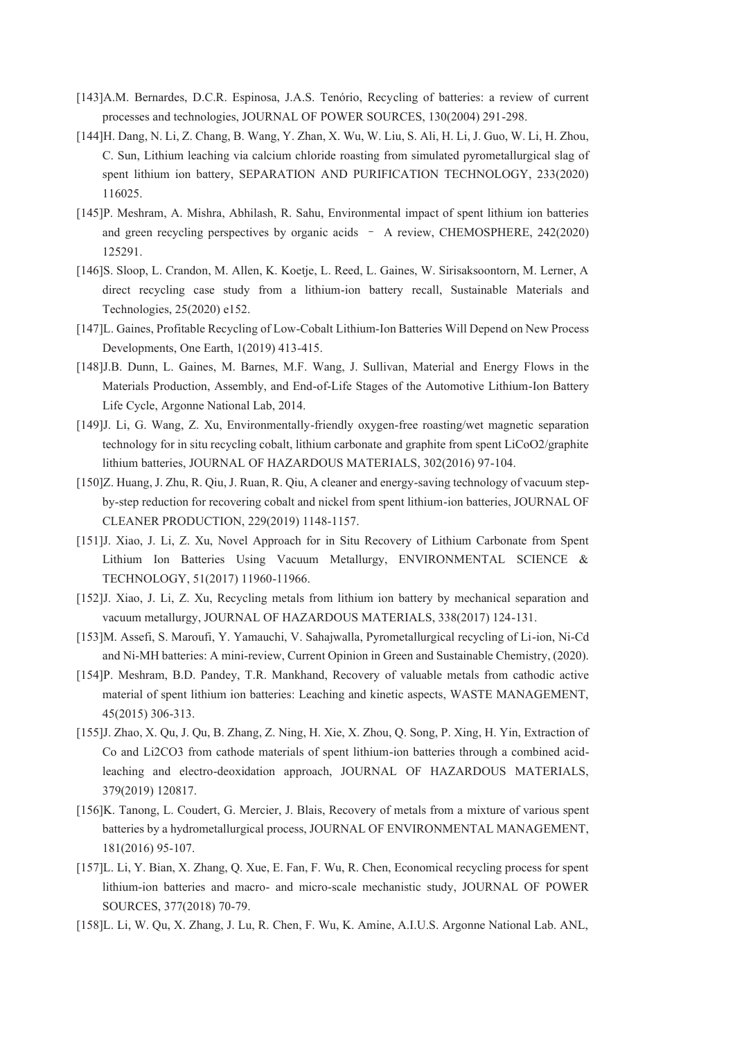[143]A.M. Bernardes, D.C.R. Espinosa, J.A.S. Tenório, Recycling of batteries: a review of current processes and technologies, JOURNAL OF POWER SOURCES, 130(2004) 291-298.

[144]H. Dang, N. Li, Z. Chang, B. Wang, Y. Zhan, X. Wu, W. Liu, S. Ali, H. Li, J. Guo, W. Li, H. Zhou, C. Sun, Lithium leaching via calcium chloride roasting from simulated pyrometallurgical slag of spent lithium ion battery, SEPARATION AND PURIFICATION TECHNOLOGY, 233(2020) 116025.

[145]P. Meshram, A. Mishra, Abhilash, R. Sahu, Environmental impact of spent lithium ion batteries and green recycling perspectives by organic acids – A review, CHEMOSPHERE, 242(2020) 125291.

[146]S. Sloop, L. Crandon, M. Allen, K. Koetje, L. Reed, L. Gaines, W. Sirisaksoontorn, M. Lerner, A direct recycling case study from a lithium-ion battery recall, Sustainable Materials and Technologies, 25(2020) e152.

[147]L. Gaines, Profitable Recycling of Low-Cobalt Lithium-Ion Batteries Will Depend on New Process Developments, One Earth, 1(2019) 413-415.

[148]J.B. Dunn, L. Gaines, M. Barnes, M.F. Wang, J. Sullivan, Material and Energy Flows in the Materials Production, Assembly, and End-of-Life Stages of the Automotive Lithium-Ion Battery Life Cycle, Argonne National Lab, 2014.

[149]J. Li, G. Wang, Z. Xu, Environmentally-friendly oxygen-free roasting/wet magnetic separation technology for in situ recycling cobalt, lithium carbonate and graphite from spent $LiCoO_2$/graphite lithium batteries, JOURNAL OF HAZARDOUS MATERIALS, 302(2016) 97-104.

[150]Z. Huang, J. Zhu, R. Qiu, J. Ruan, R. Qiu, A cleaner and energy-saving technology of vacuum step-by-step reduction for recovering cobalt and nickel from spent lithium-ion batteries, JOURNAL OF CLEANER PRODUCTION, 229(2019) 1148-1157.

[151]J. Xiao, J. Li, Z. Xu, Novel Approach for in Situ Recovery of Lithium Carbonate from Spent Lithium Ion Batteries Using Vacuum Metallurgy, ENVIRONMENTAL SCIENCE & TECHNOLOGY, 51(2017) 11960-11966.

[152]J. Xiao, J. Li, Z. Xu, Recycling metals from lithium ion battery by mechanical separation and vacuum metallurgy, JOURNAL OF HAZARDOUS MATERIALS, 338(2017) 124-131.

[153]M. Assefi, S. Maroufi, Y. Yamauchi, V. Sahajwalla, Pyrometallurgical recycling of Li-ion, Ni-Cd and Ni-MH batteries: A mini-review, Current Opinion in Green and Sustainable Chemistry, (2020).

[154]P. Meshram, B.D. Pandey, T.R. Mankhand, Recovery of valuable metals from cathodic active material of spent lithium ion batteries: Leaching and kinetic aspects, WASTE MANAGEMENT, 45(2015) 306-313.

[155]J. Zhao, X. Qu, J. Qu, B. Zhang, Z. Ning, H. Xie, X. Zhou, Q. Song, P. Xing, H. Yin, Extraction of Co and $Li_2CO_3$ from cathode materials of spent lithium-ion batteries through a combined acid-leaching and electro-deoxidation approach, JOURNAL OF HAZARDOUS MATERIALS, 379(2019) 120817.

[156]K. Tanong, L. Coudert, G. Mercier, J. Blais, Recovery of metals from a mixture of various spent batteries by a hydrometallurgical process, JOURNAL OF ENVIRONMENTAL MANAGEMENT, 181(2016) 95-107.

[157]L. Li, Y. Bian, X. Zhang, Q. Xue, E. Fan, F. Wu, R. Chen, Economical recycling process for spent lithium-ion batteries and macro- and micro-scale mechanistic study, JOURNAL OF POWER SOURCES, 377(2018) 70-79.

[158]L. Li, W. Qu, X. Zhang, J. Lu, R. Chen, F. Wu, K. Amine, A.I.U.S. Argonne National Lab. ANL,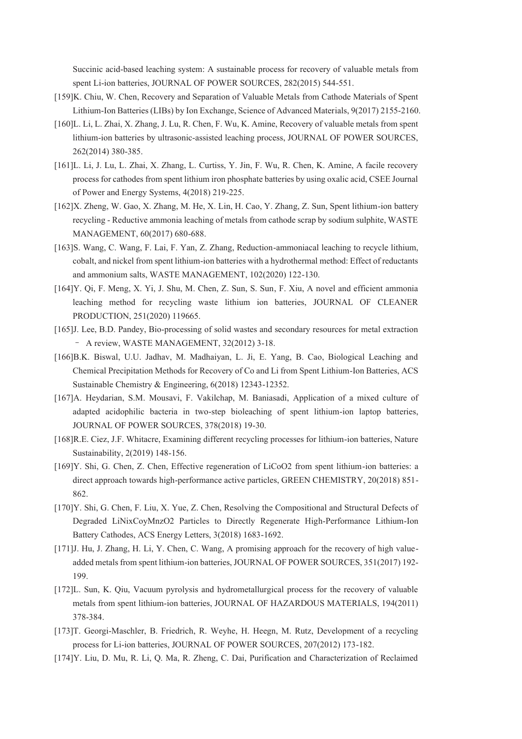Succinic acid-based leaching system: A sustainable process for recovery of valuable metals from spent Li-ion batteries, JOURNAL OF POWER SOURCES, 282(2015) 544-551.

[159]K. Chiu, W. Chen, Recovery and Separation of Valuable Metals from Cathode Materials of Spent Lithium-Ion Batteries (LIBs) by Ion Exchange, Science of Advanced Materials, 9(2017) 2155-2160.

[160]L. Li, L. Zhai, X. Zhang, J. Lu, R. Chen, F. Wu, K. Amine, Recovery of valuable metals from spent lithium-ion batteries by ultrasonic-assisted leaching process, JOURNAL OF POWER SOURCES, 262(2014) 380-385.

[161]L. Li, J. Lu, L. Zhai, X. Zhang, L. Curtiss, Y. Jin, F. Wu, R. Chen, K. Amine, A facile recovery process for cathodes from spent lithium iron phosphate batteries by using oxalic acid, CSEE Journal of Power and Energy Systems, 4(2018) 219-225.

[162]X. Zheng, W. Gao, X. Zhang, M. He, X. Lin, H. Cao, Y. Zhang, Z. Sun, Spent lithium-ion battery recycling - Reductive ammonia leaching of metals from cathode scrap by sodium sulphite, WASTE MANAGEMENT, 60(2017) 680-688.

[163]S. Wang, C. Wang, F. Lai, F. Yan, Z. Zhang, Reduction-ammoniacal leaching to recycle lithium, cobalt, and nickel from spent lithium-ion batteries with a hydrothermal method: Effect of reductants and ammonium salts, WASTE MANAGEMENT, 102(2020) 122-130.

[164]Y. Qi, F. Meng, X. Yi, J. Shu, M. Chen, Z. Sun, S. Sun, F. Xiu, A novel and efficient ammonia leaching method for recycling waste lithium ion batteries, JOURNAL OF CLEANER PRODUCTION, 251(2020) 119665.

[165]J. Lee, B.D. Pandey, Bio-processing of solid wastes and secondary resources for metal extraction – A review, WASTE MANAGEMENT, 32(2012) 3-18.

[166]B.K. Biswal, U.U. Jadhav, M. Madhaiyan, L. Ji, E. Yang, B. Cao, Biological Leaching and Chemical Precipitation Methods for Recovery of Co and Li from Spent Lithium-Ion Batteries, ACS Sustainable Chemistry & Engineering, 6(2018) 12343-12352.

[167]A. Heydarian, S.M. Mousavi, F. Vakilchap, M. Baniasadi, Application of a mixed culture of adapted acidophilic bacteria in two-step bioleaching of spent lithium-ion laptop batteries, JOURNAL OF POWER SOURCES, 378(2018) 19-30.

[168]R.E. Ciez, J.F. Whitacre, Examining different recycling processes for lithium-ion batteries, Nature Sustainability, 2(2019) 148-156.

[169]Y. Shi, G. Chen, Z. Chen, Effective regeneration of $LiCoO_2$ from spent lithium-ion batteries: a direct approach towards high-performance active particles, GREEN CHEMISTRY, 20(2018) 851-862.

[170]Y. Shi, G. Chen, F. Liu, X. Yue, Z. Chen, Resolving the Compositional and Structural Defects of Degraded $LiNi_xCo_yMn_zO_2$ Particles to Directly Regenerate High-Performance Lithium-Ion Battery Cathodes, ACS Energy Letters, 3(2018) 1683-1692.

[171]J. Hu, J. Zhang, H. Li, Y. Chen, C. Wang, A promising approach for the recovery of high value-added metals from spent lithium-ion batteries, JOURNAL OF POWER SOURCES, 351(2017) 192-199.

[172]L. Sun, K. Qiu, Vacuum pyrolysis and hydrometallurgical process for the recovery of valuable metals from spent lithium-ion batteries, JOURNAL OF HAZARDOUS MATERIALS, 194(2011) 378-384.

[173]T. Georgi-Maschler, B. Friedrich, R. Weyhe, H. Heegn, M. Rutz, Development of a recycling process for Li-ion batteries, JOURNAL OF POWER SOURCES, 207(2012) 173-182.

[174]Y. Liu, D. Mu, R. Li, Q. Ma, R. Zheng, C. Dai, Purification and Characterization of Reclaimed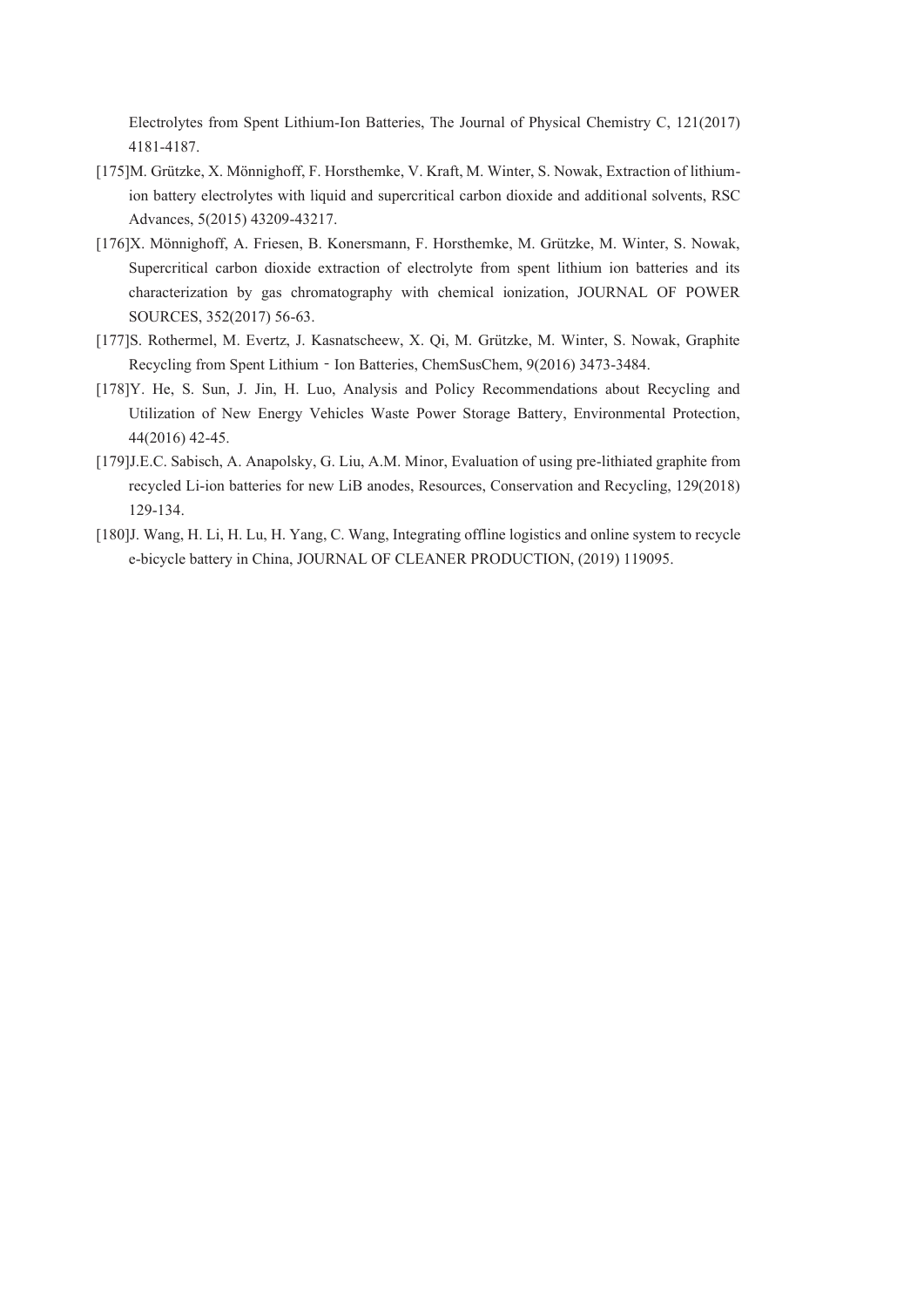Electrolytes from Spent Lithium-Ion Batteries, The Journal of Physical Chemistry C, 121(2017) 4181-4187.

[175]M. Grützke, X. Mönnighoff, F. Horsthemke, V. Kraft, M. Winter, S. Nowak, Extraction of lithium-ion battery electrolytes with liquid and supercritical carbon dioxide and additional solvents, RSC Advances, 5(2015) 43209-43217.

[176]X. Mönnighoff, A. Friesen, B. Konersmann, F. Horsthemke, M. Grützke, M. Winter, S. Nowak, Supercritical carbon dioxide extraction of electrolyte from spent lithium ion batteries and its characterization by gas chromatography with chemical ionization, JOURNAL OF POWER SOURCES, 352(2017) 56-63.

[177]S. Rothermel, M. Evertz, J. Kasnatscheew, X. Qi, M. Grützke, M. Winter, S. Nowak, Graphite Recycling from Spent Lithium‐Ion Batteries, ChemSusChem, 9(2016) 3473-3484.

[178]Y. He, S. Sun, J. Jin, H. Luo, Analysis and Policy Recommendations about Recycling and Utilization of New Energy Vehicles Waste Power Storage Battery, Environmental Protection, 44(2016) 42-45.

[179]J.E.C. Sabisch, A. Anapolsky, G. Liu, A.M. Minor, Evaluation of using pre-lithiated graphite from recycled Li-ion batteries for new LiB anodes, Resources, Conservation and Recycling, 129(2018) 129-134.

[180]J. Wang, H. Li, H. Lu, H. Yang, C. Wang, Integrating offline logistics and online system to recycle e-bicycle battery in China, JOURNAL OF CLEANER PRODUCTION, (2019) 119095.